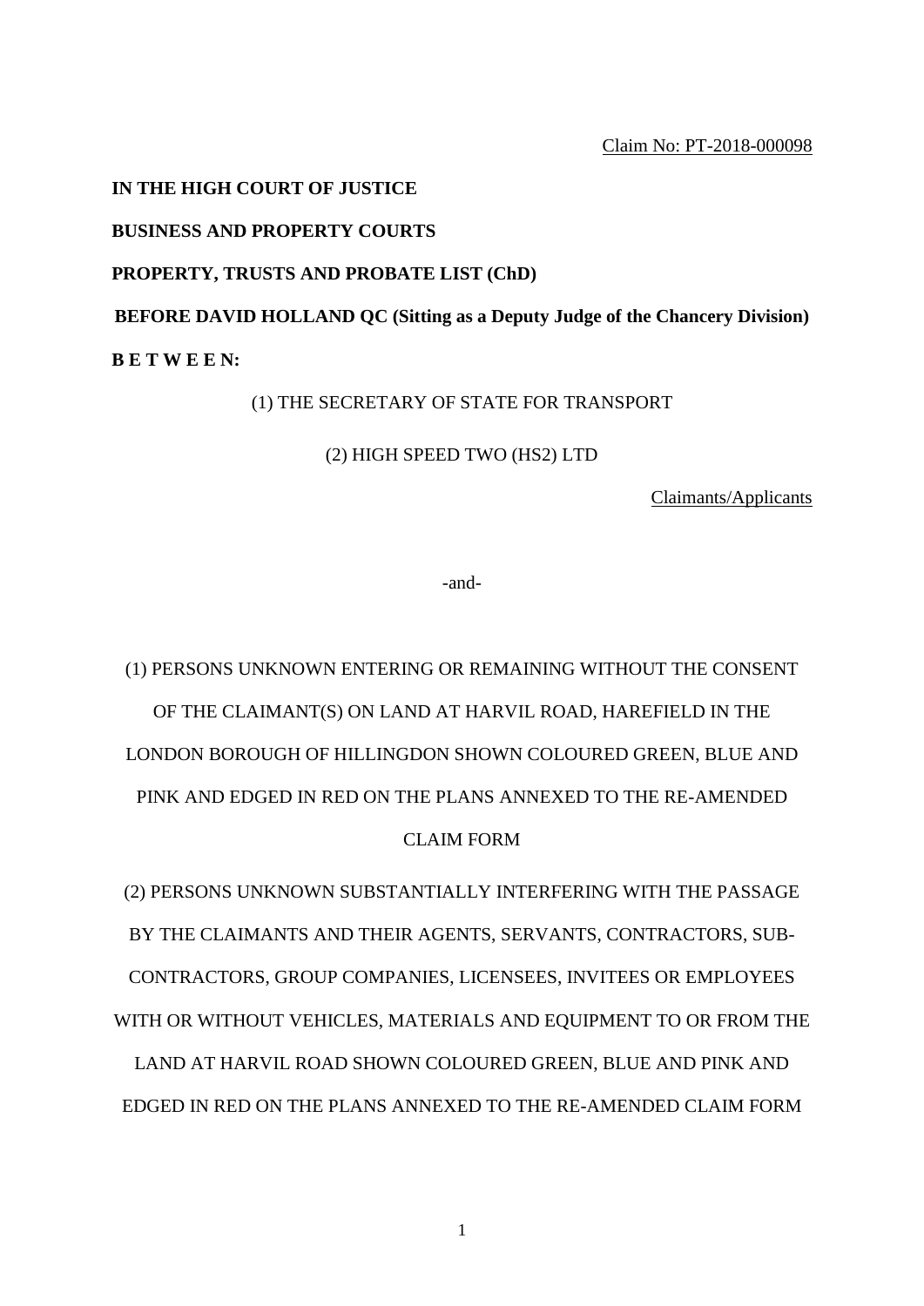Claim No: PT-2018-000098

**IN THE HIGH COURT OF JUSTICE**

**BUSINESS AND PROPERTY COURTS**

**PROPERTY, TRUSTS AND PROBATE LIST (ChD)**

**BEFORE DAVID HOLLAND QC (Sitting as a Deputy Judge of the Chancery Division)**

**B E T W E E N:**

(1) THE SECRETARY OF STATE FOR TRANSPORT

(2) HIGH SPEED TWO (HS2) LTD

Claimants/Applicants

-and-

(1) PERSONS UNKNOWN ENTERING OR REMAINING WITHOUT THE CONSENT OF THE CLAIMANT(S) ON LAND AT HARVIL ROAD, HAREFIELD IN THE LONDON BOROUGH OF HILLINGDON SHOWN COLOURED GREEN, BLUE AND PINK AND EDGED IN RED ON THE PLANS ANNEXED TO THE RE-AMENDED CLAIM FORM

(2) PERSONS UNKNOWN SUBSTANTIALLY INTERFERING WITH THE PASSAGE BY THE CLAIMANTS AND THEIR AGENTS, SERVANTS, CONTRACTORS, SUB-CONTRACTORS, GROUP COMPANIES, LICENSEES, INVITEES OR EMPLOYEES WITH OR WITHOUT VEHICLES, MATERIALS AND EQUIPMENT TO OR FROM THE LAND AT HARVIL ROAD SHOWN COLOURED GREEN, BLUE AND PINK AND EDGED IN RED ON THE PLANS ANNEXED TO THE RE-AMENDED CLAIM FORM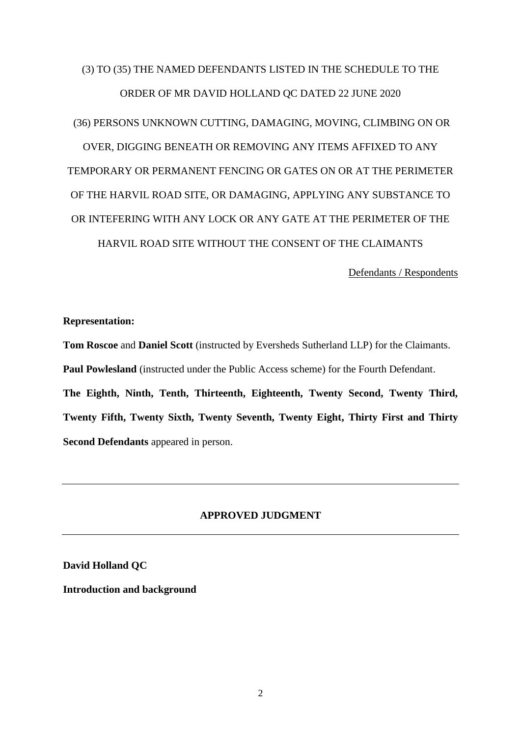(3) TO (35) THE NAMED DEFENDANTS LISTED IN THE SCHEDULE TO THE ORDER OF MR DAVID HOLLAND QC DATED 22 JUNE 2020

(36) PERSONS UNKNOWN CUTTING, DAMAGING, MOVING, CLIMBING ON OR OVER, DIGGING BENEATH OR REMOVING ANY ITEMS AFFIXED TO ANY TEMPORARY OR PERMANENT FENCING OR GATES ON OR AT THE PERIMETER OF THE HARVIL ROAD SITE, OR DAMAGING, APPLYING ANY SUBSTANCE TO OR INTEFERING WITH ANY LOCK OR ANY GATE AT THE PERIMETER OF THE HARVIL ROAD SITE WITHOUT THE CONSENT OF THE CLAIMANTS

Defendants / Respondents

**Representation:**

**Tom Roscoe** and **Daniel Scott** (instructed by Eversheds Sutherland LLP) for the Claimants.

**Paul Powlesland** (instructed under the Public Access scheme) for the Fourth Defendant.

**The Eighth, Ninth, Tenth, Thirteenth, Eighteenth, Twenty Second, Twenty Third, Twenty Fifth, Twenty Sixth, Twenty Seventh, Twenty Eight, Thirty First and Thirty Second Defendants** appeared in person.

---

## APPROVED JUDGMENT

---

**David Holland QC**

**Introduction and background**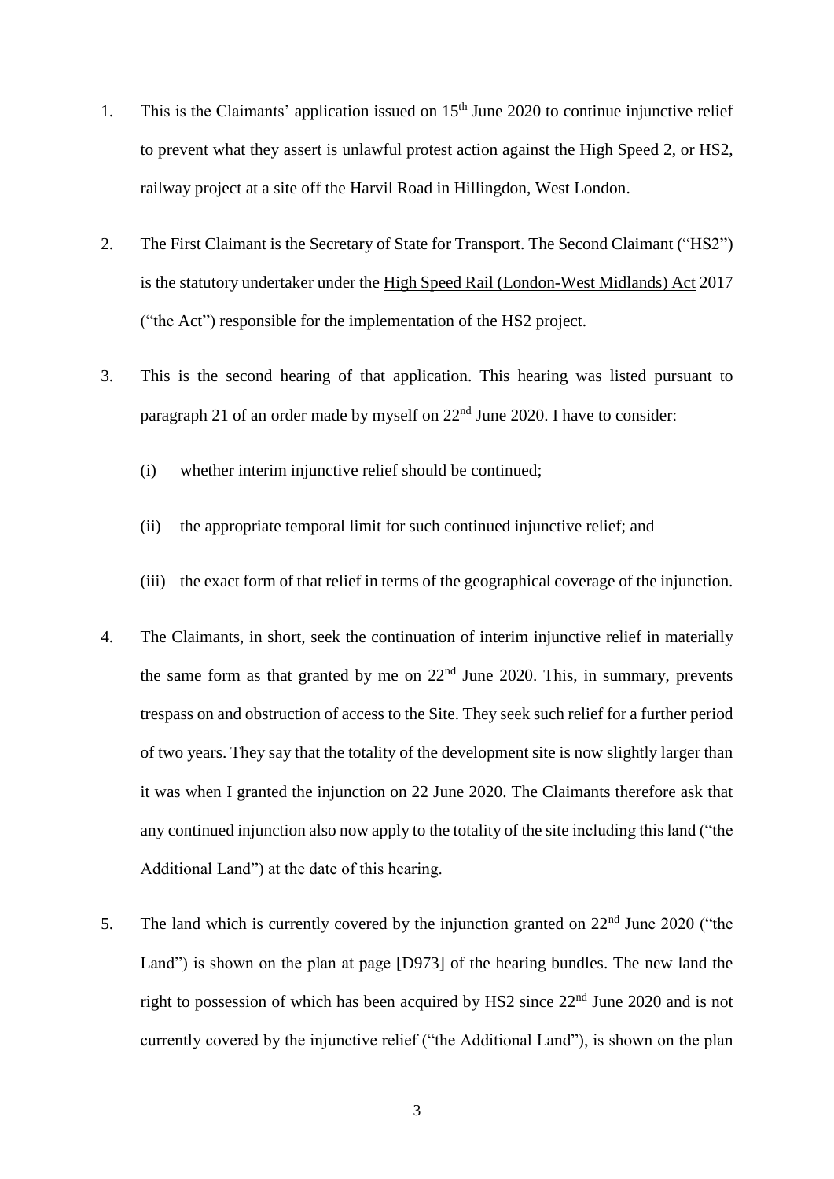1. This is the Claimants' application issued on 15th June 2020 to continue injunctive relief to prevent what they assert is unlawful protest action against the High Speed 2, or HS2, railway project at a site off the Harvil Road in Hillingdon, West London.

2. The First Claimant is the Secretary of State for Transport. The Second Claimant ("HS2") is the statutory undertaker under the High Speed Rail (London-West Midlands) Act 2017 ("the Act") responsible for the implementation of the HS2 project.

3. This is the second hearing of that application. This hearing was listed pursuant to paragraph 21 of an order made by myself on 22nd June 2020. I have to consider:

   (i) whether interim injunctive relief should be continued;

   (ii) the appropriate temporal limit for such continued injunctive relief; and

   (iii) the exact form of that relief in terms of the geographical coverage of the injunction.

4. The Claimants, in short, seek the continuation of interim injunctive relief in materially the same form as that granted by me on 22nd June 2020. This, in summary, prevents trespass on and obstruction of access to the Site. They seek such relief for a further period of two years. They say that the totality of the development site is now slightly larger than it was when I granted the injunction on 22 June 2020. The Claimants therefore ask that any continued injunction also now apply to the totality of the site including this land ("the Additional Land") at the date of this hearing.

5. The land which is currently covered by the injunction granted on 22nd June 2020 ("the Land") is shown on the plan at page [D973] of the hearing bundles. The new land the right to possession of which has been acquired by HS2 since 22nd June 2020 and is not currently covered by the injunctive relief ("the Additional Land"), is shown on the plan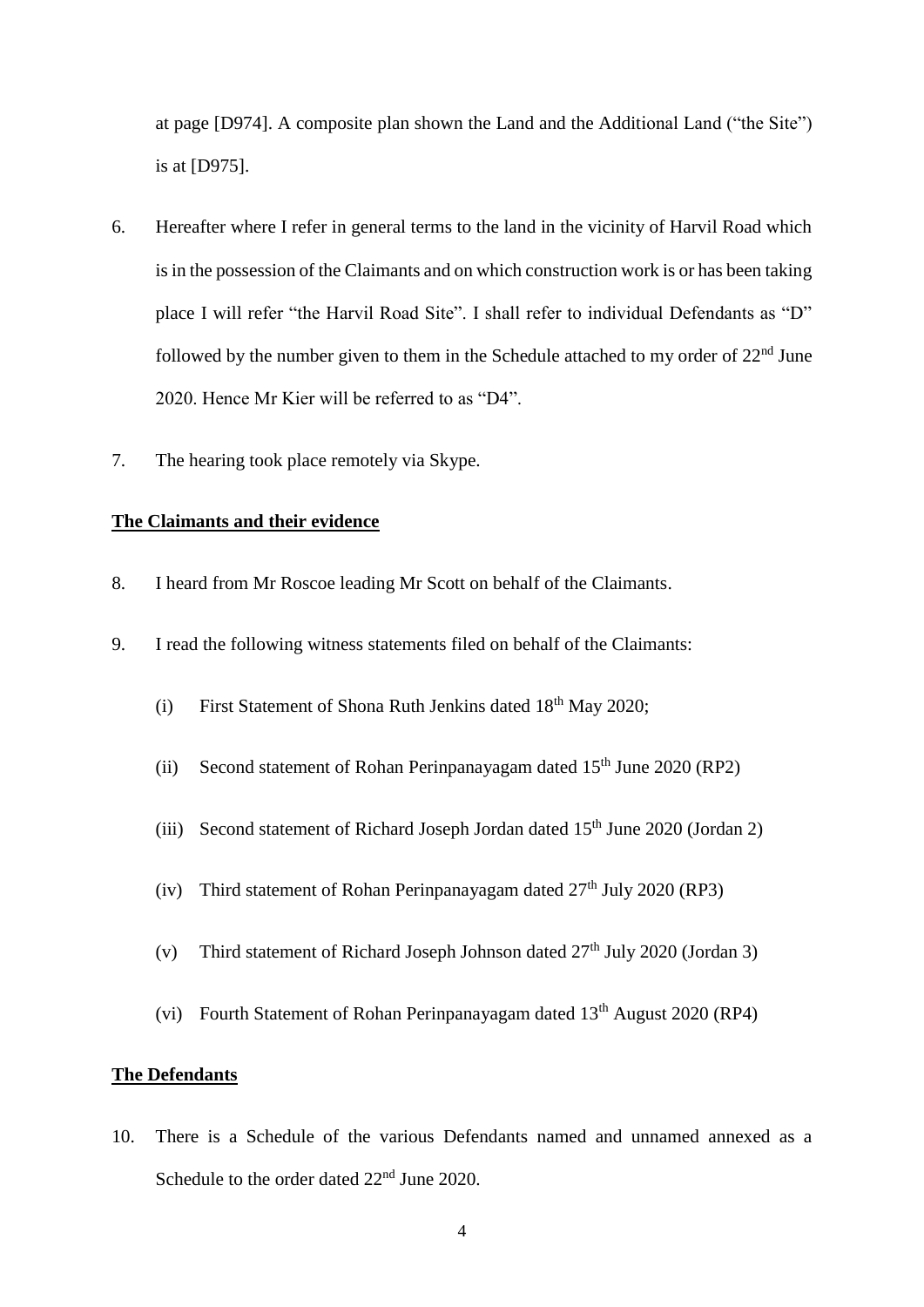at page [D974]. A composite plan shown the Land and the Additional Land ("the Site") is at [D975].

6. Hereafter where I refer in general terms to the land in the vicinity of Harvil Road which is in the possession of the Claimants and on which construction work is or has been taking place I will refer "the Harvil Road Site". I shall refer to individual Defendants as "D" followed by the number given to them in the Schedule attached to my order of 22nd June 2020. Hence Mr Kier will be referred to as "D4".

7. The hearing took place remotely via Skype.

**The Claimants and their evidence**

8. I heard from Mr Roscoe leading Mr Scott on behalf of the Claimants.

9. I read the following witness statements filed on behalf of the Claimants:

   (i) First Statement of Shona Ruth Jenkins dated 18th May 2020;

   (ii) Second statement of Rohan Perinpanayagam dated 15th June 2020 (RP2)

   (iii) Second statement of Richard Joseph Jordan dated 15th June 2020 (Jordan 2)

   (iv) Third statement of Rohan Perinpanayagam dated 27th July 2020 (RP3)

   (v) Third statement of Richard Joseph Johnson dated 27th July 2020 (Jordan 3)

   (vi) Fourth Statement of Rohan Perinpanayagam dated 13th August 2020 (RP4)

**The Defendants**

10. There is a Schedule of the various Defendants named and unnamed annexed as a Schedule to the order dated 22nd June 2020.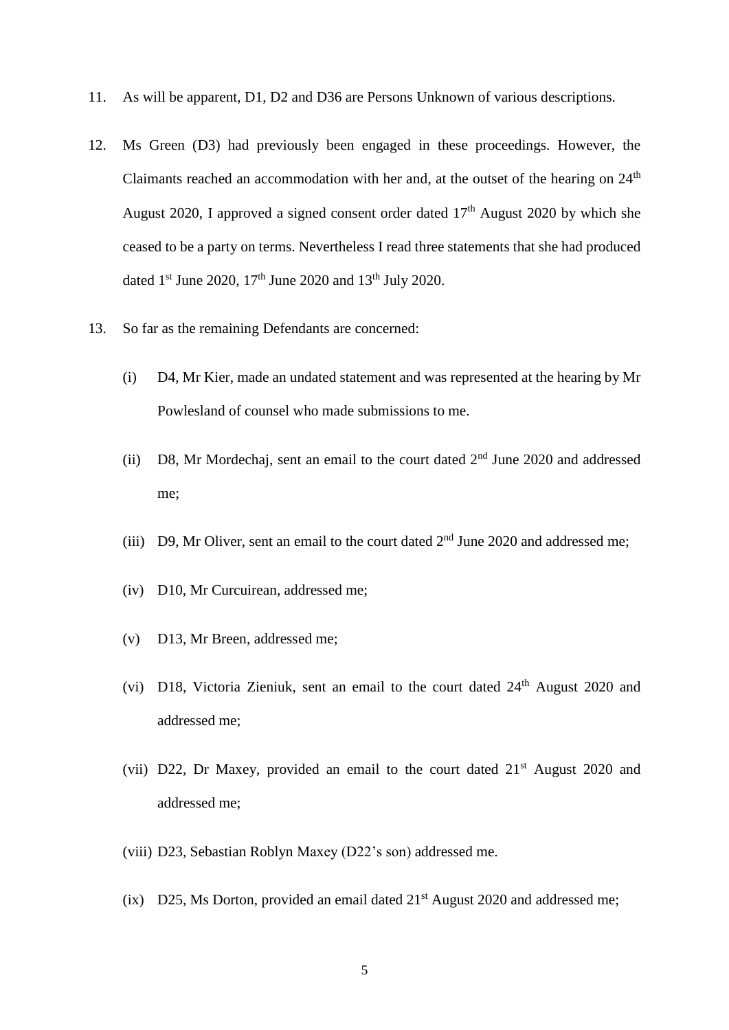11. As will be apparent, D1, D2 and D36 are Persons Unknown of various descriptions.

12. Ms Green (D3) had previously been engaged in these proceedings. However, the Claimants reached an accommodation with her and, at the outset of the hearing on 24th August 2020, I approved a signed consent order dated 17th August 2020 by which she ceased to be a party on terms. Nevertheless I read three statements that she had produced dated 1st June 2020, 17th June 2020 and 13th July 2020.

13. So far as the remaining Defendants are concerned:

    (i) D4, Mr Kier, made an undated statement and was represented at the hearing by Mr Powlesland of counsel who made submissions to me.

    (ii) D8, Mr Mordechaj, sent an email to the court dated 2nd June 2020 and addressed me;

    (iii) D9, Mr Oliver, sent an email to the court dated 2nd June 2020 and addressed me;

    (iv) D10, Mr Curcuirean, addressed me;

    (v) D13, Mr Breen, addressed me;

    (vi) D18, Victoria Zieniuk, sent an email to the court dated 24th August 2020 and addressed me;

    (vii) D22, Dr Maxey, provided an email to the court dated 21st August 2020 and addressed me;

    (viii) D23, Sebastian Roblyn Maxey (D22's son) addressed me.

    (ix) D25, Ms Dorton, provided an email dated 21st August 2020 and addressed me;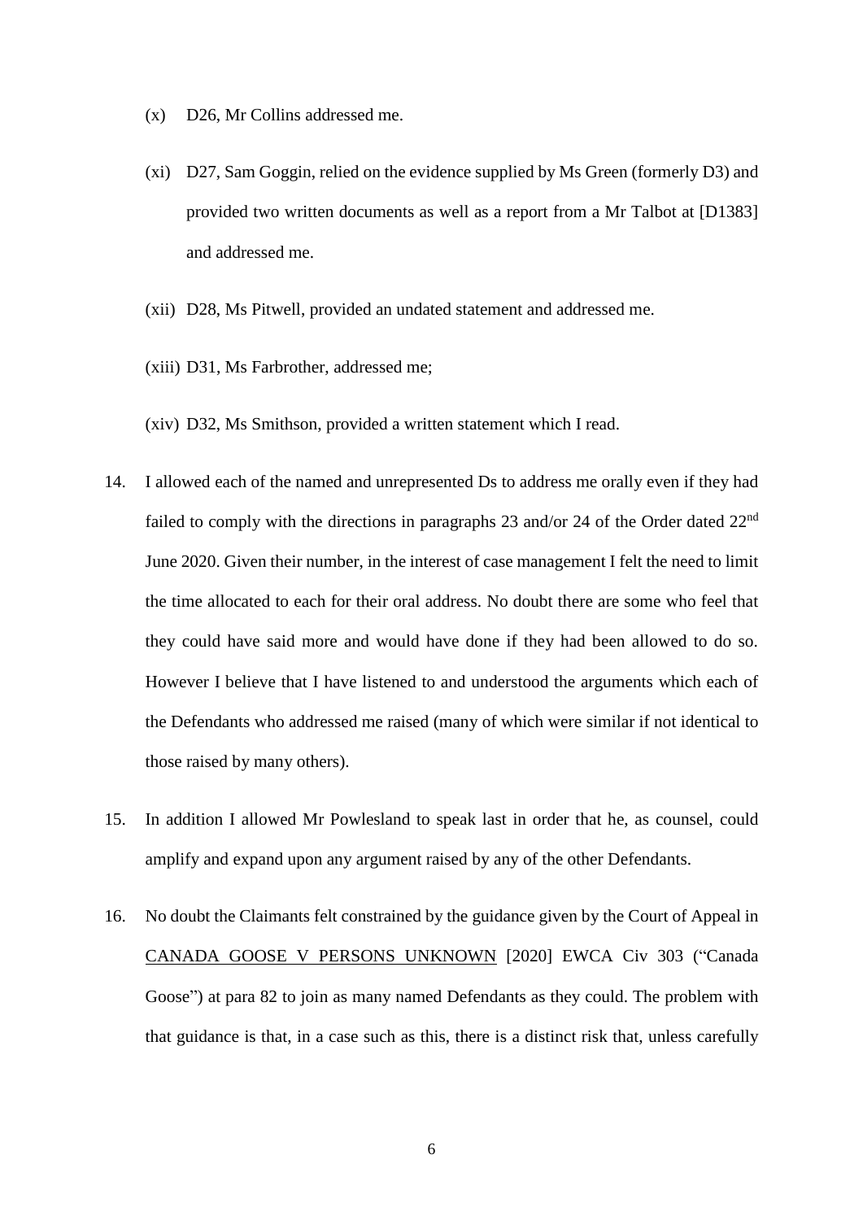(x) D26, Mr Collins addressed me.

(xi) D27, Sam Goggin, relied on the evidence supplied by Ms Green (formerly D3) and provided two written documents as well as a report from a Mr Talbot at [D1383] and addressed me.

(xii) D28, Ms Pitwell, provided an undated statement and addressed me.

(xiii) D31, Ms Farbrother, addressed me;

(xiv) D32, Ms Smithson, provided a written statement which I read.

14. I allowed each of the named and unrepresented Ds to address me orally even if they had failed to comply with the directions in paragraphs 23 and/or 24 of the Order dated 22nd June 2020. Given their number, in the interest of case management I felt the need to limit the time allocated to each for their oral address. No doubt there are some who feel that they could have said more and would have done if they had been allowed to do so. However I believe that I have listened to and understood the arguments which each of the Defendants who addressed me raised (many of which were similar if not identical to those raised by many others).

15. In addition I allowed Mr Powlesland to speak last in order that he, as counsel, could amplify and expand upon any argument raised by any of the other Defendants.

16. No doubt the Claimants felt constrained by the guidance given by the Court of Appeal in CANADA GOOSE V PERSONS UNKNOWN [2020] EWCA Civ 303 ("Canada Goose") at para 82 to join as many named Defendants as they could. The problem with that guidance is that, in a case such as this, there is a distinct risk that, unless carefully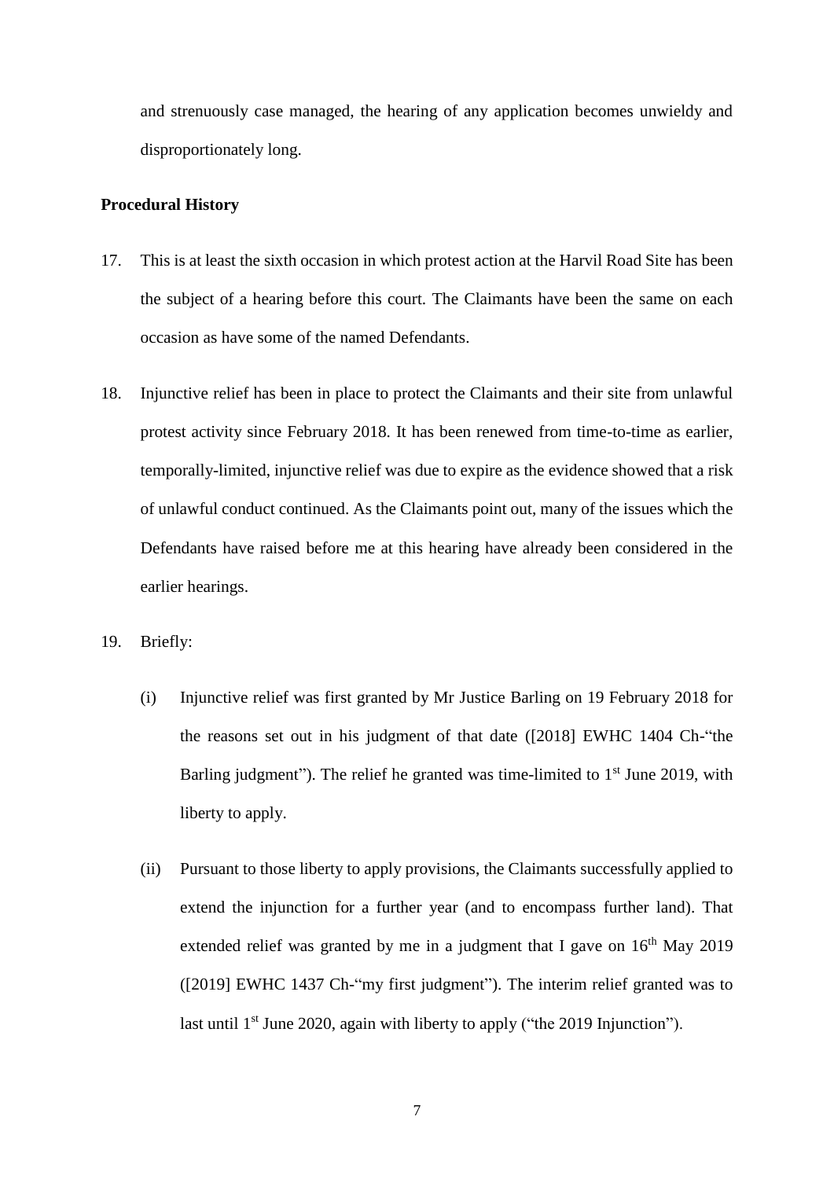and strenuously case managed, the hearing of any application becomes unwieldy and disproportionately long.

**Procedural History**

17. This is at least the sixth occasion in which protest action at the Harvil Road Site has been the subject of a hearing before this court. The Claimants have been the same on each occasion as have some of the named Defendants.

18. Injunctive relief has been in place to protect the Claimants and their site from unlawful protest activity since February 2018. It has been renewed from time-to-time as earlier, temporally-limited, injunctive relief was due to expire as the evidence showed that a risk of unlawful conduct continued. As the Claimants point out, many of the issues which the Defendants have raised before me at this hearing have already been considered in the earlier hearings.

19. Briefly:

    (i) Injunctive relief was first granted by Mr Justice Barling on 19 February 2018 for the reasons set out in his judgment of that date ([2018] EWHC 1404 Ch-"the Barling judgment"). The relief he granted was time-limited to 1st June 2019, with liberty to apply.

    (ii) Pursuant to those liberty to apply provisions, the Claimants successfully applied to extend the injunction for a further year (and to encompass further land). That extended relief was granted by me in a judgment that I gave on 16th May 2019 ([2019] EWHC 1437 Ch-"my first judgment"). The interim relief granted was to last until 1st June 2020, again with liberty to apply ("the 2019 Injunction").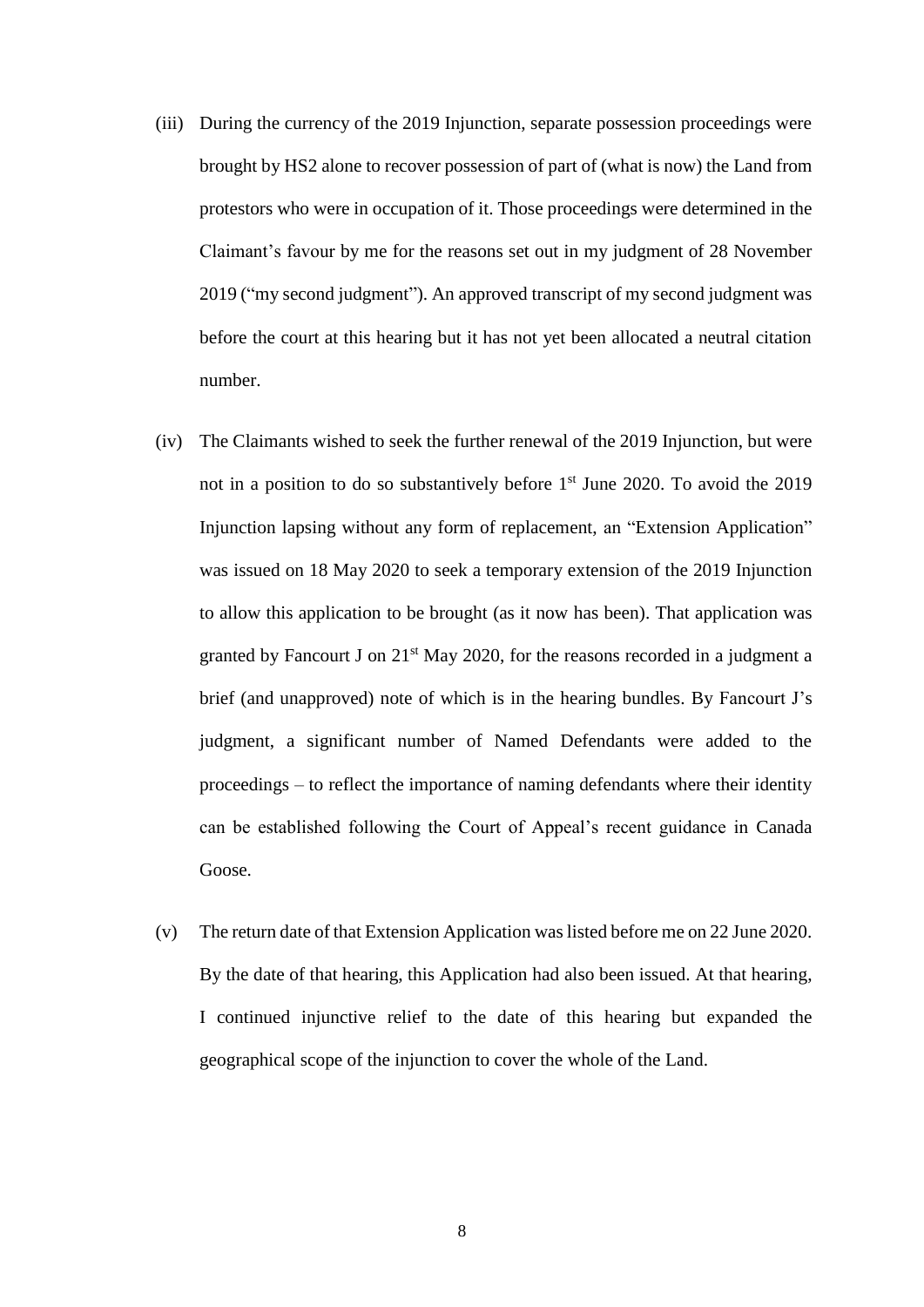(iii) During the currency of the 2019 Injunction, separate possession proceedings were brought by HS2 alone to recover possession of part of (what is now) the Land from protestors who were in occupation of it. Those proceedings were determined in the Claimant's favour by me for the reasons set out in my judgment of 28 November 2019 ("my second judgment"). An approved transcript of my second judgment was before the court at this hearing but it has not yet been allocated a neutral citation number.

(iv) The Claimants wished to seek the further renewal of the 2019 Injunction, but were not in a position to do so substantively before 1st June 2020. To avoid the 2019 Injunction lapsing without any form of replacement, an "Extension Application" was issued on 18 May 2020 to seek a temporary extension of the 2019 Injunction to allow this application to be brought (as it now has been). That application was granted by Fancourt J on 21st May 2020, for the reasons recorded in a judgment a brief (and unapproved) note of which is in the hearing bundles. By Fancourt J's judgment, a significant number of Named Defendants were added to the proceedings – to reflect the importance of naming defendants where their identity can be established following the Court of Appeal's recent guidance in Canada Goose.

(v) The return date of that Extension Application was listed before me on 22 June 2020. By the date of that hearing, this Application had also been issued. At that hearing, I continued injunctive relief to the date of this hearing but expanded the geographical scope of the injunction to cover the whole of the Land.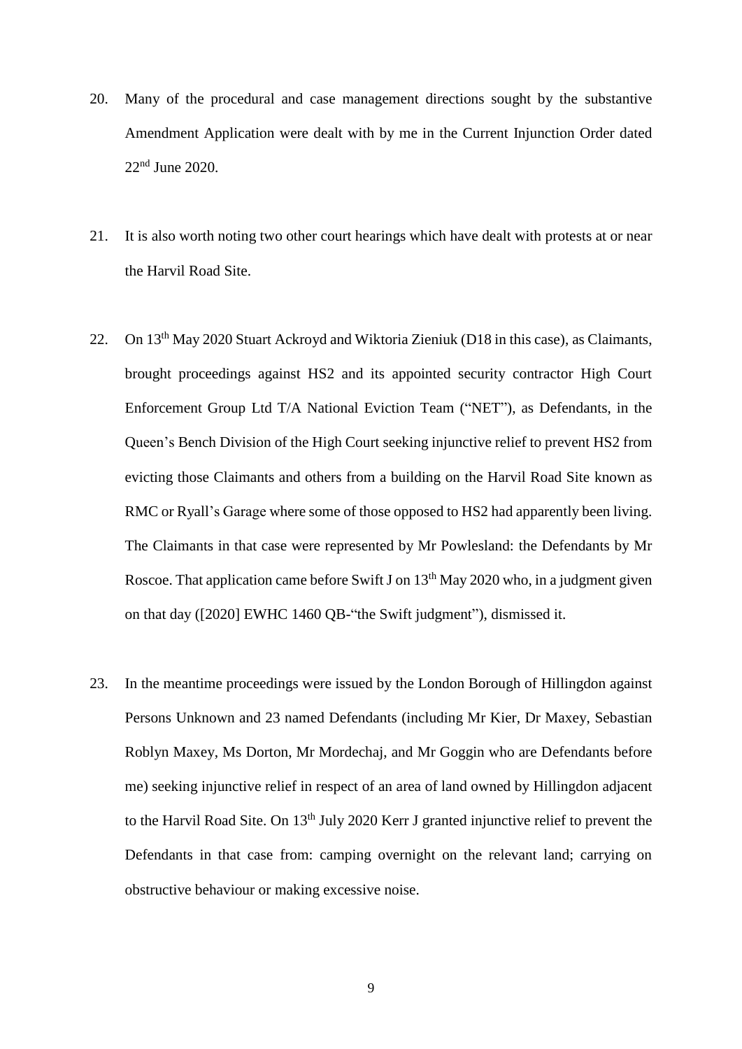20. Many of the procedural and case management directions sought by the substantive Amendment Application were dealt with by me in the Current Injunction Order dated 22nd June 2020.

21. It is also worth noting two other court hearings which have dealt with protests at or near the Harvil Road Site.

22. On 13th May 2020 Stuart Ackroyd and Wiktoria Zieniuk (D18 in this case), as Claimants, brought proceedings against HS2 and its appointed security contractor High Court Enforcement Group Ltd T/A National Eviction Team ("NET"), as Defendants, in the Queen's Bench Division of the High Court seeking injunctive relief to prevent HS2 from evicting those Claimants and others from a building on the Harvil Road Site known as RMC or Ryall's Garage where some of those opposed to HS2 had apparently been living. The Claimants in that case were represented by Mr Powlesland: the Defendants by Mr Roscoe. That application came before Swift J on 13th May 2020 who, in a judgment given on that day ([2020] EWHC 1460 QB-"the Swift judgment"), dismissed it.

23. In the meantime proceedings were issued by the London Borough of Hillingdon against Persons Unknown and 23 named Defendants (including Mr Kier, Dr Maxey, Sebastian Roblyn Maxey, Ms Dorton, Mr Mordechaj, and Mr Goggin who are Defendants before me) seeking injunctive relief in respect of an area of land owned by Hillingdon adjacent to the Harvil Road Site. On 13th July 2020 Kerr J granted injunctive relief to prevent the Defendants in that case from: camping overnight on the relevant land; carrying on obstructive behaviour or making excessive noise.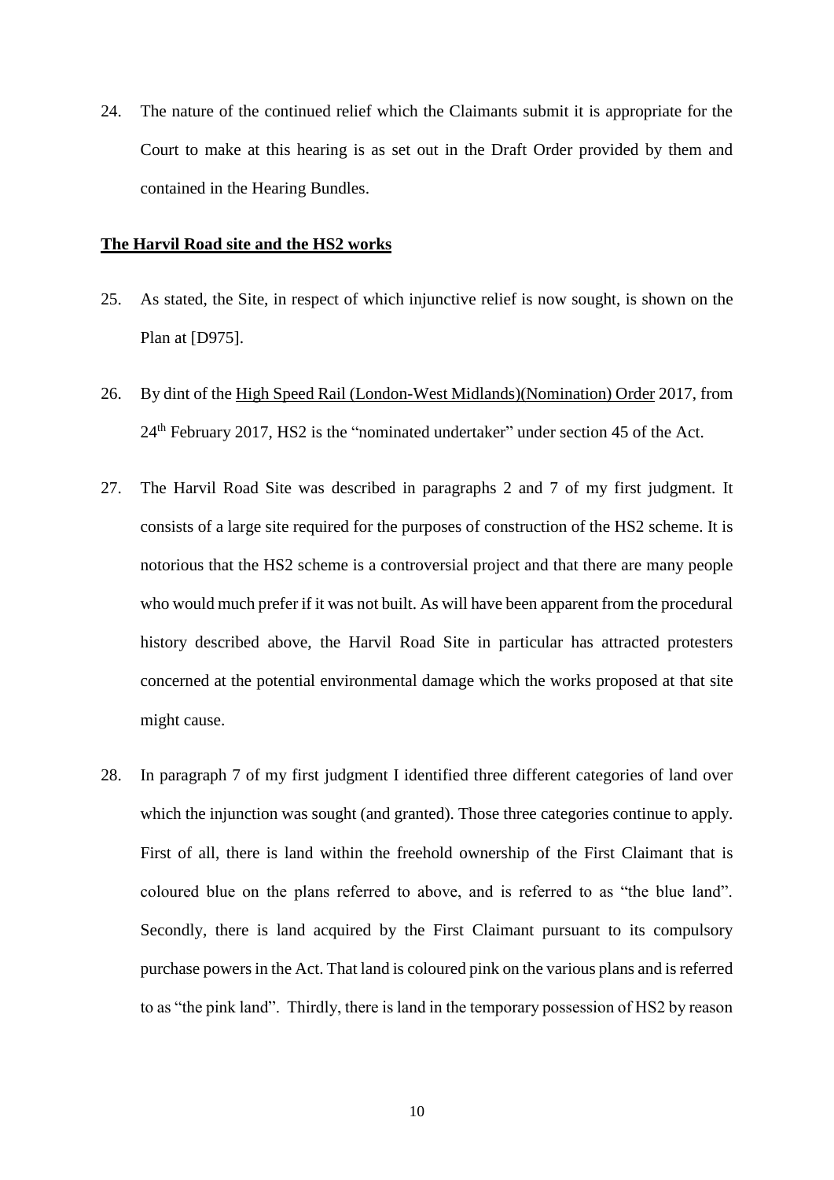24. The nature of the continued relief which the Claimants submit it is appropriate for the Court to make at this hearing is as set out in the Draft Order provided by them and contained in the Hearing Bundles.

**The Harvil Road site and the HS2 works**

25. As stated, the Site, in respect of which injunctive relief is now sought, is shown on the Plan at [D975].

26. By dint of the High Speed Rail (London-West Midlands)(Nomination) Order 2017, from 24th February 2017, HS2 is the "nominated undertaker" under section 45 of the Act.

27. The Harvil Road Site was described in paragraphs 2 and 7 of my first judgment. It consists of a large site required for the purposes of construction of the HS2 scheme. It is notorious that the HS2 scheme is a controversial project and that there are many people who would much prefer if it was not built. As will have been apparent from the procedural history described above, the Harvil Road Site in particular has attracted protesters concerned at the potential environmental damage which the works proposed at that site might cause.

28. In paragraph 7 of my first judgment I identified three different categories of land over which the injunction was sought (and granted). Those three categories continue to apply. First of all, there is land within the freehold ownership of the First Claimant that is coloured blue on the plans referred to above, and is referred to as "the blue land". Secondly, there is land acquired by the First Claimant pursuant to its compulsory purchase powers in the Act. That land is coloured pink on the various plans and is referred to as "the pink land". Thirdly, there is land in the temporary possession of HS2 by reason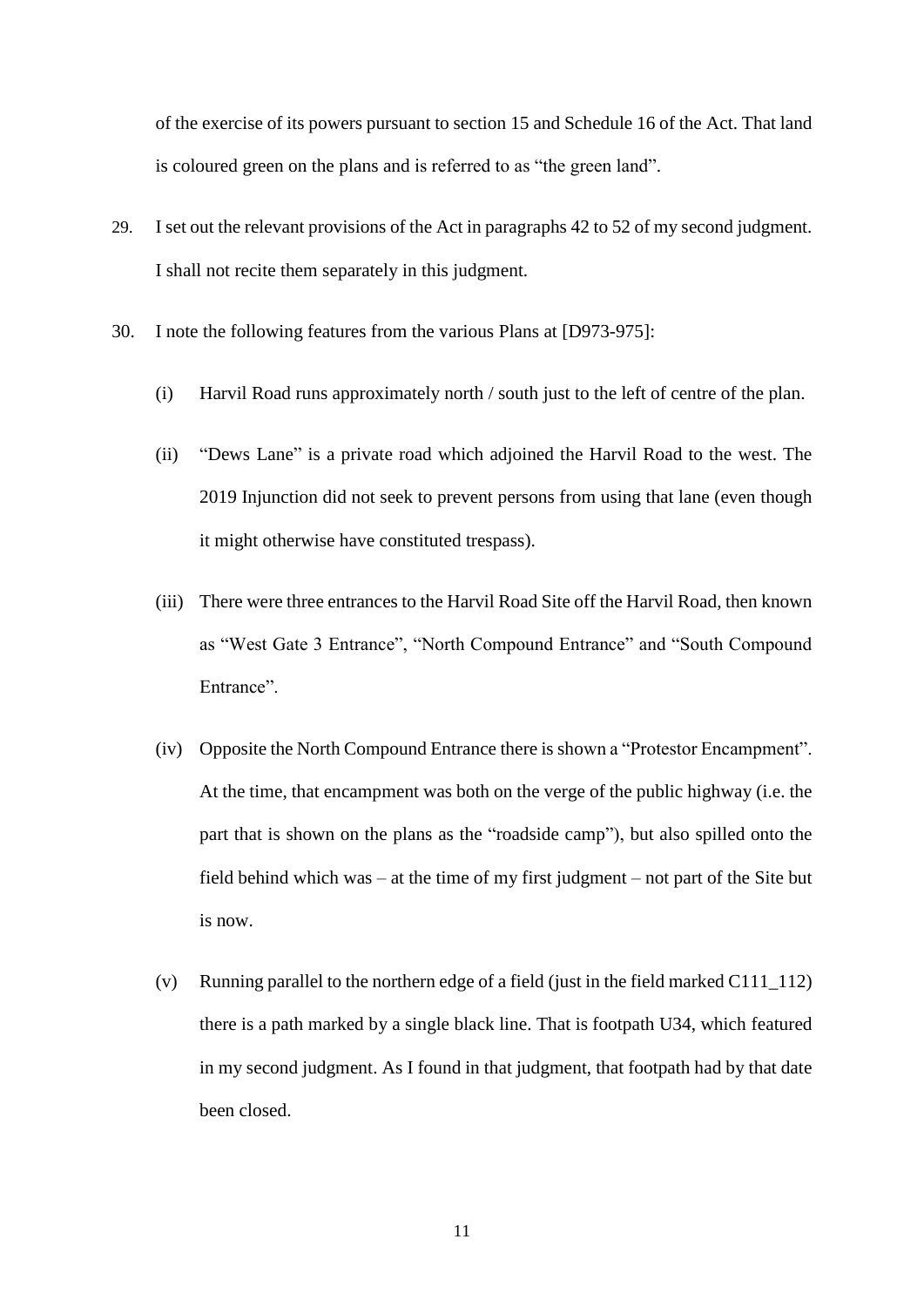of the exercise of its powers pursuant to section 15 and Schedule 16 of the Act. That land is coloured green on the plans and is referred to as "the green land".

29. I set out the relevant provisions of the Act in paragraphs 42 to 52 of my second judgment. I shall not recite them separately in this judgment.

30. I note the following features from the various Plans at [D973-975]:

   (i) Harvil Road runs approximately north / south just to the left of centre of the plan.

   (ii) "Dews Lane" is a private road which adjoined the Harvil Road to the west. The 2019 Injunction did not seek to prevent persons from using that lane (even though it might otherwise have constituted trespass).

   (iii) There were three entrances to the Harvil Road Site off the Harvil Road, then known as "West Gate 3 Entrance", "North Compound Entrance" and "South Compound Entrance".

   (iv) Opposite the North Compound Entrance there is shown a "Protestor Encampment". At the time, that encampment was both on the verge of the public highway (i.e. the part that is shown on the plans as the "roadside camp"), but also spilled onto the field behind which was – at the time of my first judgment – not part of the Site but is now.

   (v) Running parallel to the northern edge of a field (just in the field marked C111_112) there is a path marked by a single black line. That is footpath U34, which featured in my second judgment. As I found in that judgment, that footpath had by that date been closed.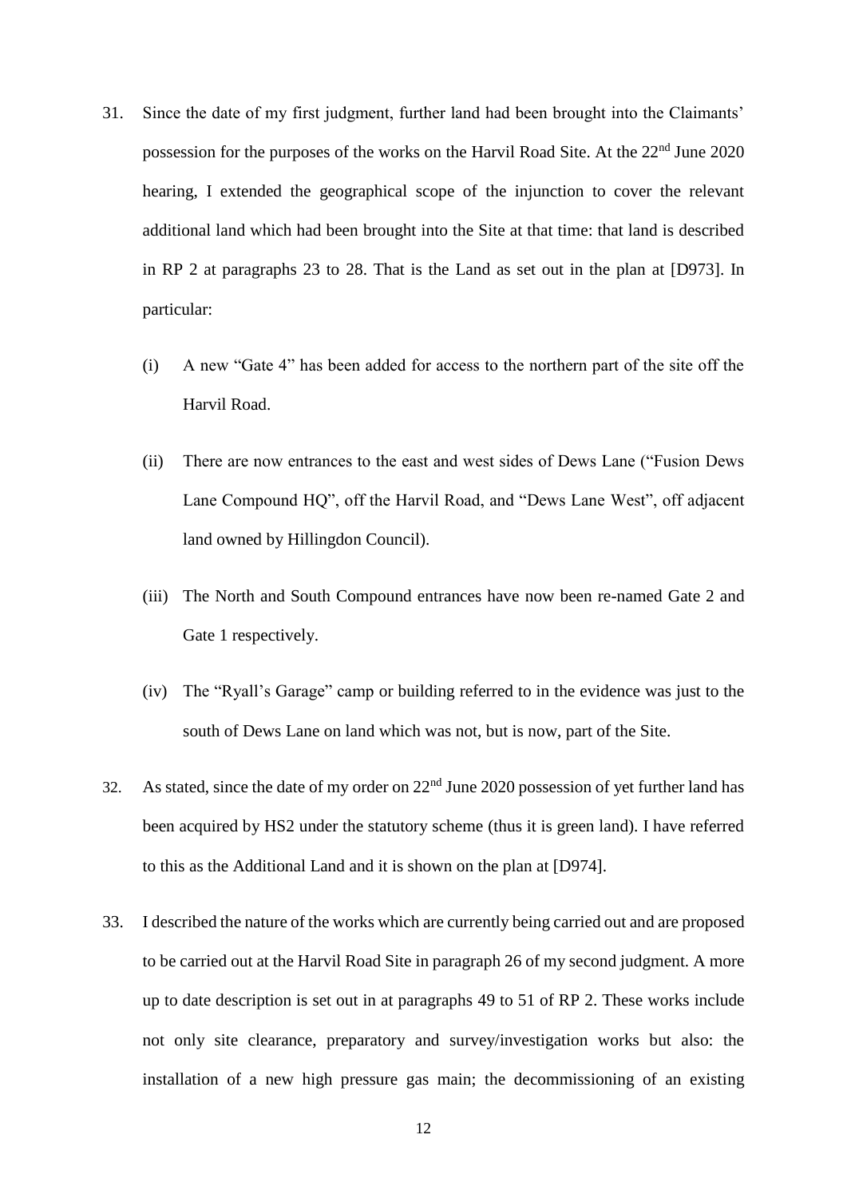31. Since the date of my first judgment, further land had been brought into the Claimants' possession for the purposes of the works on the Harvil Road Site. At the 22nd June 2020 hearing, I extended the geographical scope of the injunction to cover the relevant additional land which had been brought into the Site at that time: that land is described in RP 2 at paragraphs 23 to 28. That is the Land as set out in the plan at [D973]. In particular:

    (i) A new "Gate 4" has been added for access to the northern part of the site off the Harvil Road.

    (ii) There are now entrances to the east and west sides of Dews Lane ("Fusion Dews Lane Compound HQ", off the Harvil Road, and "Dews Lane West", off adjacent land owned by Hillingdon Council).

    (iii) The North and South Compound entrances have now been re-named Gate 2 and Gate 1 respectively.

    (iv) The "Ryall's Garage" camp or building referred to in the evidence was just to the south of Dews Lane on land which was not, but is now, part of the Site.

32. As stated, since the date of my order on 22nd June 2020 possession of yet further land has been acquired by HS2 under the statutory scheme (thus it is green land). I have referred to this as the Additional Land and it is shown on the plan at [D974].

33. I described the nature of the works which are currently being carried out and are proposed to be carried out at the Harvil Road Site in paragraph 26 of my second judgment. A more up to date description is set out in at paragraphs 49 to 51 of RP 2. These works include not only site clearance, preparatory and survey/investigation works but also: the installation of a new high pressure gas main; the decommissioning of an existing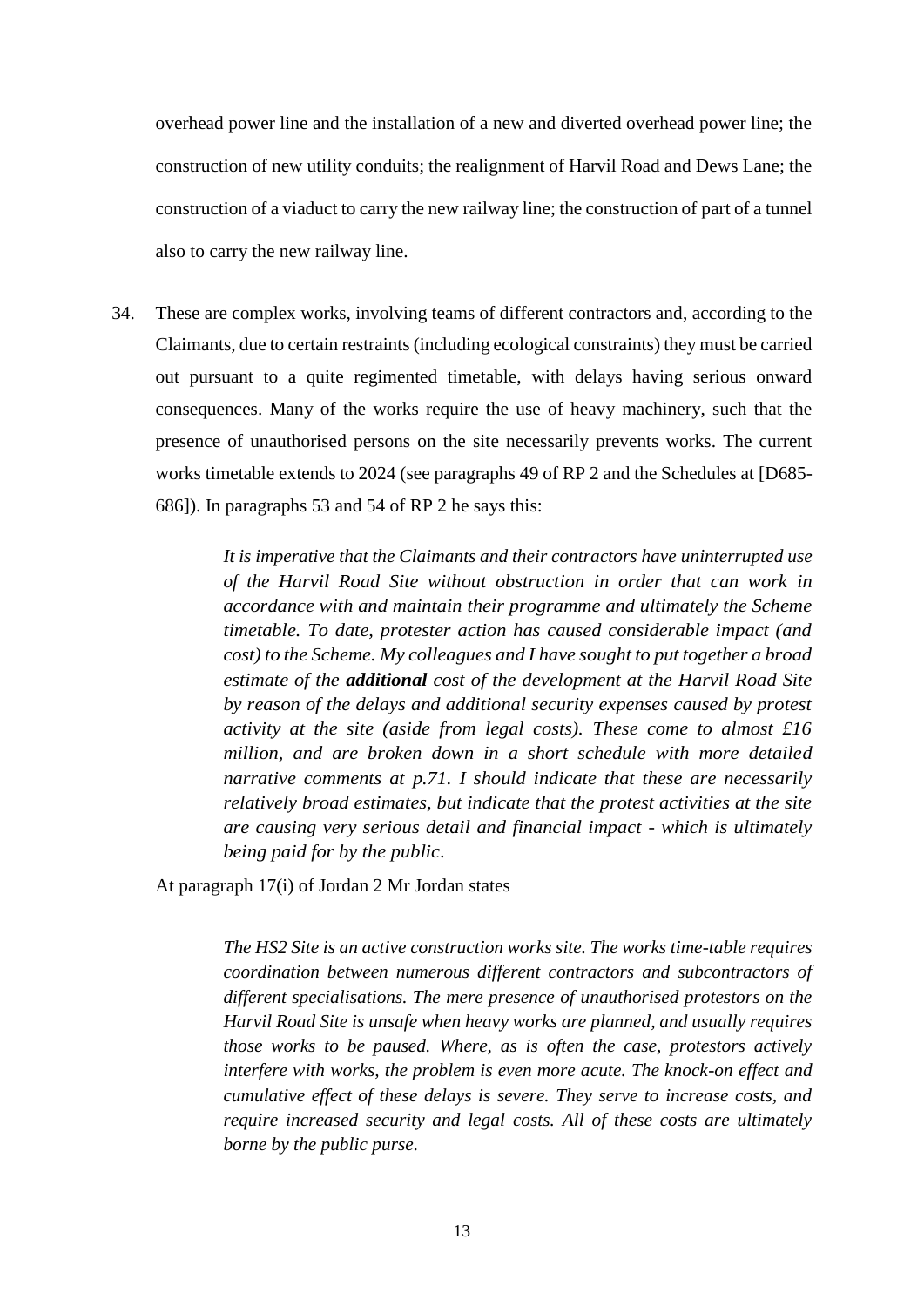overhead power line and the installation of a new and diverted overhead power line; the construction of new utility conduits; the realignment of Harvil Road and Dews Lane; the construction of a viaduct to carry the new railway line; the construction of part of a tunnel also to carry the new railway line.

34. These are complex works, involving teams of different contractors and, according to the Claimants, due to certain restraints (including ecological constraints) they must be carried out pursuant to a quite regimented timetable, with delays having serious onward consequences. Many of the works require the use of heavy machinery, such that the presence of unauthorised persons on the site necessarily prevents works. The current works timetable extends to 2024 (see paragraphs 49 of RP 2 and the Schedules at [D685-686]). In paragraphs 53 and 54 of RP 2 he says this:

> *It is imperative that the Claimants and their contractors have uninterrupted use of the Harvil Road Site without obstruction in order that can work in accordance with and maintain their programme and ultimately the Scheme timetable. To date, protester action has caused considerable impact (and cost) to the Scheme. My colleagues and I have sought to put together a broad estimate of the* ***additional*** *cost of the development at the Harvil Road Site by reason of the delays and additional security expenses caused by protest activity at the site (aside from legal costs). These come to almost £16 million, and are broken down in a short schedule with more detailed narrative comments at p.71. I should indicate that these are necessarily relatively broad estimates, but indicate that the protest activities at the site are causing very serious detail and financial impact - which is ultimately being paid for by the public.*

At paragraph 17(i) of Jordan 2 Mr Jordan states

> *The HS2 Site is an active construction works site. The works time-table requires coordination between numerous different contractors and subcontractors of different specialisations. The mere presence of unauthorised protestors on the Harvil Road Site is unsafe when heavy works are planned, and usually requires those works to be paused. Where, as is often the case, protestors actively interfere with works, the problem is even more acute. The knock-on effect and cumulative effect of these delays is severe. They serve to increase costs, and require increased security and legal costs. All of these costs are ultimately borne by the public purse.*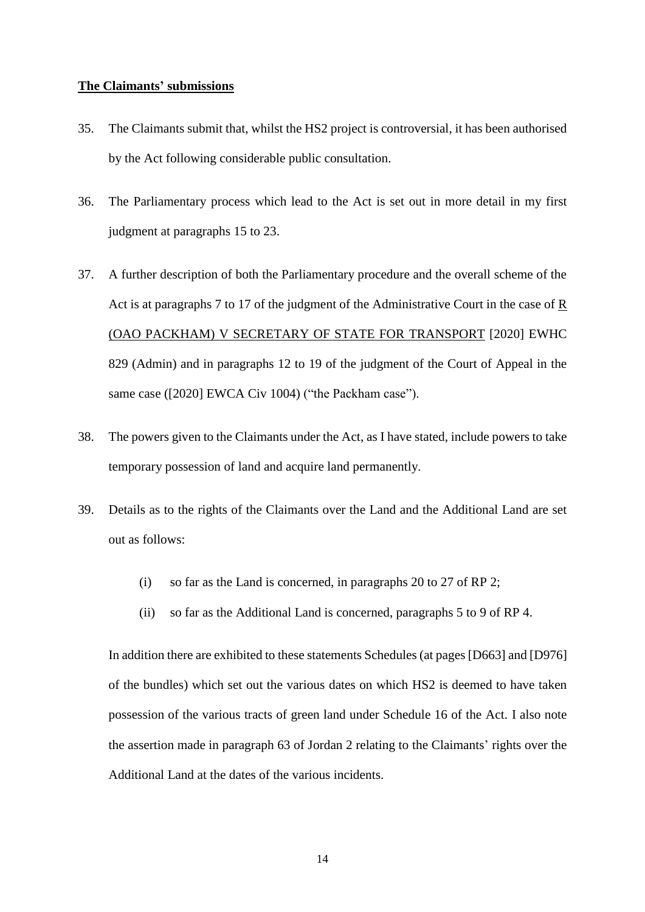**The Claimants' submissions**

35. The Claimants submit that, whilst the HS2 project is controversial, it has been authorised by the Act following considerable public consultation.

36. The Parliamentary process which lead to the Act is set out in more detail in my first judgment at paragraphs 15 to 23.

37. A further description of both the Parliamentary procedure and the overall scheme of the Act is at paragraphs 7 to 17 of the judgment of the Administrative Court in the case of R (OAO PACKHAM) V SECRETARY OF STATE FOR TRANSPORT [2020] EWHC 829 (Admin) and in paragraphs 12 to 19 of the judgment of the Court of Appeal in the same case ([2020] EWCA Civ 1004) ("the Packham case").

38. The powers given to the Claimants under the Act, as I have stated, include powers to take temporary possession of land and acquire land permanently.

39. Details as to the rights of the Claimants over the Land and the Additional Land are set out as follows:

    (i) so far as the Land is concerned, in paragraphs 20 to 27 of RP 2;

    (ii) so far as the Additional Land is concerned, paragraphs 5 to 9 of RP 4.

    In addition there are exhibited to these statements Schedules (at pages [D663] and [D976] of the bundles) which set out the various dates on which HS2 is deemed to have taken possession of the various tracts of green land under Schedule 16 of the Act. I also note the assertion made in paragraph 63 of Jordan 2 relating to the Claimants' rights over the Additional Land at the dates of the various incidents.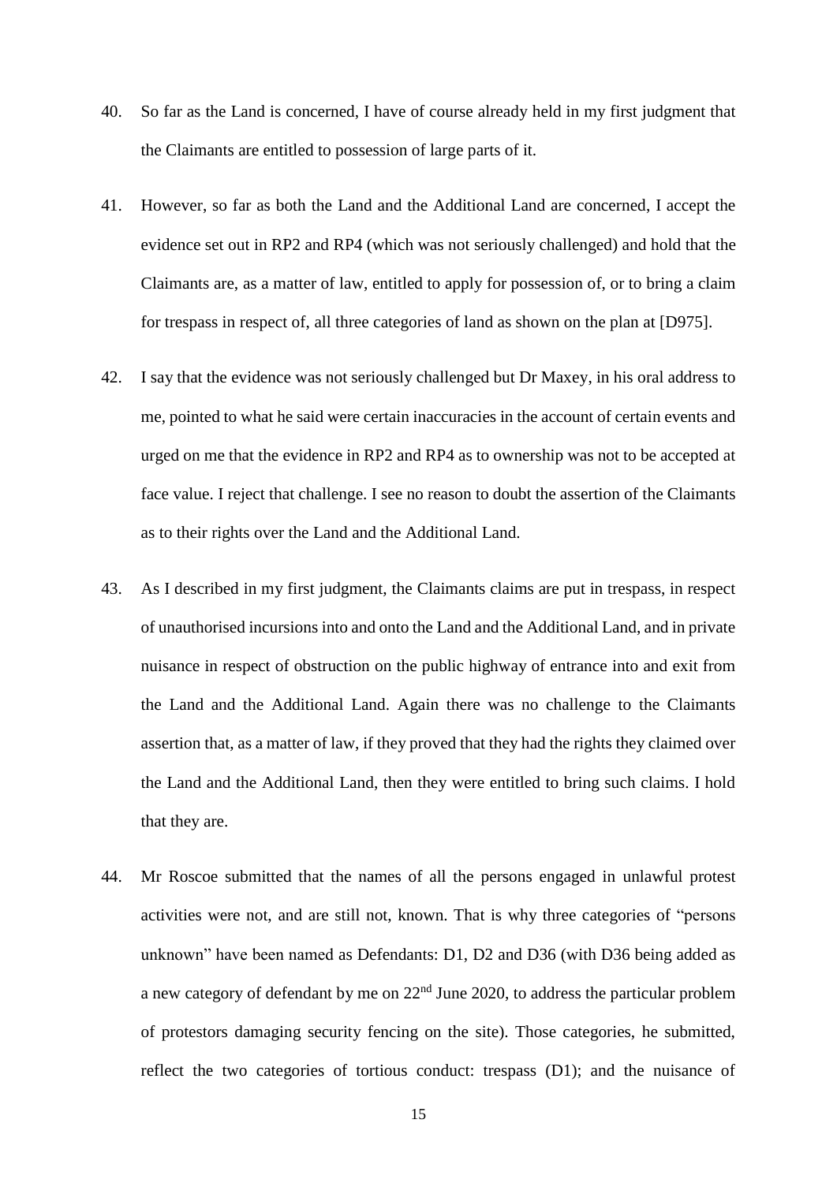40. So far as the Land is concerned, I have of course already held in my first judgment that the Claimants are entitled to possession of large parts of it.

41. However, so far as both the Land and the Additional Land are concerned, I accept the evidence set out in RP2 and RP4 (which was not seriously challenged) and hold that the Claimants are, as a matter of law, entitled to apply for possession of, or to bring a claim for trespass in respect of, all three categories of land as shown on the plan at [D975].

42. I say that the evidence was not seriously challenged but Dr Maxey, in his oral address to me, pointed to what he said were certain inaccuracies in the account of certain events and urged on me that the evidence in RP2 and RP4 as to ownership was not to be accepted at face value. I reject that challenge. I see no reason to doubt the assertion of the Claimants as to their rights over the Land and the Additional Land.

43. As I described in my first judgment, the Claimants claims are put in trespass, in respect of unauthorised incursions into and onto the Land and the Additional Land, and in private nuisance in respect of obstruction on the public highway of entrance into and exit from the Land and the Additional Land. Again there was no challenge to the Claimants assertion that, as a matter of law, if they proved that they had the rights they claimed over the Land and the Additional Land, then they were entitled to bring such claims. I hold that they are.

44. Mr Roscoe submitted that the names of all the persons engaged in unlawful protest activities were not, and are still not, known. That is why three categories of "persons unknown" have been named as Defendants: D1, D2 and D36 (with D36 being added as a new category of defendant by me on 22nd June 2020, to address the particular problem of protestors damaging security fencing on the site). Those categories, he submitted, reflect the two categories of tortious conduct: trespass (D1); and the nuisance of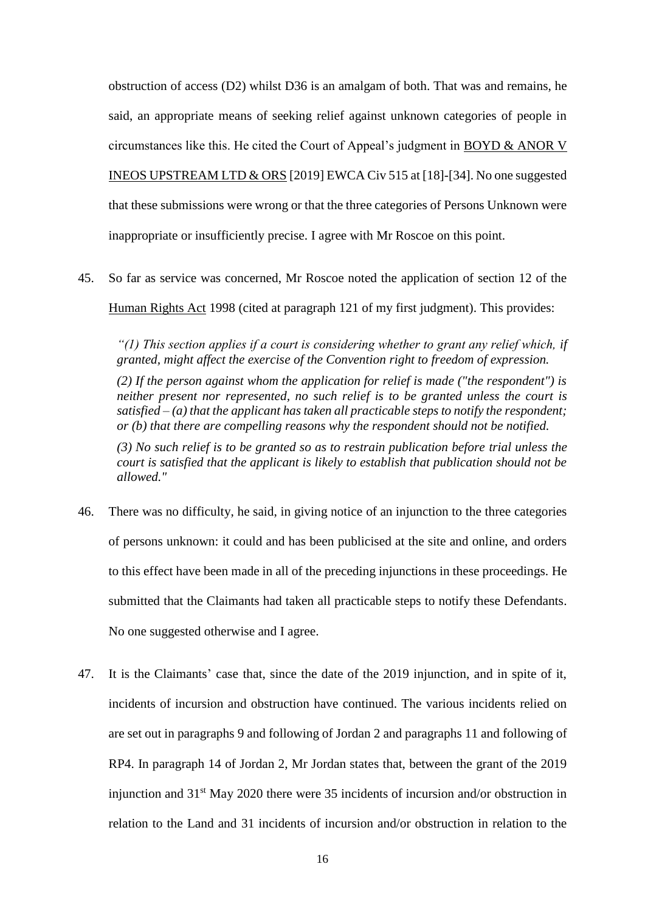obstruction of access (D2) whilst D36 is an amalgam of both. That was and remains, he said, an appropriate means of seeking relief against unknown categories of people in circumstances like this. He cited the Court of Appeal's judgment in BOYD & ANOR V INEOS UPSTREAM LTD & ORS [2019] EWCA Civ 515 at [18]-[34]. No one suggested that these submissions were wrong or that the three categories of Persons Unknown were inappropriate or insufficiently precise. I agree with Mr Roscoe on this point.

45. So far as service was concerned, Mr Roscoe noted the application of section 12 of the Human Rights Act 1998 (cited at paragraph 121 of my first judgment). This provides:

> *"(1) This section applies if a court is considering whether to grant any relief which, if granted, might affect the exercise of the Convention right to freedom of expression.*
>
> *(2) If the person against whom the application for relief is made ("the respondent") is neither present nor represented, no such relief is to be granted unless the court is satisfied – (a) that the applicant has taken all practicable steps to notify the respondent; or (b) that there are compelling reasons why the respondent should not be notified.*
>
> *(3) No such relief is to be granted so as to restrain publication before trial unless the court is satisfied that the applicant is likely to establish that publication should not be allowed."*

46. There was no difficulty, he said, in giving notice of an injunction to the three categories of persons unknown: it could and has been publicised at the site and online, and orders to this effect have been made in all of the preceding injunctions in these proceedings. He submitted that the Claimants had taken all practicable steps to notify these Defendants. No one suggested otherwise and I agree.

47. It is the Claimants' case that, since the date of the 2019 injunction, and in spite of it, incidents of incursion and obstruction have continued. The various incidents relied on are set out in paragraphs 9 and following of Jordan 2 and paragraphs 11 and following of RP4. In paragraph 14 of Jordan 2, Mr Jordan states that, between the grant of the 2019 injunction and 31st May 2020 there were 35 incidents of incursion and/or obstruction in relation to the Land and 31 incidents of incursion and/or obstruction in relation to the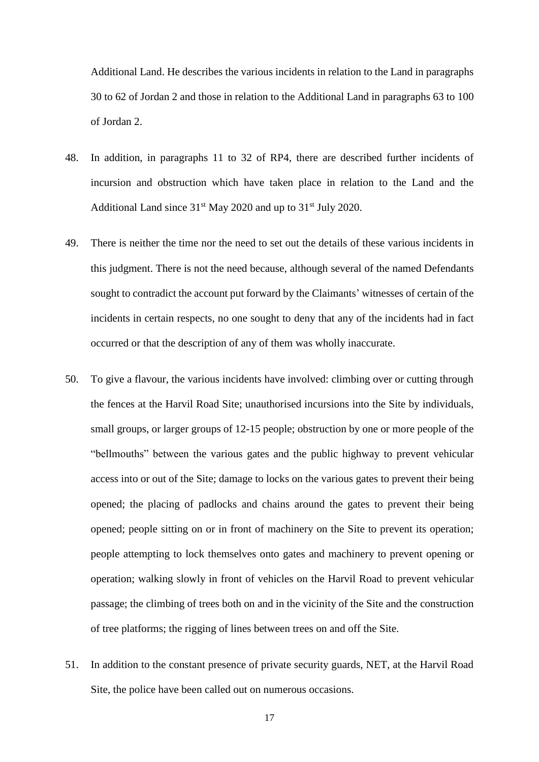Additional Land. He describes the various incidents in relation to the Land in paragraphs 30 to 62 of Jordan 2 and those in relation to the Additional Land in paragraphs 63 to 100 of Jordan 2.

48. In addition, in paragraphs 11 to 32 of RP4, there are described further incidents of incursion and obstruction which have taken place in relation to the Land and the Additional Land since 31st May 2020 and up to 31st July 2020.

49. There is neither the time nor the need to set out the details of these various incidents in this judgment. There is not the need because, although several of the named Defendants sought to contradict the account put forward by the Claimants' witnesses of certain of the incidents in certain respects, no one sought to deny that any of the incidents had in fact occurred or that the description of any of them was wholly inaccurate.

50. To give a flavour, the various incidents have involved: climbing over or cutting through the fences at the Harvil Road Site; unauthorised incursions into the Site by individuals, small groups, or larger groups of 12-15 people; obstruction by one or more people of the "bellmouths" between the various gates and the public highway to prevent vehicular access into or out of the Site; damage to locks on the various gates to prevent their being opened; the placing of padlocks and chains around the gates to prevent their being opened; people sitting on or in front of machinery on the Site to prevent its operation; people attempting to lock themselves onto gates and machinery to prevent opening or operation; walking slowly in front of vehicles on the Harvil Road to prevent vehicular passage; the climbing of trees both on and in the vicinity of the Site and the construction of tree platforms; the rigging of lines between trees on and off the Site.

51. In addition to the constant presence of private security guards, NET, at the Harvil Road Site, the police have been called out on numerous occasions.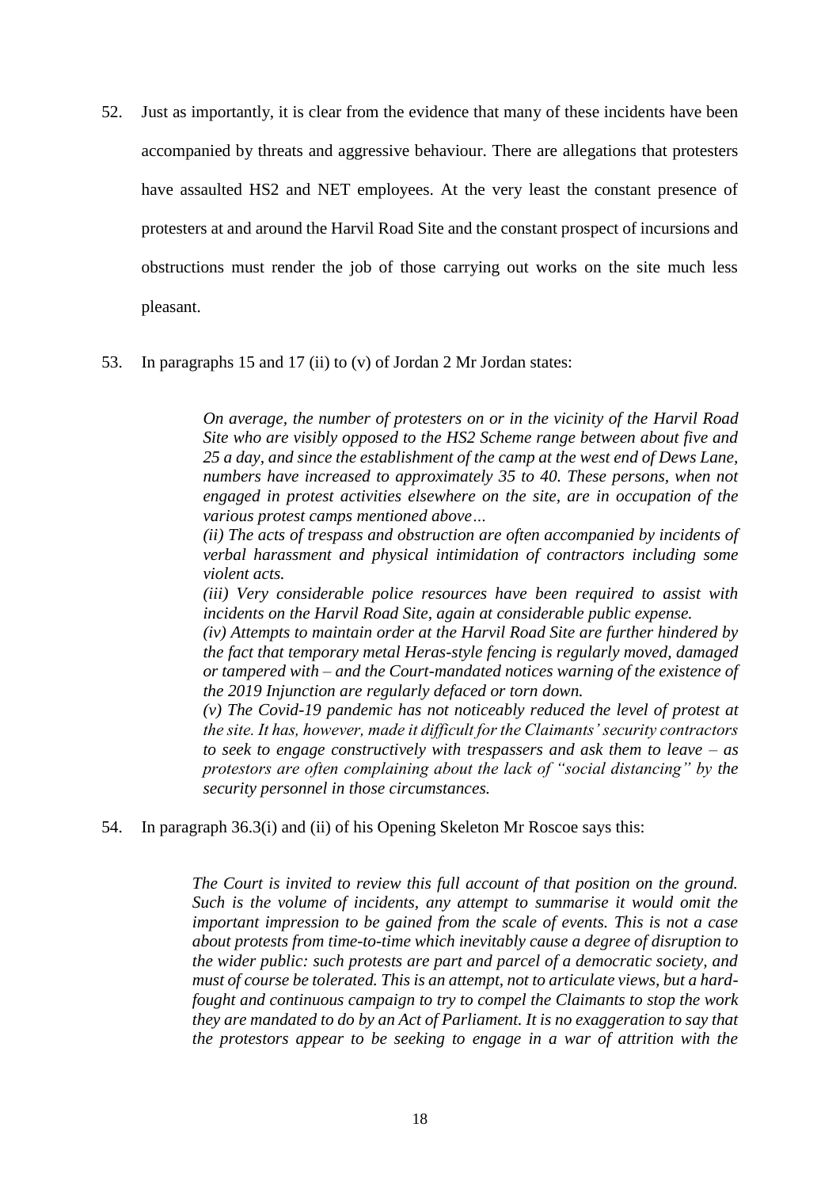52. Just as importantly, it is clear from the evidence that many of these incidents have been accompanied by threats and aggressive behaviour. There are allegations that protesters have assaulted HS2 and NET employees. At the very least the constant presence of protesters at and around the Harvil Road Site and the constant prospect of incursions and obstructions must render the job of those carrying out works on the site much less pleasant.

53. In paragraphs 15 and 17 (ii) to (v) of Jordan 2 Mr Jordan states:

> *On average, the number of protesters on or in the vicinity of the Harvil Road Site who are visibly opposed to the HS2 Scheme range between about five and 25 a day, and since the establishment of the camp at the west end of Dews Lane, numbers have increased to approximately 35 to 40. These persons, when not engaged in protest activities elsewhere on the site, are in occupation of the various protest camps mentioned above…*
>
> *(ii) The acts of trespass and obstruction are often accompanied by incidents of verbal harassment and physical intimidation of contractors including some violent acts.*
>
> *(iii) Very considerable police resources have been required to assist with incidents on the Harvil Road Site, again at considerable public expense.*
>
> *(iv) Attempts to maintain order at the Harvil Road Site are further hindered by the fact that temporary metal Heras-style fencing is regularly moved, damaged or tampered with – and the Court-mandated notices warning of the existence of the 2019 Injunction are regularly defaced or torn down.*
>
> *(v) The Covid-19 pandemic has not noticeably reduced the level of protest at the site. It has, however, made it difficult for the Claimants' security contractors to seek to engage constructively with trespassers and ask them to leave – as protestors are often complaining about the lack of "social distancing" by the security personnel in those circumstances.*

54. In paragraph 36.3(i) and (ii) of his Opening Skeleton Mr Roscoe says this:

> *The Court is invited to review this full account of that position on the ground. Such is the volume of incidents, any attempt to summarise it would omit the important impression to be gained from the scale of events. This is not a case about protests from time-to-time which inevitably cause a degree of disruption to the wider public: such protests are part and parcel of a democratic society, and must of course be tolerated. This is an attempt, not to articulate views, but a hard-fought and continuous campaign to try to compel the Claimants to stop the work they are mandated to do by an Act of Parliament. It is no exaggeration to say that the protestors appear to be seeking to engage in a war of attrition with the*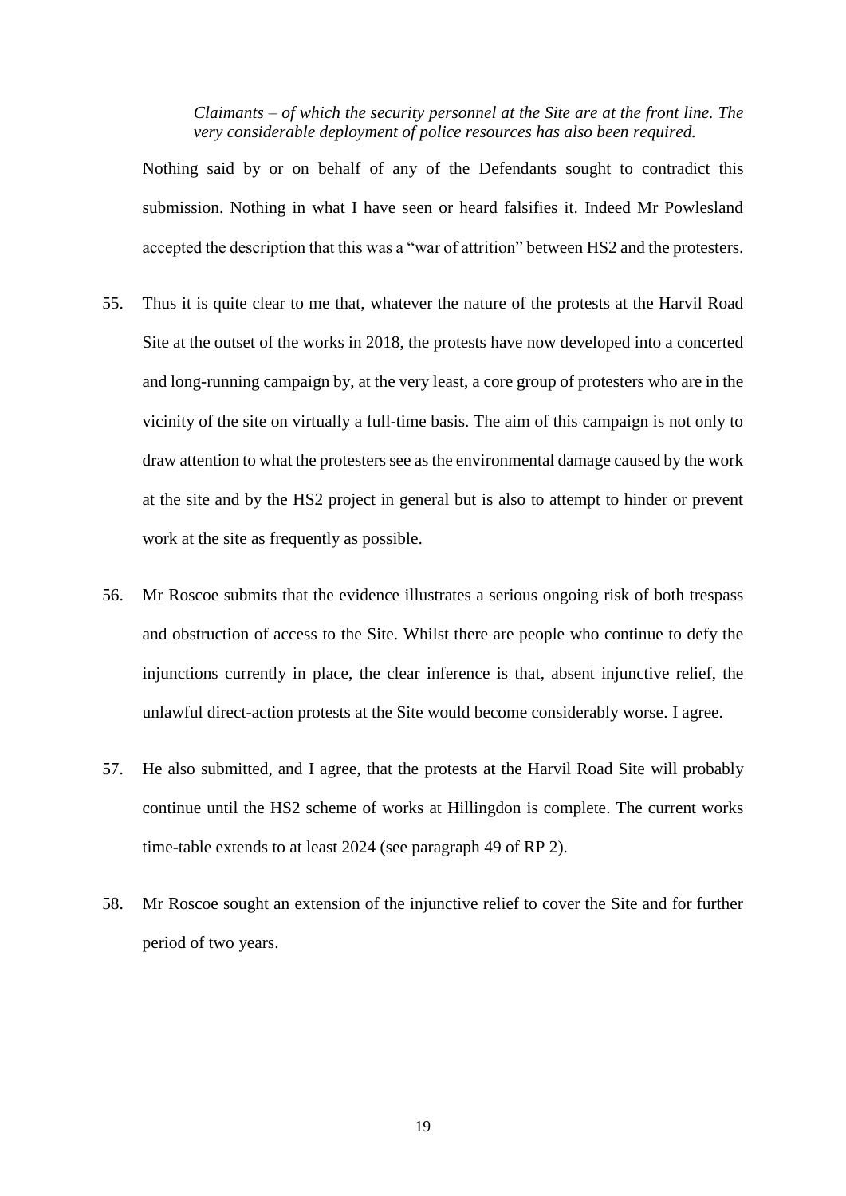> *Claimants – of which the security personnel at the Site are at the front line. The very considerable deployment of police resources has also been required.*

Nothing said by or on behalf of any of the Defendants sought to contradict this submission. Nothing in what I have seen or heard falsifies it. Indeed Mr Powlesland accepted the description that this was a "war of attrition" between HS2 and the protesters.

55. Thus it is quite clear to me that, whatever the nature of the protests at the Harvil Road Site at the outset of the works in 2018, the protests have now developed into a concerted and long-running campaign by, at the very least, a core group of protesters who are in the vicinity of the site on virtually a full-time basis. The aim of this campaign is not only to draw attention to what the protesters see as the environmental damage caused by the work at the site and by the HS2 project in general but is also to attempt to hinder or prevent work at the site as frequently as possible.

56. Mr Roscoe submits that the evidence illustrates a serious ongoing risk of both trespass and obstruction of access to the Site. Whilst there are people who continue to defy the injunctions currently in place, the clear inference is that, absent injunctive relief, the unlawful direct-action protests at the Site would become considerably worse. I agree.

57. He also submitted, and I agree, that the protests at the Harvil Road Site will probably continue until the HS2 scheme of works at Hillingdon is complete. The current works time-table extends to at least 2024 (see paragraph 49 of RP 2).

58. Mr Roscoe sought an extension of the injunctive relief to cover the Site and for further period of two years.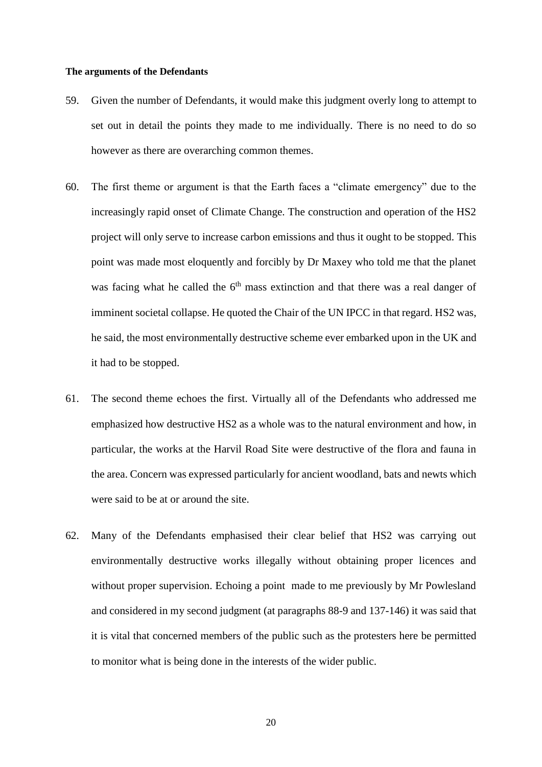**The arguments of the Defendants**

59. Given the number of Defendants, it would make this judgment overly long to attempt to set out in detail the points they made to me individually. There is no need to do so however as there are overarching common themes.

60. The first theme or argument is that the Earth faces a "climate emergency" due to the increasingly rapid onset of Climate Change. The construction and operation of the HS2 project will only serve to increase carbon emissions and thus it ought to be stopped. This point was made most eloquently and forcibly by Dr Maxey who told me that the planet was facing what he called the 6th mass extinction and that there was a real danger of imminent societal collapse. He quoted the Chair of the UN IPCC in that regard. HS2 was, he said, the most environmentally destructive scheme ever embarked upon in the UK and it had to be stopped.

61. The second theme echoes the first. Virtually all of the Defendants who addressed me emphasized how destructive HS2 as a whole was to the natural environment and how, in particular, the works at the Harvil Road Site were destructive of the flora and fauna in the area. Concern was expressed particularly for ancient woodland, bats and newts which were said to be at or around the site.

62. Many of the Defendants emphasised their clear belief that HS2 was carrying out environmentally destructive works illegally without obtaining proper licences and without proper supervision. Echoing a point made to me previously by Mr Powlesland and considered in my second judgment (at paragraphs 88-9 and 137-146) it was said that it is vital that concerned members of the public such as the protesters here be permitted to monitor what is being done in the interests of the wider public.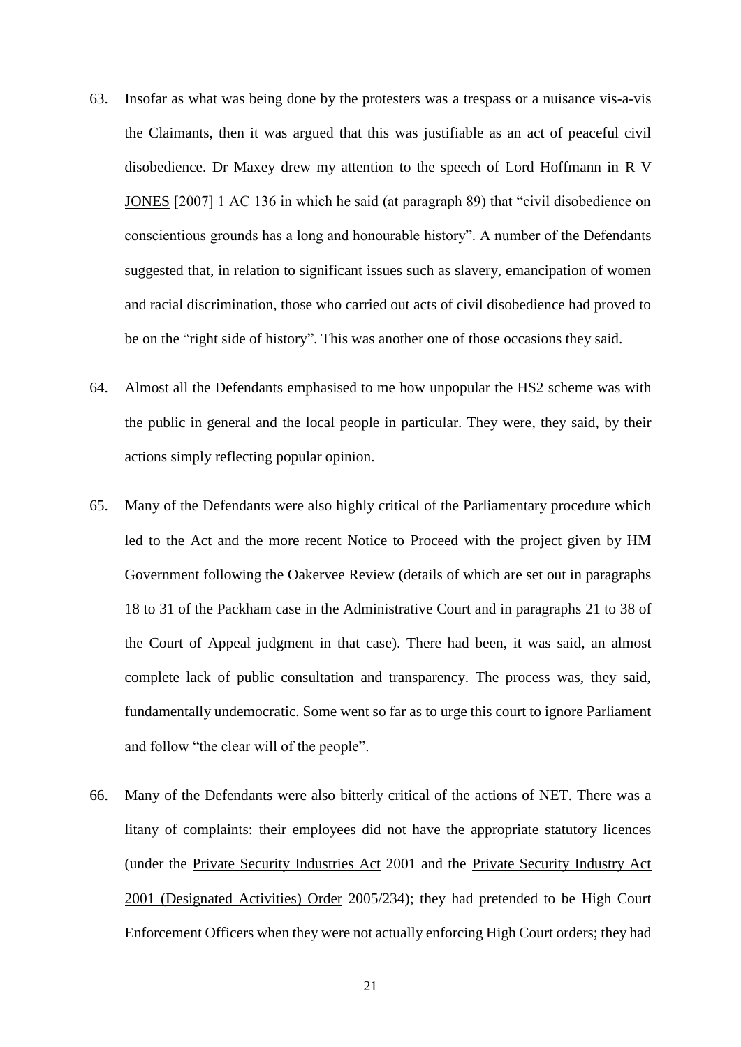63. Insofar as what was being done by the protesters was a trespass or a nuisance vis-a-vis the Claimants, then it was argued that this was justifiable as an act of peaceful civil disobedience. Dr Maxey drew my attention to the speech of Lord Hoffmann in R V JONES [2007] 1 AC 136 in which he said (at paragraph 89) that "civil disobedience on conscientious grounds has a long and honourable history". A number of the Defendants suggested that, in relation to significant issues such as slavery, emancipation of women and racial discrimination, those who carried out acts of civil disobedience had proved to be on the "right side of history". This was another one of those occasions they said.

64. Almost all the Defendants emphasised to me how unpopular the HS2 scheme was with the public in general and the local people in particular. They were, they said, by their actions simply reflecting popular opinion.

65. Many of the Defendants were also highly critical of the Parliamentary procedure which led to the Act and the more recent Notice to Proceed with the project given by HM Government following the Oakervee Review (details of which are set out in paragraphs 18 to 31 of the Packham case in the Administrative Court and in paragraphs 21 to 38 of the Court of Appeal judgment in that case). There had been, it was said, an almost complete lack of public consultation and transparency. The process was, they said, fundamentally undemocratic. Some went so far as to urge this court to ignore Parliament and follow "the clear will of the people".

66. Many of the Defendants were also bitterly critical of the actions of NET. There was a litany of complaints: their employees did not have the appropriate statutory licences (under the Private Security Industries Act 2001 and the Private Security Industry Act 2001 (Designated Activities) Order 2005/234); they had pretended to be High Court Enforcement Officers when they were not actually enforcing High Court orders; they had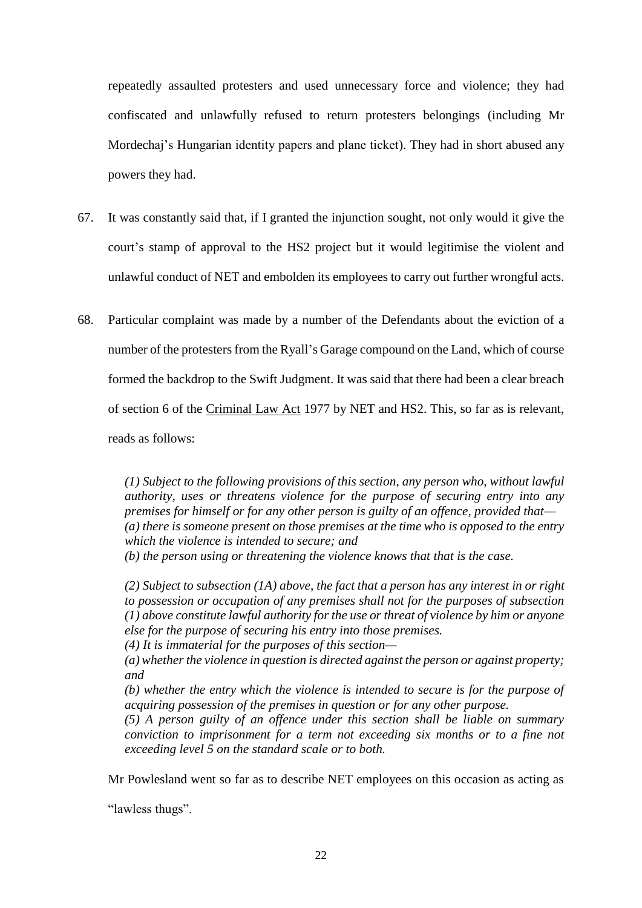repeatedly assaulted protesters and used unnecessary force and violence; they had confiscated and unlawfully refused to return protesters belongings (including Mr Mordechaj's Hungarian identity papers and plane ticket). They had in short abused any powers they had.

67. It was constantly said that, if I granted the injunction sought, not only would it give the court's stamp of approval to the HS2 project but it would legitimise the violent and unlawful conduct of NET and embolden its employees to carry out further wrongful acts.

68. Particular complaint was made by a number of the Defendants about the eviction of a number of the protesters from the Ryall's Garage compound on the Land, which of course formed the backdrop to the Swift Judgment. It was said that there had been a clear breach of section 6 of the Criminal Law Act 1977 by NET and HS2. This, so far as is relevant, reads as follows:

> *(1) Subject to the following provisions of this section, any person who, without lawful authority, uses or threatens violence for the purpose of securing entry into any premises for himself or for any other person is guilty of an offence, provided that—*
> *(a) there is someone present on those premises at the time who is opposed to the entry which the violence is intended to secure; and*
> *(b) the person using or threatening the violence knows that that is the case.*
>
> *(2) Subject to subsection (1A) above, the fact that a person has any interest in or right to possession or occupation of any premises shall not for the purposes of subsection (1) above constitute lawful authority for the use or threat of violence by him or anyone else for the purpose of securing his entry into those premises.*
> *(4) It is immaterial for the purposes of this section—*
> *(a) whether the violence in question is directed against the person or against property; and*
> *(b) whether the entry which the violence is intended to secure is for the purpose of acquiring possession of the premises in question or for any other purpose.*
> *(5) A person guilty of an offence under this section shall be liable on summary conviction to imprisonment for a term not exceeding six months or to a fine not exceeding level 5 on the standard scale or to both.*

Mr Powlesland went so far as to describe NET employees on this occasion as acting as "lawless thugs".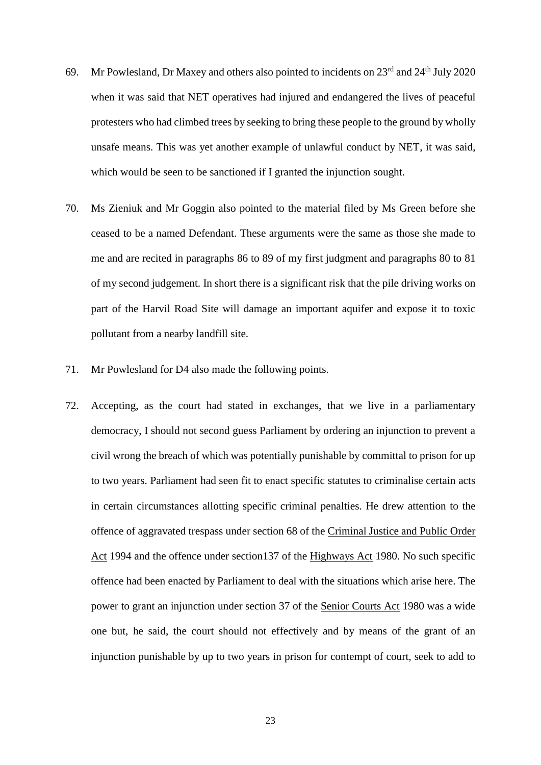69. Mr Powlesland, Dr Maxey and others also pointed to incidents on 23rd and 24th July 2020 when it was said that NET operatives had injured and endangered the lives of peaceful protesters who had climbed trees by seeking to bring these people to the ground by wholly unsafe means. This was yet another example of unlawful conduct by NET, it was said, which would be seen to be sanctioned if I granted the injunction sought.

70. Ms Zieniuk and Mr Goggin also pointed to the material filed by Ms Green before she ceased to be a named Defendant. These arguments were the same as those she made to me and are recited in paragraphs 86 to 89 of my first judgment and paragraphs 80 to 81 of my second judgement. In short there is a significant risk that the pile driving works on part of the Harvil Road Site will damage an important aquifer and expose it to toxic pollutant from a nearby landfill site.

71. Mr Powlesland for D4 also made the following points.

72. Accepting, as the court had stated in exchanges, that we live in a parliamentary democracy, I should not second guess Parliament by ordering an injunction to prevent a civil wrong the breach of which was potentially punishable by committal to prison for up to two years. Parliament had seen fit to enact specific statutes to criminalise certain acts in certain circumstances allotting specific criminal penalties. He drew attention to the offence of aggravated trespass under section 68 of the Criminal Justice and Public Order Act 1994 and the offence under section137 of the Highways Act 1980. No such specific offence had been enacted by Parliament to deal with the situations which arise here. The power to grant an injunction under section 37 of the Senior Courts Act 1980 was a wide one but, he said, the court should not effectively and by means of the grant of an injunction punishable by up to two years in prison for contempt of court, seek to add to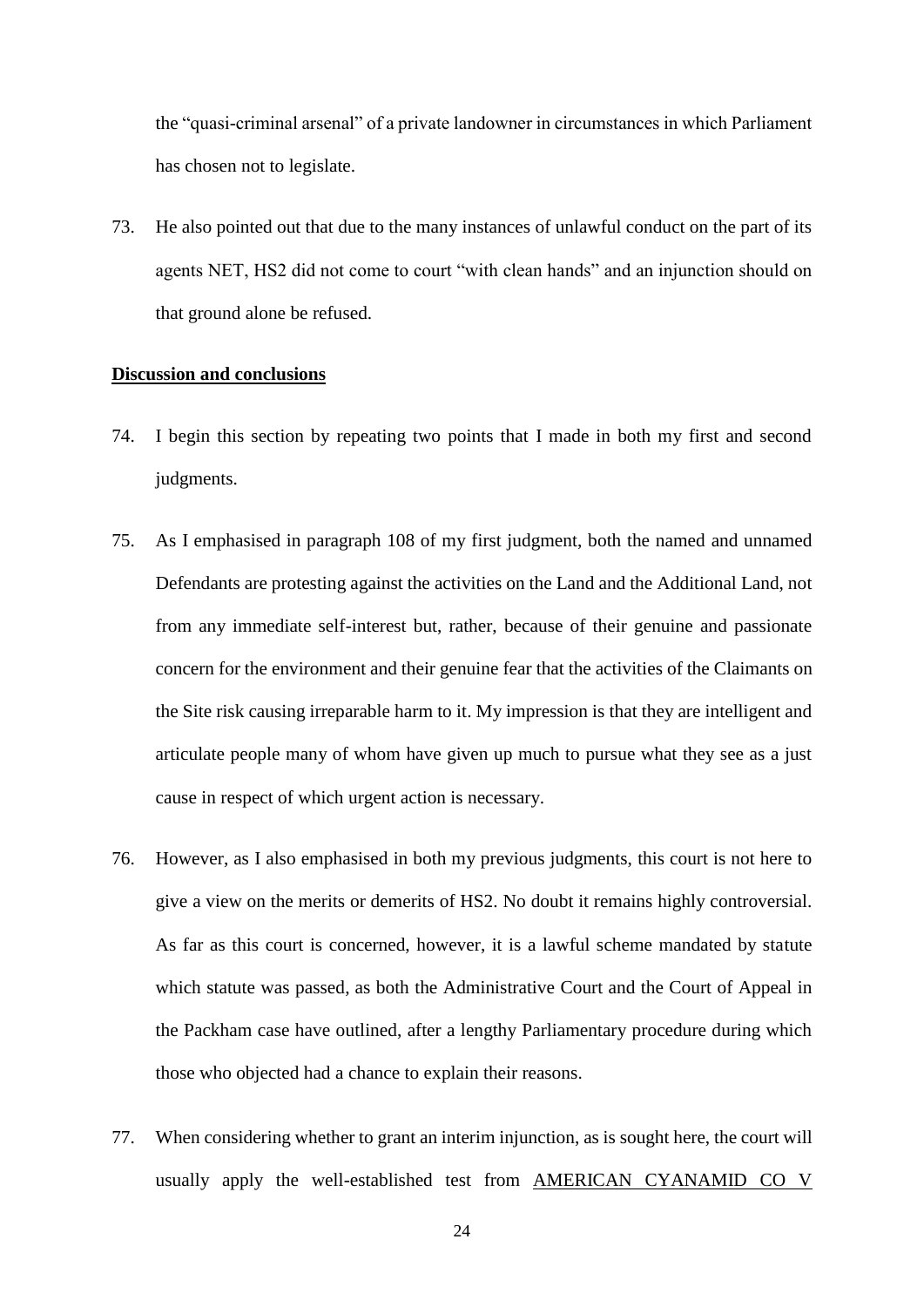the "quasi-criminal arsenal" of a private landowner in circumstances in which Parliament has chosen not to legislate.

73. He also pointed out that due to the many instances of unlawful conduct on the part of its agents NET, HS2 did not come to court "with clean hands" and an injunction should on that ground alone be refused.

## Discussion and conclusions

74. I begin this section by repeating two points that I made in both my first and second judgments.

75. As I emphasised in paragraph 108 of my first judgment, both the named and unnamed Defendants are protesting against the activities on the Land and the Additional Land, not from any immediate self-interest but, rather, because of their genuine and passionate concern for the environment and their genuine fear that the activities of the Claimants on the Site risk causing irreparable harm to it. My impression is that they are intelligent and articulate people many of whom have given up much to pursue what they see as a just cause in respect of which urgent action is necessary.

76. However, as I also emphasised in both my previous judgments, this court is not here to give a view on the merits or demerits of HS2. No doubt it remains highly controversial. As far as this court is concerned, however, it is a lawful scheme mandated by statute which statute was passed, as both the Administrative Court and the Court of Appeal in the Packham case have outlined, after a lengthy Parliamentary procedure during which those who objected had a chance to explain their reasons.

77. When considering whether to grant an interim injunction, as is sought here, the court will usually apply the well-established test from AMERICAN CYANAMID CO V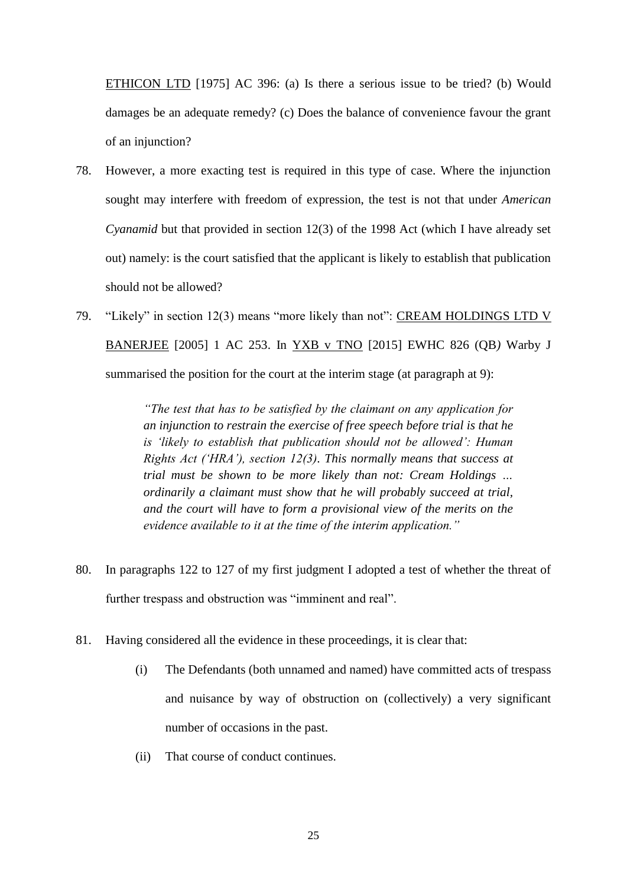ETHICON LTD [1975] AC 396: (a) Is there a serious issue to be tried? (b) Would damages be an adequate remedy? (c) Does the balance of convenience favour the grant of an injunction?

78. However, a more exacting test is required in this type of case. Where the injunction sought may interfere with freedom of expression, the test is not that under *American Cyanamid* but that provided in section 12(3) of the 1998 Act (which I have already set out) namely: is the court satisfied that the applicant is likely to establish that publication should not be allowed?

79. "Likely" in section 12(3) means "more likely than not": CREAM HOLDINGS LTD V BANERJEE [2005] 1 AC 253. In YXB v TNO [2015] EWHC 826 (QB*)* Warby J summarised the position for the court at the interim stage (at paragraph at 9):

> *"The test that has to be satisfied by the claimant on any application for an injunction to restrain the exercise of free speech before trial is that he is 'likely to establish that publication should not be allowed': Human Rights Act ('HRA'), section 12(3). This normally means that success at trial must be shown to be more likely than not: Cream Holdings ... ordinarily a claimant must show that he will probably succeed at trial, and the court will have to form a provisional view of the merits on the evidence available to it at the time of the interim application."*

80. In paragraphs 122 to 127 of my first judgment I adopted a test of whether the threat of further trespass and obstruction was "imminent and real".

81. Having considered all the evidence in these proceedings, it is clear that:

    (i) The Defendants (both unnamed and named) have committed acts of trespass and nuisance by way of obstruction on (collectively) a very significant number of occasions in the past.

    (ii) That course of conduct continues.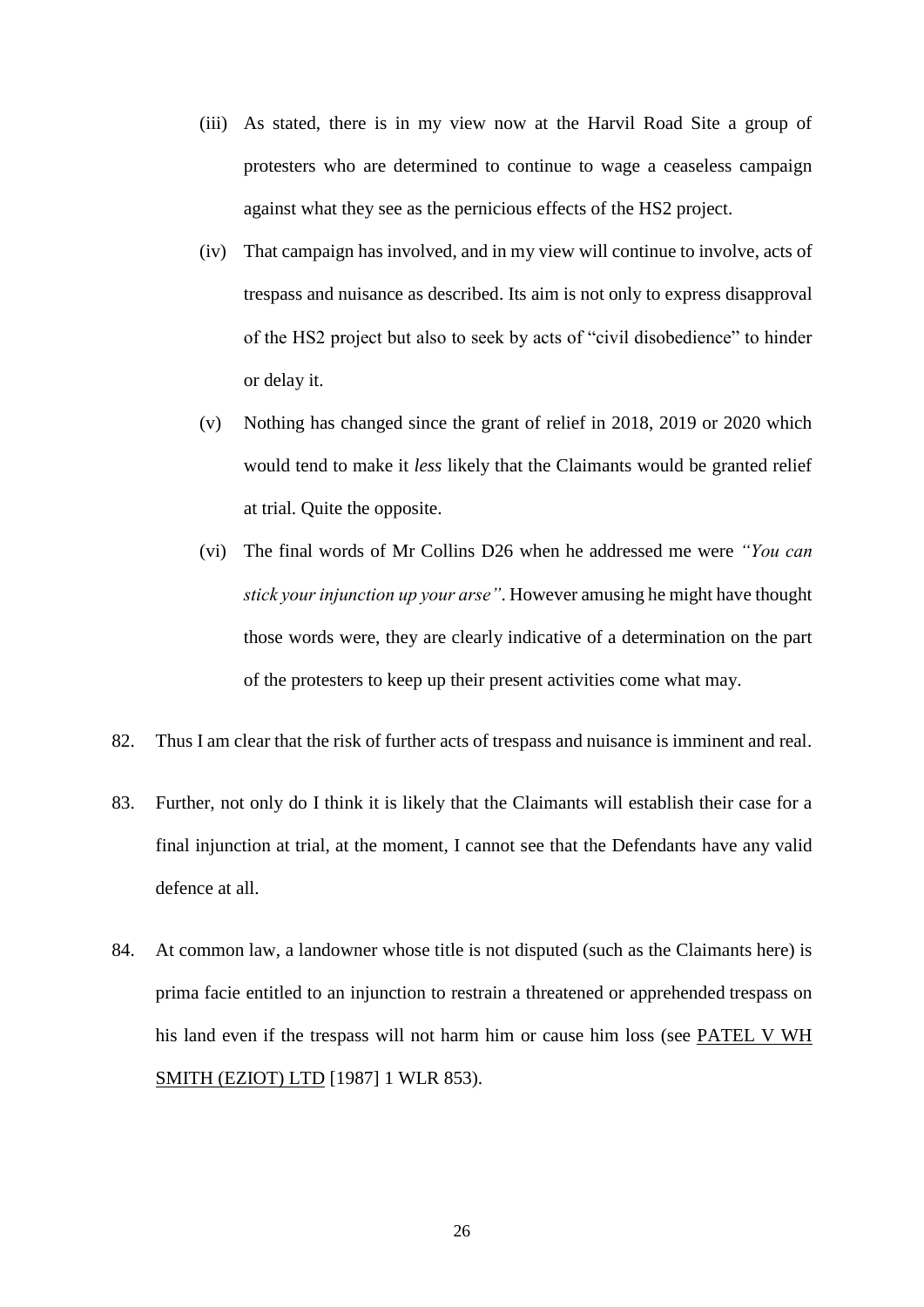(iii) As stated, there is in my view now at the Harvil Road Site a group of protesters who are determined to continue to wage a ceaseless campaign against what they see as the pernicious effects of the HS2 project.

(iv) That campaign has involved, and in my view will continue to involve, acts of trespass and nuisance as described. Its aim is not only to express disapproval of the HS2 project but also to seek by acts of "civil disobedience" to hinder or delay it.

(v) Nothing has changed since the grant of relief in 2018, 2019 or 2020 which would tend to make it *less* likely that the Claimants would be granted relief at trial. Quite the opposite.

(vi) The final words of Mr Collins D26 when he addressed me were *"You can stick your injunction up your arse"*. However amusing he might have thought those words were, they are clearly indicative of a determination on the part of the protesters to keep up their present activities come what may.

82. Thus I am clear that the risk of further acts of trespass and nuisance is imminent and real.

83. Further, not only do I think it is likely that the Claimants will establish their case for a final injunction at trial, at the moment, I cannot see that the Defendants have any valid defence at all.

84. At common law, a landowner whose title is not disputed (such as the Claimants here) is prima facie entitled to an injunction to restrain a threatened or apprehended trespass on his land even if the trespass will not harm him or cause him loss (see PATEL V WH SMITH (EZIOT) LTD [1987] 1 WLR 853).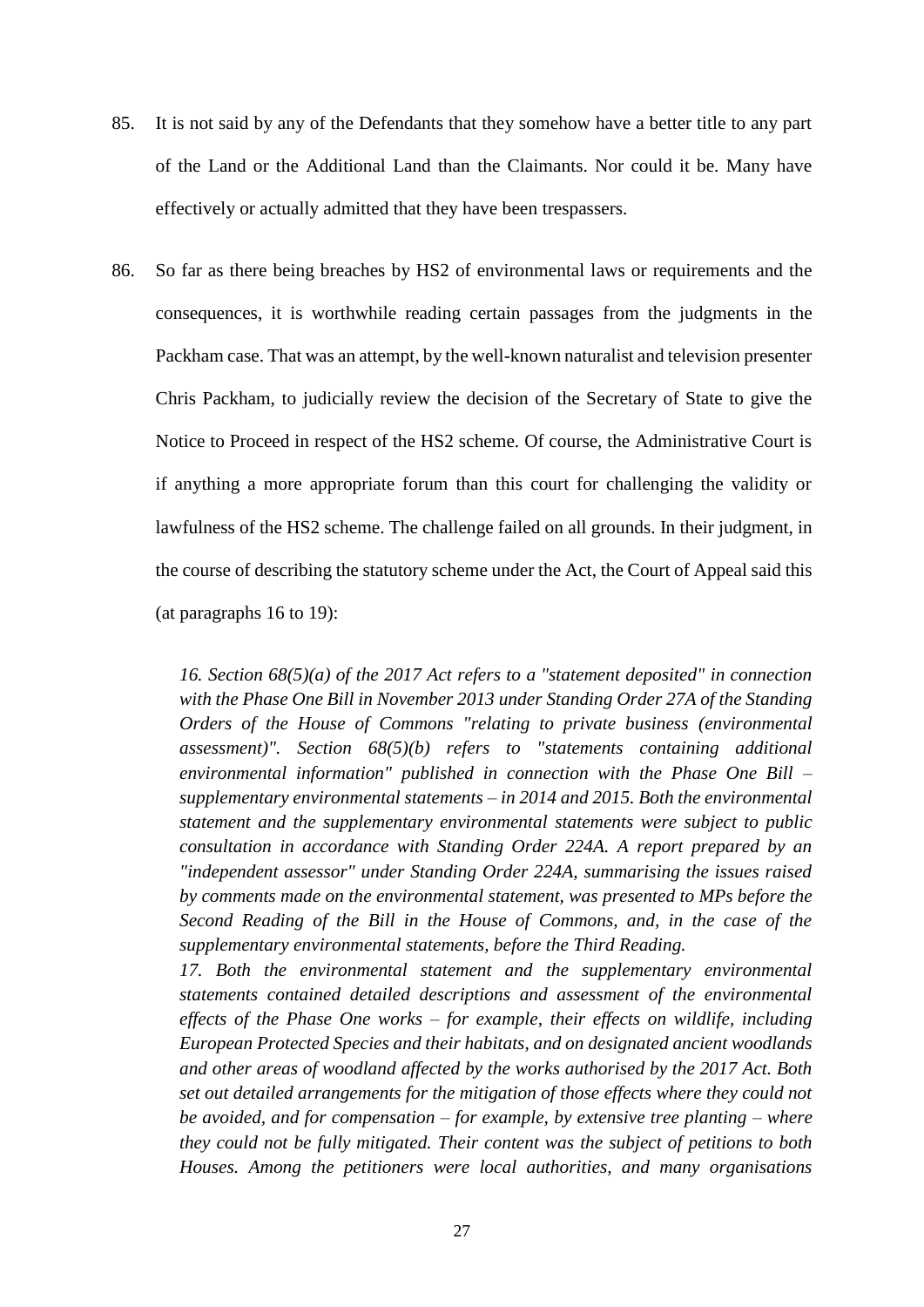85. It is not said by any of the Defendants that they somehow have a better title to any part of the Land or the Additional Land than the Claimants. Nor could it be. Many have effectively or actually admitted that they have been trespassers.

86. So far as there being breaches by HS2 of environmental laws or requirements and the consequences, it is worthwhile reading certain passages from the judgments in the Packham case. That was an attempt, by the well-known naturalist and television presenter Chris Packham, to judicially review the decision of the Secretary of State to give the Notice to Proceed in respect of the HS2 scheme. Of course, the Administrative Court is if anything a more appropriate forum than this court for challenging the validity or lawfulness of the HS2 scheme. The challenge failed on all grounds. In their judgment, in the course of describing the statutory scheme under the Act, the Court of Appeal said this (at paragraphs 16 to 19):

> *16. Section 68(5)(a) of the 2017 Act refers to a "statement deposited" in connection with the Phase One Bill in November 2013 under Standing Order 27A of the Standing Orders of the House of Commons "relating to private business (environmental assessment)". Section 68(5)(b) refers to "statements containing additional environmental information" published in connection with the Phase One Bill – supplementary environmental statements – in 2014 and 2015. Both the environmental statement and the supplementary environmental statements were subject to public consultation in accordance with Standing Order 224A. A report prepared by an "independent assessor" under Standing Order 224A, summarising the issues raised by comments made on the environmental statement, was presented to MPs before the Second Reading of the Bill in the House of Commons, and, in the case of the supplementary environmental statements, before the Third Reading.*
>
> *17. Both the environmental statement and the supplementary environmental statements contained detailed descriptions and assessment of the environmental effects of the Phase One works – for example, their effects on wildlife, including European Protected Species and their habitats, and on designated ancient woodlands and other areas of woodland affected by the works authorised by the 2017 Act. Both set out detailed arrangements for the mitigation of those effects where they could not be avoided, and for compensation – for example, by extensive tree planting – where they could not be fully mitigated. Their content was the subject of petitions to both Houses. Among the petitioners were local authorities, and many organisations*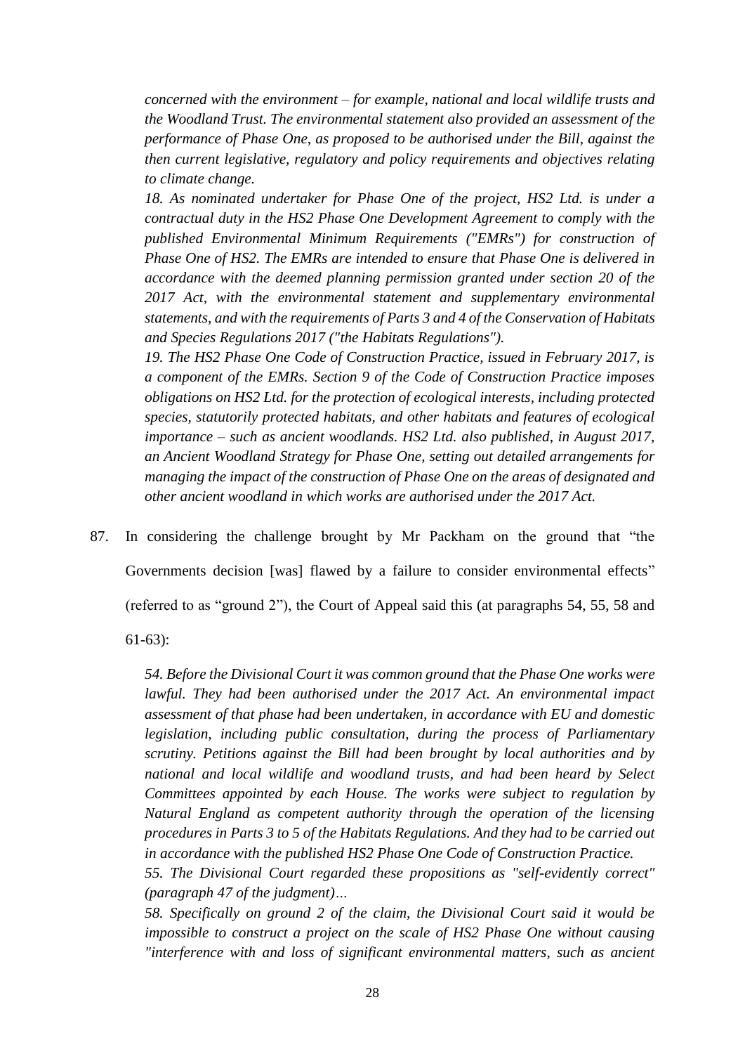*concerned with the environment – for example, national and local wildlife trusts and the Woodland Trust. The environmental statement also provided an assessment of the performance of Phase One, as proposed to be authorised under the Bill, against the then current legislative, regulatory and policy requirements and objectives relating to climate change.*

*18. As nominated undertaker for Phase One of the project, HS2 Ltd. is under a contractual duty in the HS2 Phase One Development Agreement to comply with the published Environmental Minimum Requirements ("EMRs") for construction of Phase One of HS2. The EMRs are intended to ensure that Phase One is delivered in accordance with the deemed planning permission granted under section 20 of the 2017 Act, with the environmental statement and supplementary environmental statements, and with the requirements of Parts 3 and 4 of the Conservation of Habitats and Species Regulations 2017 ("the Habitats Regulations").*

*19. The HS2 Phase One Code of Construction Practice, issued in February 2017, is a component of the EMRs. Section 9 of the Code of Construction Practice imposes obligations on HS2 Ltd. for the protection of ecological interests, including protected species, statutorily protected habitats, and other habitats and features of ecological importance – such as ancient woodlands. HS2 Ltd. also published, in August 2017, an Ancient Woodland Strategy for Phase One, setting out detailed arrangements for managing the impact of the construction of Phase One on the areas of designated and other ancient woodland in which works are authorised under the 2017 Act.*

87. In considering the challenge brought by Mr Packham on the ground that "the Governments decision [was] flawed by a failure to consider environmental effects" (referred to as "ground 2"), the Court of Appeal said this (at paragraphs 54, 55, 58 and 61-63):

*54. Before the Divisional Court it was common ground that the Phase One works were lawful. They had been authorised under the 2017 Act. An environmental impact assessment of that phase had been undertaken, in accordance with EU and domestic legislation, including public consultation, during the process of Parliamentary scrutiny. Petitions against the Bill had been brought by local authorities and by national and local wildlife and woodland trusts, and had been heard by Select Committees appointed by each House. The works were subject to regulation by Natural England as competent authority through the operation of the licensing procedures in Parts 3 to 5 of the Habitats Regulations. And they had to be carried out in accordance with the published HS2 Phase One Code of Construction Practice.*

*55. The Divisional Court regarded these propositions as "self-evidently correct" (paragraph 47 of the judgment)…*

*58. Specifically on ground 2 of the claim, the Divisional Court said it would be impossible to construct a project on the scale of HS2 Phase One without causing "interference with and loss of significant environmental matters, such as ancient*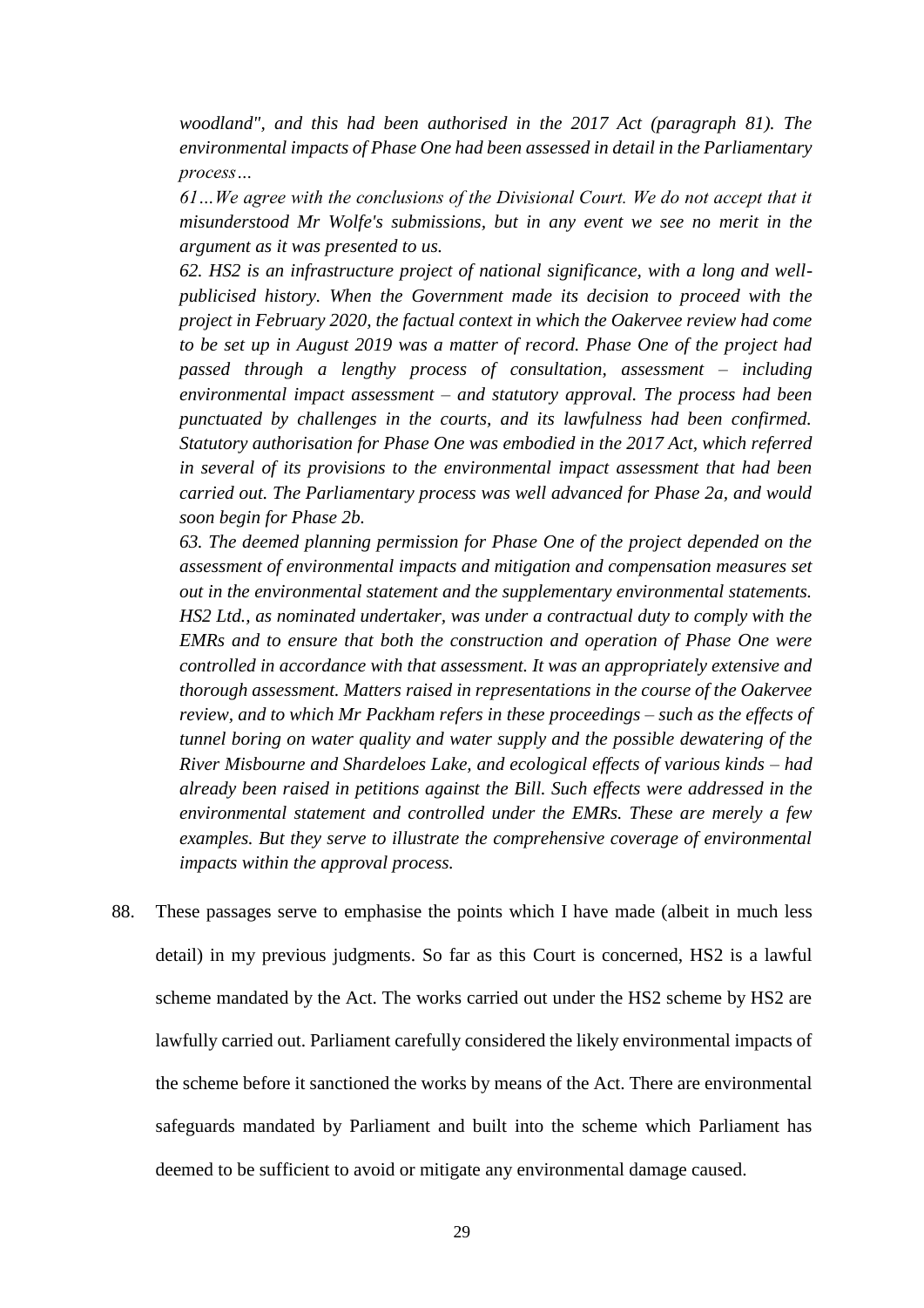*woodland", and this had been authorised in the 2017 Act (paragraph 81). The environmental impacts of Phase One had been assessed in detail in the Parliamentary process…*

*61…We agree with the conclusions of the Divisional Court. We do not accept that it misunderstood Mr Wolfe's submissions, but in any event we see no merit in the argument as it was presented to us.*

*62. HS2 is an infrastructure project of national significance, with a long and well-publicised history. When the Government made its decision to proceed with the project in February 2020, the factual context in which the Oakervee review had come to be set up in August 2019 was a matter of record. Phase One of the project had passed through a lengthy process of consultation, assessment – including environmental impact assessment – and statutory approval. The process had been punctuated by challenges in the courts, and its lawfulness had been confirmed. Statutory authorisation for Phase One was embodied in the 2017 Act, which referred in several of its provisions to the environmental impact assessment that had been carried out. The Parliamentary process was well advanced for Phase 2a, and would soon begin for Phase 2b.*

*63. The deemed planning permission for Phase One of the project depended on the assessment of environmental impacts and mitigation and compensation measures set out in the environmental statement and the supplementary environmental statements. HS2 Ltd., as nominated undertaker, was under a contractual duty to comply with the EMRs and to ensure that both the construction and operation of Phase One were controlled in accordance with that assessment. It was an appropriately extensive and thorough assessment. Matters raised in representations in the course of the Oakervee review, and to which Mr Packham refers in these proceedings – such as the effects of tunnel boring on water quality and water supply and the possible dewatering of the River Misbourne and Shardeloes Lake, and ecological effects of various kinds – had already been raised in petitions against the Bill. Such effects were addressed in the environmental statement and controlled under the EMRs. These are merely a few examples. But they serve to illustrate the comprehensive coverage of environmental impacts within the approval process.*

88. These passages serve to emphasise the points which I have made (albeit in much less detail) in my previous judgments. So far as this Court is concerned, HS2 is a lawful scheme mandated by the Act. The works carried out under the HS2 scheme by HS2 are lawfully carried out. Parliament carefully considered the likely environmental impacts of the scheme before it sanctioned the works by means of the Act. There are environmental safeguards mandated by Parliament and built into the scheme which Parliament has deemed to be sufficient to avoid or mitigate any environmental damage caused.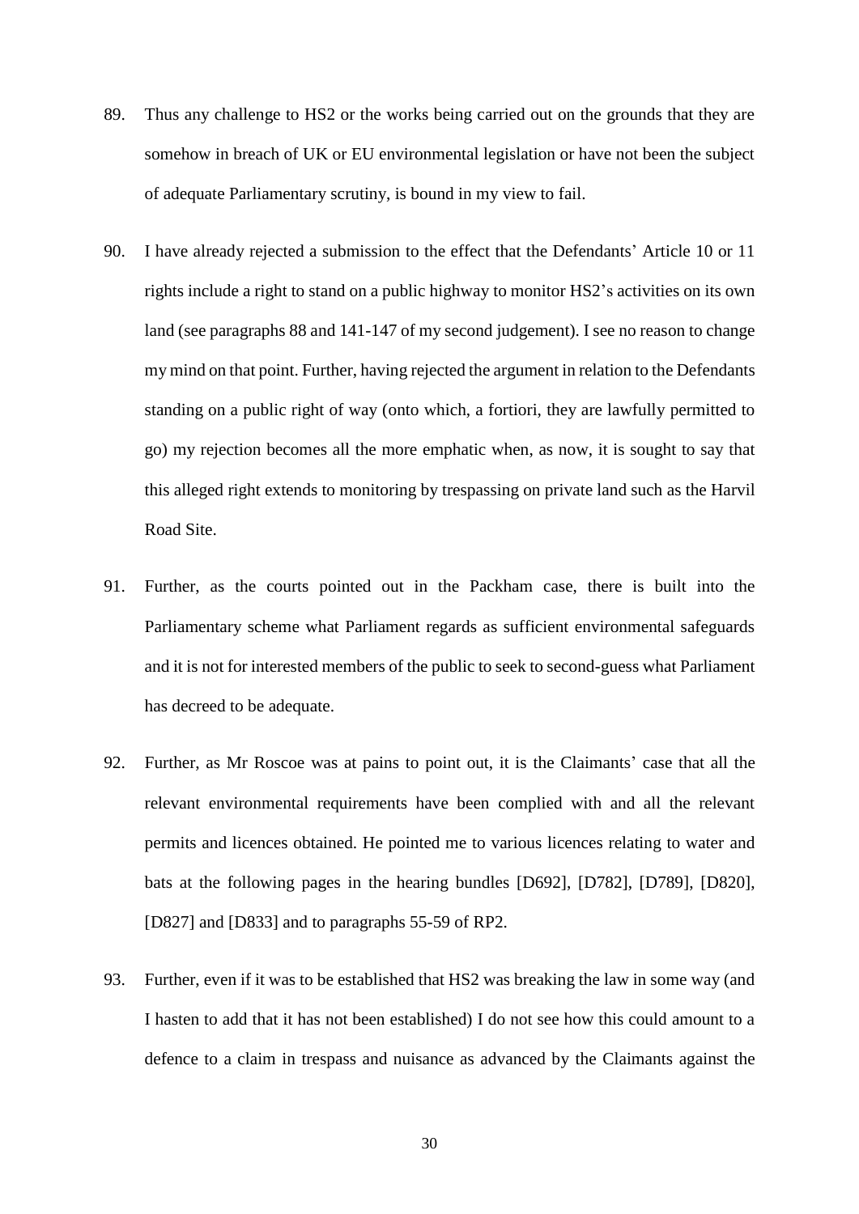89. Thus any challenge to HS2 or the works being carried out on the grounds that they are somehow in breach of UK or EU environmental legislation or have not been the subject of adequate Parliamentary scrutiny, is bound in my view to fail.

90. I have already rejected a submission to the effect that the Defendants' Article 10 or 11 rights include a right to stand on a public highway to monitor HS2's activities on its own land (see paragraphs 88 and 141-147 of my second judgement). I see no reason to change my mind on that point. Further, having rejected the argument in relation to the Defendants standing on a public right of way (onto which, a fortiori, they are lawfully permitted to go) my rejection becomes all the more emphatic when, as now, it is sought to say that this alleged right extends to monitoring by trespassing on private land such as the Harvil Road Site.

91. Further, as the courts pointed out in the Packham case, there is built into the Parliamentary scheme what Parliament regards as sufficient environmental safeguards and it is not for interested members of the public to seek to second-guess what Parliament has decreed to be adequate.

92. Further, as Mr Roscoe was at pains to point out, it is the Claimants' case that all the relevant environmental requirements have been complied with and all the relevant permits and licences obtained. He pointed me to various licences relating to water and bats at the following pages in the hearing bundles [D692], [D782], [D789], [D820], [D827] and [D833] and to paragraphs 55-59 of RP2.

93. Further, even if it was to be established that HS2 was breaking the law in some way (and I hasten to add that it has not been established) I do not see how this could amount to a defence to a claim in trespass and nuisance as advanced by the Claimants against the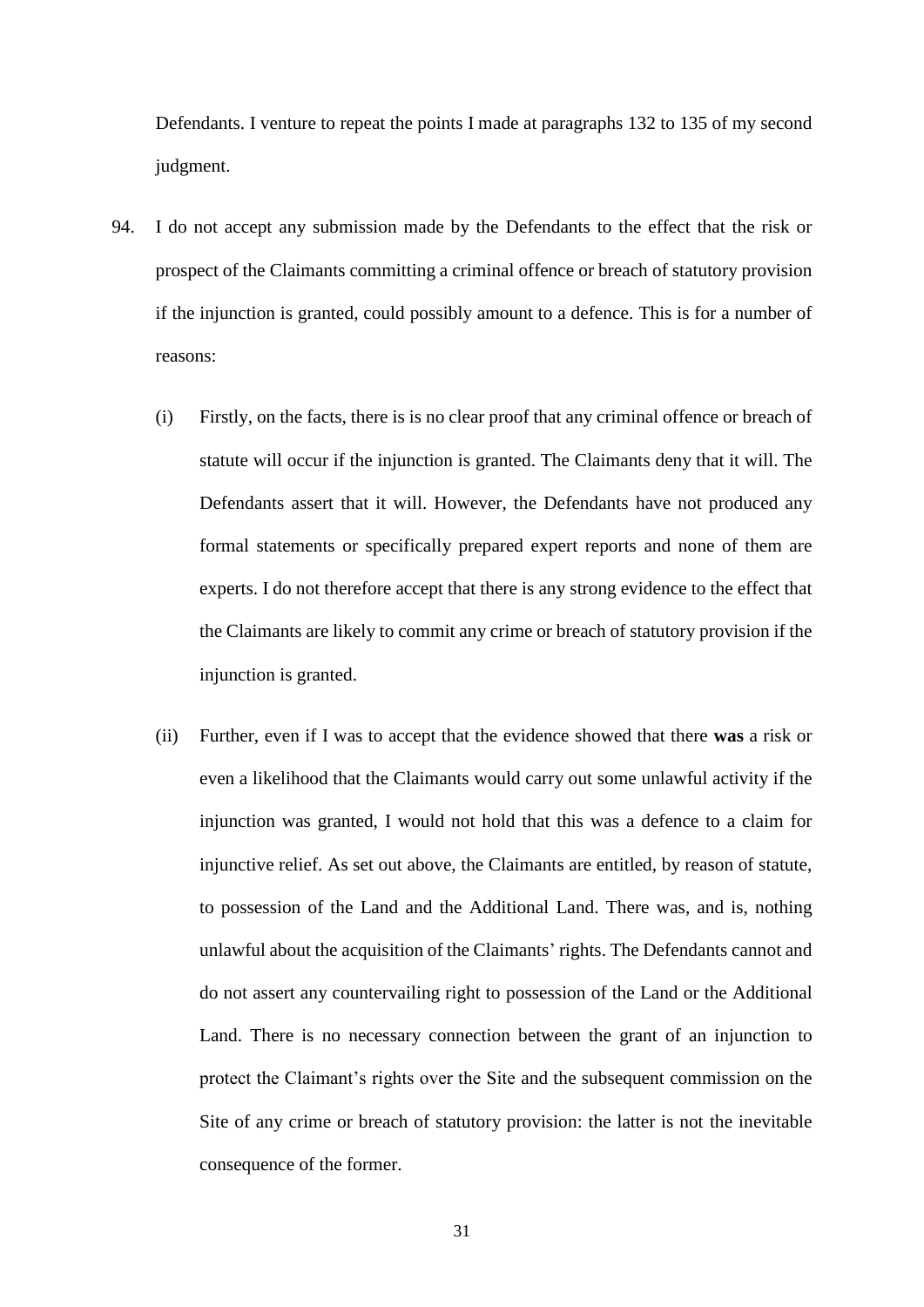Defendants. I venture to repeat the points I made at paragraphs 132 to 135 of my second judgment.

94. I do not accept any submission made by the Defendants to the effect that the risk or prospect of the Claimants committing a criminal offence or breach of statutory provision if the injunction is granted, could possibly amount to a defence. This is for a number of reasons:

   (i) Firstly, on the facts, there is is no clear proof that any criminal offence or breach of statute will occur if the injunction is granted. The Claimants deny that it will. The Defendants assert that it will. However, the Defendants have not produced any formal statements or specifically prepared expert reports and none of them are experts. I do not therefore accept that there is any strong evidence to the effect that the Claimants are likely to commit any crime or breach of statutory provision if the injunction is granted.

   (ii) Further, even if I was to accept that the evidence showed that there **was** a risk or even a likelihood that the Claimants would carry out some unlawful activity if the injunction was granted, I would not hold that this was a defence to a claim for injunctive relief. As set out above, the Claimants are entitled, by reason of statute, to possession of the Land and the Additional Land. There was, and is, nothing unlawful about the acquisition of the Claimants' rights. The Defendants cannot and do not assert any countervailing right to possession of the Land or the Additional Land. There is no necessary connection between the grant of an injunction to protect the Claimant's rights over the Site and the subsequent commission on the Site of any crime or breach of statutory provision: the latter is not the inevitable consequence of the former.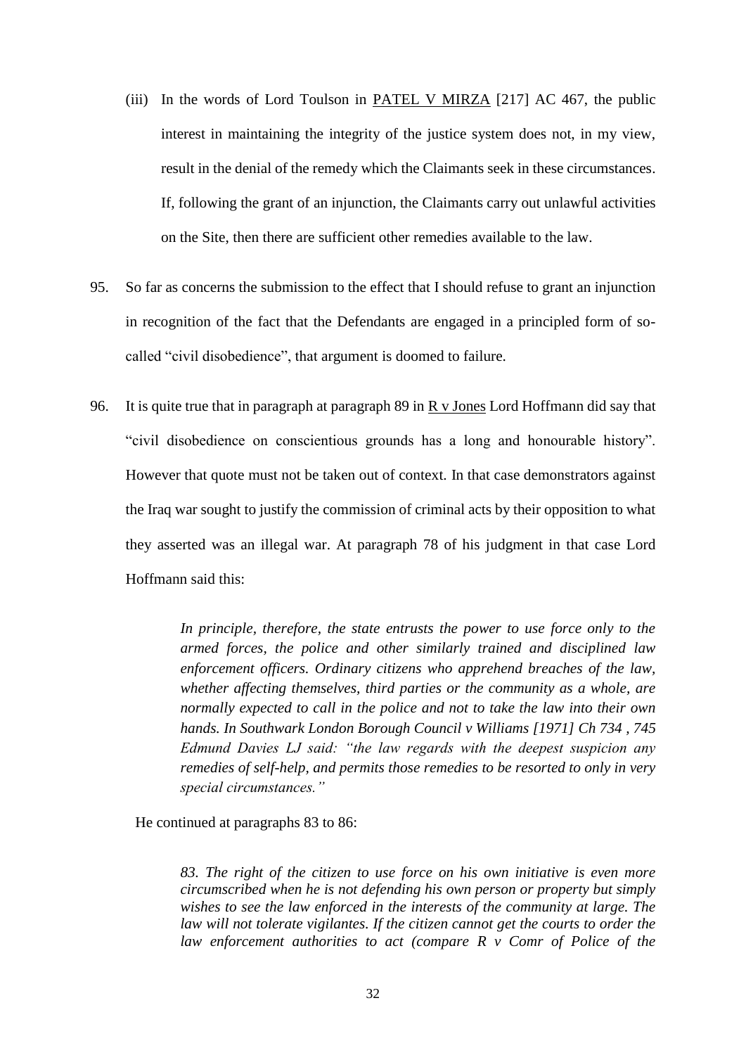(iii) In the words of Lord Toulson in PATEL V MIRZA [217] AC 467, the public interest in maintaining the integrity of the justice system does not, in my view, result in the denial of the remedy which the Claimants seek in these circumstances. If, following the grant of an injunction, the Claimants carry out unlawful activities on the Site, then there are sufficient other remedies available to the law.

95. So far as concerns the submission to the effect that I should refuse to grant an injunction in recognition of the fact that the Defendants are engaged in a principled form of so-called "civil disobedience", that argument is doomed to failure.

96. It is quite true that in paragraph at paragraph 89 in R v Jones Lord Hoffmann did say that "civil disobedience on conscientious grounds has a long and honourable history". However that quote must not be taken out of context. In that case demonstrators against the Iraq war sought to justify the commission of criminal acts by their opposition to what they asserted was an illegal war. At paragraph 78 of his judgment in that case Lord Hoffmann said this:

> *In principle, therefore, the state entrusts the power to use force only to the armed forces, the police and other similarly trained and disciplined law enforcement officers. Ordinary citizens who apprehend breaches of the law, whether affecting themselves, third parties or the community as a whole, are normally expected to call in the police and not to take the law into their own hands. In Southwark London Borough Council v Williams [1971] Ch 734 , 745 Edmund Davies LJ said: "the law regards with the deepest suspicion any remedies of self-help, and permits those remedies to be resorted to only in very special circumstances."*

He continued at paragraphs 83 to 86:

> *83. The right of the citizen to use force on his own initiative is even more circumscribed when he is not defending his own person or property but simply wishes to see the law enforced in the interests of the community at large. The law will not tolerate vigilantes. If the citizen cannot get the courts to order the law enforcement authorities to act (compare R v Comr of Police of the*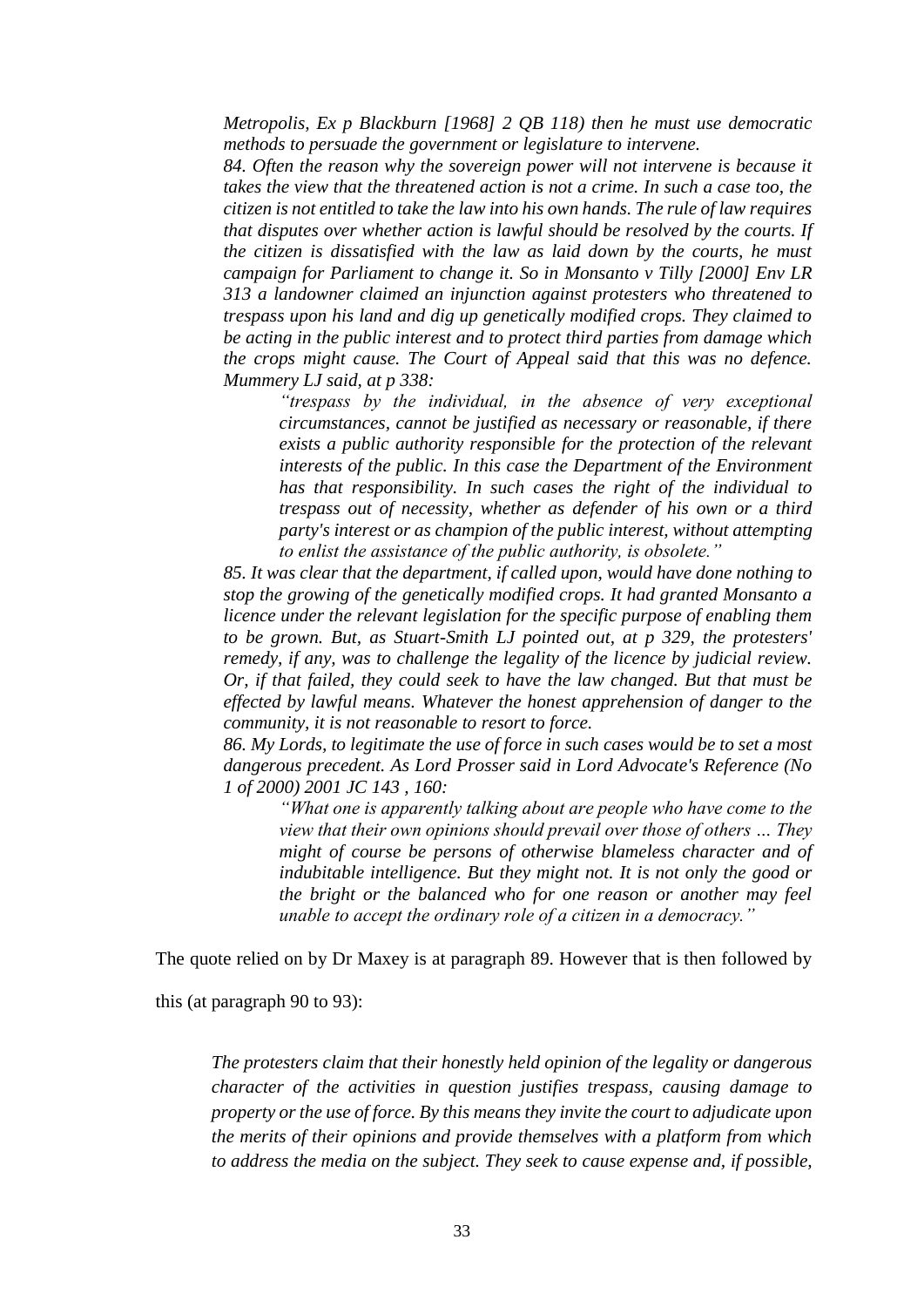*Metropolis, Ex p Blackburn [1968] 2 QB 118) then he must use democratic methods to persuade the government or legislature to intervene.*

*84. Often the reason why the sovereign power will not intervene is because it takes the view that the threatened action is not a crime. In such a case too, the citizen is not entitled to take the law into his own hands. The rule of law requires that disputes over whether action is lawful should be resolved by the courts. If the citizen is dissatisfied with the law as laid down by the courts, he must campaign for Parliament to change it. So in Monsanto v Tilly [2000] Env LR 313 a landowner claimed an injunction against protesters who threatened to trespass upon his land and dig up genetically modified crops. They claimed to be acting in the public interest and to protect third parties from damage which the crops might cause. The Court of Appeal said that this was no defence. Mummery LJ said, at p 338:*

> *"trespass by the individual, in the absence of very exceptional circumstances, cannot be justified as necessary or reasonable, if there exists a public authority responsible for the protection of the relevant interests of the public. In this case the Department of the Environment has that responsibility. In such cases the right of the individual to trespass out of necessity, whether as defender of his own or a third party's interest or as champion of the public interest, without attempting to enlist the assistance of the public authority, is obsolete."*

*85. It was clear that the department, if called upon, would have done nothing to stop the growing of the genetically modified crops. It had granted Monsanto a licence under the relevant legislation for the specific purpose of enabling them to be grown. But, as Stuart-Smith LJ pointed out, at p 329, the protesters' remedy, if any, was to challenge the legality of the licence by judicial review. Or, if that failed, they could seek to have the law changed. But that must be effected by lawful means. Whatever the honest apprehension of danger to the community, it is not reasonable to resort to force.*

*86. My Lords, to legitimate the use of force in such cases would be to set a most dangerous precedent. As Lord Prosser said in Lord Advocate's Reference (No 1 of 2000) 2001 JC 143 , 160:*

> *"What one is apparently talking about are people who have come to the view that their own opinions should prevail over those of others … They might of course be persons of otherwise blameless character and of indubitable intelligence. But they might not. It is not only the good or the bright or the balanced who for one reason or another may feel unable to accept the ordinary role of a citizen in a democracy."*

The quote relied on by Dr Maxey is at paragraph 89. However that is then followed by this (at paragraph 90 to 93):

> *The protesters claim that their honestly held opinion of the legality or dangerous character of the activities in question justifies trespass, causing damage to property or the use of force. By this means they invite the court to adjudicate upon the merits of their opinions and provide themselves with a platform from which to address the media on the subject. They seek to cause expense and, if possible,*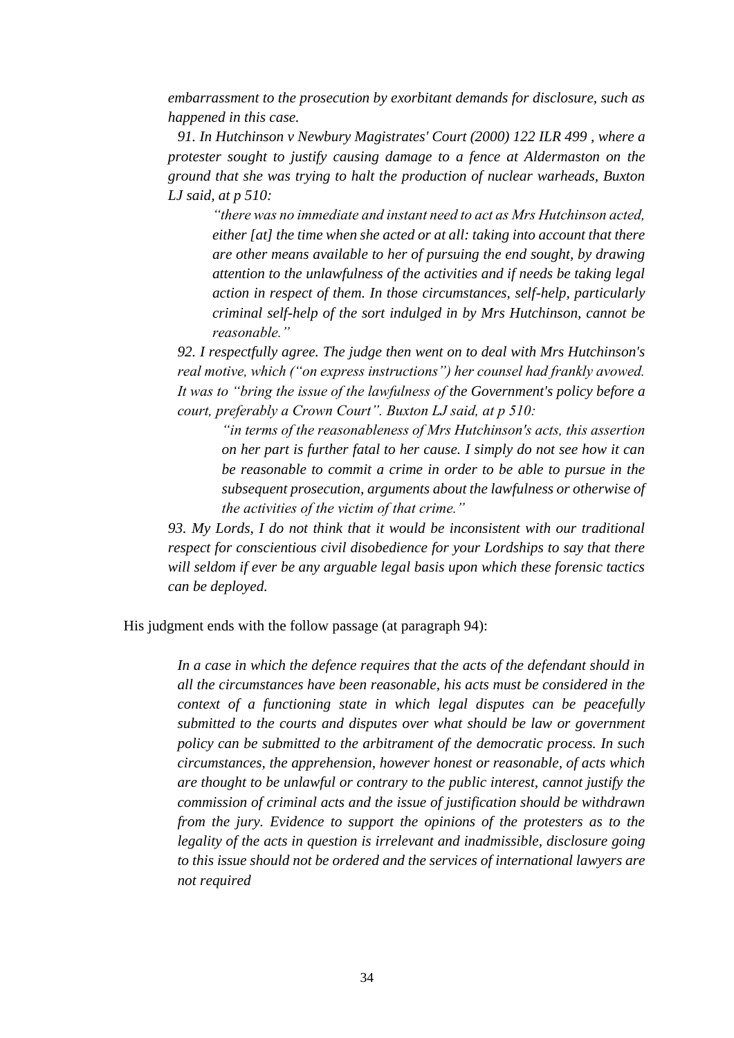*embarrassment to the prosecution by exorbitant demands for disclosure, such as happened in this case.*

*91. In Hutchinson v Newbury Magistrates' Court (2000) 122 ILR 499 , where a protester sought to justify causing damage to a fence at Aldermaston on the ground that she was trying to halt the production of nuclear warheads, Buxton LJ said, at p 510:*

> *"there was no immediate and instant need to act as Mrs Hutchinson acted, either [at] the time when she acted or at all: taking into account that there are other means available to her of pursuing the end sought, by drawing attention to the unlawfulness of the activities and if needs be taking legal action in respect of them. In those circumstances, self-help, particularly criminal self-help of the sort indulged in by Mrs Hutchinson, cannot be reasonable."*

*92. I respectfully agree. The judge then went on to deal with Mrs Hutchinson's real motive, which ("on express instructions") her counsel had frankly avowed. It was to "bring the issue of the lawfulness of the Government's policy before a court, preferably a Crown Court". Buxton LJ said, at p 510:*

> *"in terms of the reasonableness of Mrs Hutchinson's acts, this assertion on her part is further fatal to her cause. I simply do not see how it can be reasonable to commit a crime in order to be able to pursue in the subsequent prosecution, arguments about the lawfulness or otherwise of the activities of the victim of that crime."*

*93. My Lords, I do not think that it would be inconsistent with our traditional respect for conscientious civil disobedience for your Lordships to say that there will seldom if ever be any arguable legal basis upon which these forensic tactics can be deployed.*

His judgment ends with the follow passage (at paragraph 94):

> *In a case in which the defence requires that the acts of the defendant should in all the circumstances have been reasonable, his acts must be considered in the context of a functioning state in which legal disputes can be peacefully submitted to the courts and disputes over what should be law or government policy can be submitted to the arbitrament of the democratic process. In such circumstances, the apprehension, however honest or reasonable, of acts which are thought to be unlawful or contrary to the public interest, cannot justify the commission of criminal acts and the issue of justification should be withdrawn from the jury. Evidence to support the opinions of the protesters as to the legality of the acts in question is irrelevant and inadmissible, disclosure going to this issue should not be ordered and the services of international lawyers are not required*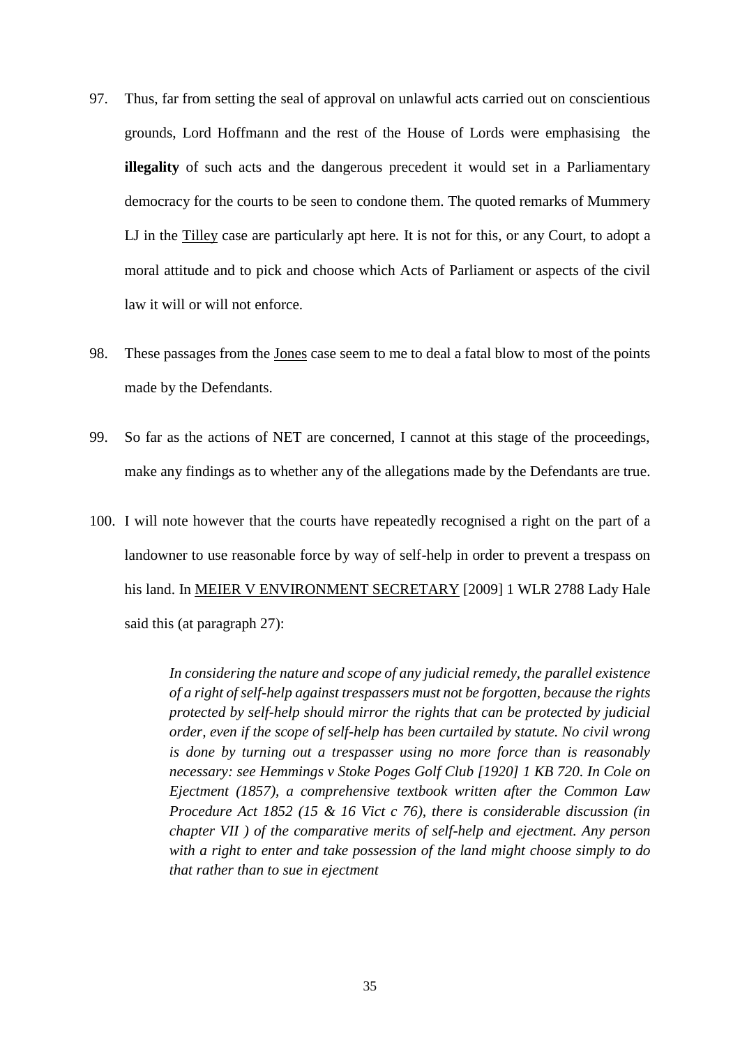97. Thus, far from setting the seal of approval on unlawful acts carried out on conscientious grounds, Lord Hoffmann and the rest of the House of Lords were emphasising the **illegality** of such acts and the dangerous precedent it would set in a Parliamentary democracy for the courts to be seen to condone them. The quoted remarks of Mummery LJ in the Tilley case are particularly apt here. It is not for this, or any Court, to adopt a moral attitude and to pick and choose which Acts of Parliament or aspects of the civil law it will or will not enforce.

98. These passages from the Jones case seem to me to deal a fatal blow to most of the points made by the Defendants.

99. So far as the actions of NET are concerned, I cannot at this stage of the proceedings, make any findings as to whether any of the allegations made by the Defendants are true.

100. I will note however that the courts have repeatedly recognised a right on the part of a landowner to use reasonable force by way of self-help in order to prevent a trespass on his land. In MEIER V ENVIRONMENT SECRETARY [2009] 1 WLR 2788 Lady Hale said this (at paragraph 27):

> *In considering the nature and scope of any judicial remedy, the parallel existence of a right of self-help against trespassers must not be forgotten, because the rights protected by self-help should mirror the rights that can be protected by judicial order, even if the scope of self-help has been curtailed by statute. No civil wrong is done by turning out a trespasser using no more force than is reasonably necessary: see Hemmings v Stoke Poges Golf Club [1920] 1 KB 720. In Cole on Ejectment (1857), a comprehensive textbook written after the Common Law Procedure Act 1852 (15 & 16 Vict c 76), there is considerable discussion (in chapter VII ) of the comparative merits of self-help and ejectment. Any person with a right to enter and take possession of the land might choose simply to do that rather than to sue in ejectment*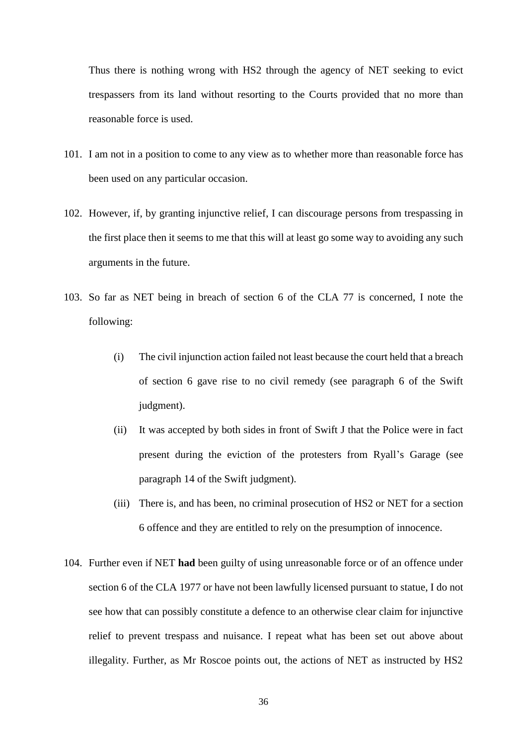Thus there is nothing wrong with HS2 through the agency of NET seeking to evict trespassers from its land without resorting to the Courts provided that no more than reasonable force is used.

101. I am not in a position to come to any view as to whether more than reasonable force has been used on any particular occasion.

102. However, if, by granting injunctive relief, I can discourage persons from trespassing in the first place then it seems to me that this will at least go some way to avoiding any such arguments in the future.

103. So far as NET being in breach of section 6 of the CLA 77 is concerned, I note the following:

   (i) The civil injunction action failed not least because the court held that a breach of section 6 gave rise to no civil remedy (see paragraph 6 of the Swift judgment).

   (ii) It was accepted by both sides in front of Swift J that the Police were in fact present during the eviction of the protesters from Ryall's Garage (see paragraph 14 of the Swift judgment).

   (iii) There is, and has been, no criminal prosecution of HS2 or NET for a section 6 offence and they are entitled to rely on the presumption of innocence.

104. Further even if NET **had** been guilty of using unreasonable force or of an offence under section 6 of the CLA 1977 or have not been lawfully licensed pursuant to statue, I do not see how that can possibly constitute a defence to an otherwise clear claim for injunctive relief to prevent trespass and nuisance. I repeat what has been set out above about illegality. Further, as Mr Roscoe points out, the actions of NET as instructed by HS2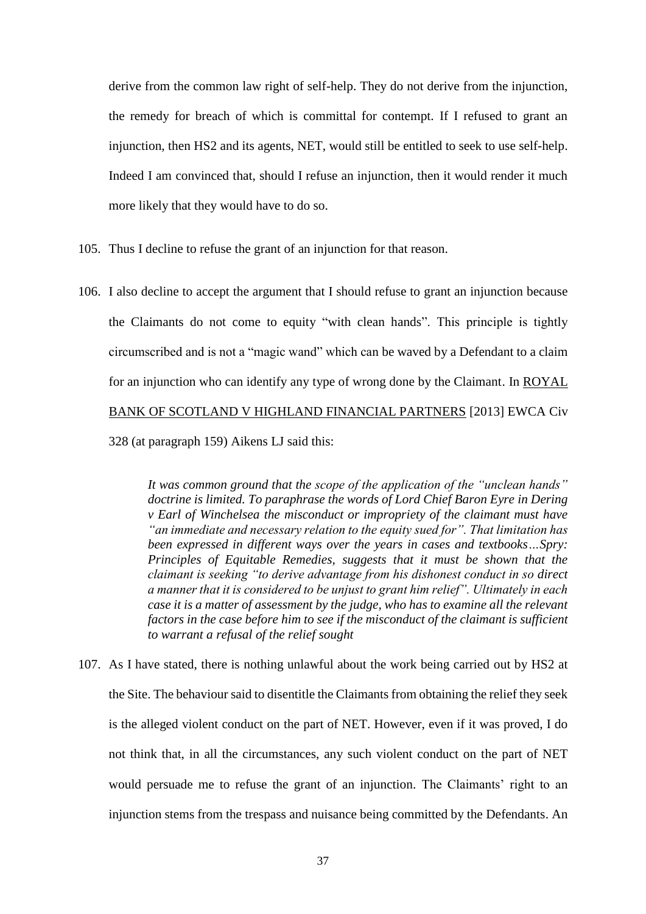derive from the common law right of self-help. They do not derive from the injunction, the remedy for breach of which is committal for contempt. If I refused to grant an injunction, then HS2 and its agents, NET, would still be entitled to seek to use self-help. Indeed I am convinced that, should I refuse an injunction, then it would render it much more likely that they would have to do so.

105. Thus I decline to refuse the grant of an injunction for that reason.

106. I also decline to accept the argument that I should refuse to grant an injunction because the Claimants do not come to equity "with clean hands". This principle is tightly circumscribed and is not a "magic wand" which can be waved by a Defendant to a claim for an injunction who can identify any type of wrong done by the Claimant. In <u>ROYAL BANK OF SCOTLAND V HIGHLAND FINANCIAL PARTNERS</u> [2013] EWCA Civ 328 (at paragraph 159) Aikens LJ said this:

> *It was common ground that the scope of the application of the "unclean hands" doctrine is limited. To paraphrase the words of Lord Chief Baron Eyre in Dering v Earl of Winchelsea the misconduct or impropriety of the claimant must have "an immediate and necessary relation to the equity sued for". That limitation has been expressed in different ways over the years in cases and textbooks…Spry: Principles of Equitable Remedies, suggests that it must be shown that the claimant is seeking "to derive advantage from his dishonest conduct in so direct a manner that it is considered to be unjust to grant him relief". Ultimately in each case it is a matter of assessment by the judge, who has to examine all the relevant factors in the case before him to see if the misconduct of the claimant is sufficient to warrant a refusal of the relief sought*

107. As I have stated, there is nothing unlawful about the work being carried out by HS2 at the Site. The behaviour said to disentitle the Claimants from obtaining the relief they seek is the alleged violent conduct on the part of NET. However, even if it was proved, I do not think that, in all the circumstances, any such violent conduct on the part of NET would persuade me to refuse the grant of an injunction. The Claimants' right to an injunction stems from the trespass and nuisance being committed by the Defendants. An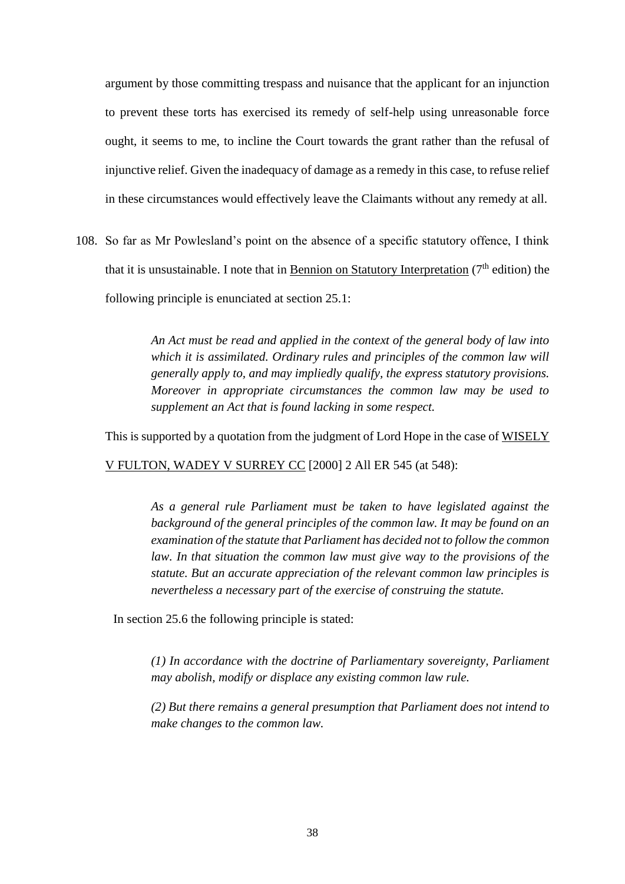argument by those committing trespass and nuisance that the applicant for an injunction to prevent these torts has exercised its remedy of self-help using unreasonable force ought, it seems to me, to incline the Court towards the grant rather than the refusal of injunctive relief. Given the inadequacy of damage as a remedy in this case, to refuse relief in these circumstances would effectively leave the Claimants without any remedy at all.

108. So far as Mr Powlesland's point on the absence of a specific statutory offence, I think that it is unsustainable. I note that in <u>Bennion on Statutory Interpretation</u> (7th edition) the following principle is enunciated at section 25.1:

> *An Act must be read and applied in the context of the general body of law into which it is assimilated. Ordinary rules and principles of the common law will generally apply to, and may impliedly qualify, the express statutory provisions. Moreover in appropriate circumstances the common law may be used to supplement an Act that is found lacking in some respect.*

This is supported by a quotation from the judgment of Lord Hope in the case of <u>WISELY V FULTON, WADEY V SURREY CC</u> [2000] 2 All ER 545 (at 548):

> *As a general rule Parliament must be taken to have legislated against the background of the general principles of the common law. It may be found on an examination of the statute that Parliament has decided not to follow the common law. In that situation the common law must give way to the provisions of the statute. But an accurate appreciation of the relevant common law principles is nevertheless a necessary part of the exercise of construing the statute.*

In section 25.6 the following principle is stated:

> *(1) In accordance with the doctrine of Parliamentary sovereignty, Parliament may abolish, modify or displace any existing common law rule.*
>
> *(2) But there remains a general presumption that Parliament does not intend to make changes to the common law.*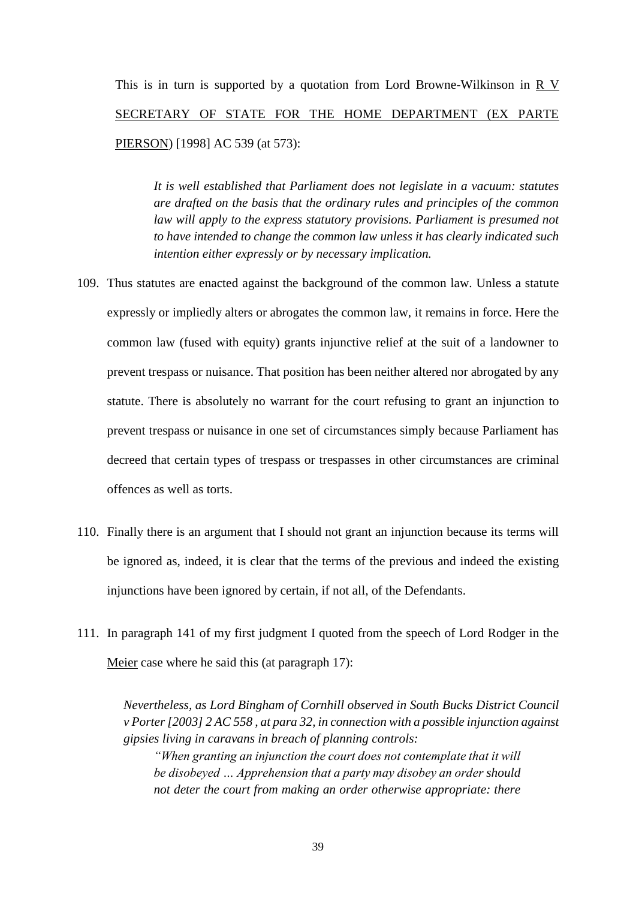This is in turn is supported by a quotation from Lord Browne-Wilkinson in R V SECRETARY OF STATE FOR THE HOME DEPARTMENT (EX PARTE PIERSON) [1998] AC 539 (at 573):

> *It is well established that Parliament does not legislate in a vacuum: statutes are drafted on the basis that the ordinary rules and principles of the common law will apply to the express statutory provisions. Parliament is presumed not to have intended to change the common law unless it has clearly indicated such intention either expressly or by necessary implication.*

109. Thus statutes are enacted against the background of the common law. Unless a statute expressly or impliedly alters or abrogates the common law, it remains in force. Here the common law (fused with equity) grants injunctive relief at the suit of a landowner to prevent trespass or nuisance. That position has been neither altered nor abrogated by any statute. There is absolutely no warrant for the court refusing to grant an injunction to prevent trespass or nuisance in one set of circumstances simply because Parliament has decreed that certain types of trespass or trespasses in other circumstances are criminal offences as well as torts.

110. Finally there is an argument that I should not grant an injunction because its terms will be ignored as, indeed, it is clear that the terms of the previous and indeed the existing injunctions have been ignored by certain, if not all, of the Defendants.

111. In paragraph 141 of my first judgment I quoted from the speech of Lord Rodger in the Meier case where he said this (at paragraph 17):

> *Nevertheless, as Lord Bingham of Cornhill observed in South Bucks District Council v Porter [2003] 2 AC 558 , at para 32, in connection with a possible injunction against gipsies living in caravans in breach of planning controls:*
>
> > *"When granting an injunction the court does not contemplate that it will be disobeyed ... Apprehension that a party may disobey an order should not deter the court from making an order otherwise appropriate: there*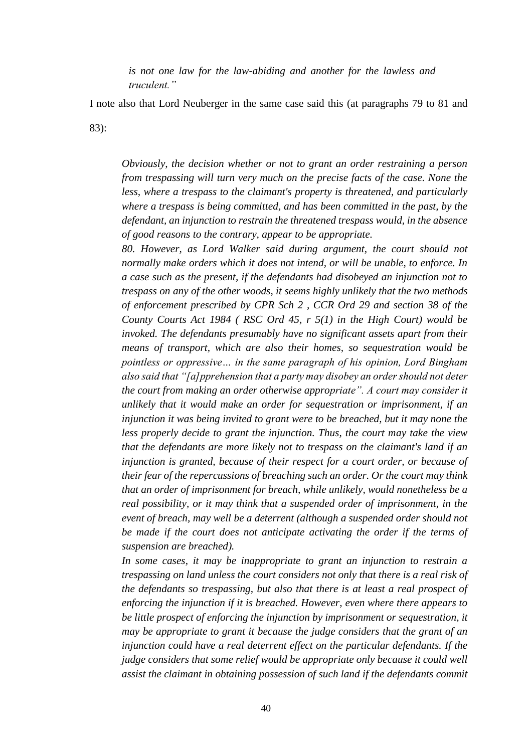*is not one law for the law-abiding and another for the lawless and truculent."*

I note also that Lord Neuberger in the same case said this (at paragraphs 79 to 81 and 83):

> *Obviously, the decision whether or not to grant an order restraining a person from trespassing will turn very much on the precise facts of the case. None the less, where a trespass to the claimant's property is threatened, and particularly where a trespass is being committed, and has been committed in the past, by the defendant, an injunction to restrain the threatened trespass would, in the absence of good reasons to the contrary, appear to be appropriate.*
>
> *80. However, as Lord Walker said during argument, the court should not normally make orders which it does not intend, or will be unable, to enforce. In a case such as the present, if the defendants had disobeyed an injunction not to trespass on any of the other woods, it seems highly unlikely that the two methods of enforcement prescribed by CPR Sch 2 , CCR Ord 29 and section 38 of the County Courts Act 1984 ( RSC Ord 45, r 5(1) in the High Court) would be invoked. The defendants presumably have no significant assets apart from their means of transport, which are also their homes, so sequestration would be pointless or oppressive… in the same paragraph of his opinion, Lord Bingham also said that "[a]pprehension that a party may disobey an order should not deter the court from making an order otherwise appropriate". A court may consider it unlikely that it would make an order for sequestration or imprisonment, if an injunction it was being invited to grant were to be breached, but it may none the less properly decide to grant the injunction. Thus, the court may take the view that the defendants are more likely not to trespass on the claimant's land if an injunction is granted, because of their respect for a court order, or because of their fear of the repercussions of breaching such an order. Or the court may think that an order of imprisonment for breach, while unlikely, would nonetheless be a real possibility, or it may think that a suspended order of imprisonment, in the event of breach, may well be a deterrent (although a suspended order should not be made if the court does not anticipate activating the order if the terms of suspension are breached).*
>
> *In some cases, it may be inappropriate to grant an injunction to restrain a trespassing on land unless the court considers not only that there is a real risk of the defendants so trespassing, but also that there is at least a real prospect of enforcing the injunction if it is breached. However, even where there appears to be little prospect of enforcing the injunction by imprisonment or sequestration, it may be appropriate to grant it because the judge considers that the grant of an injunction could have a real deterrent effect on the particular defendants. If the judge considers that some relief would be appropriate only because it could well assist the claimant in obtaining possession of such land if the defendants commit*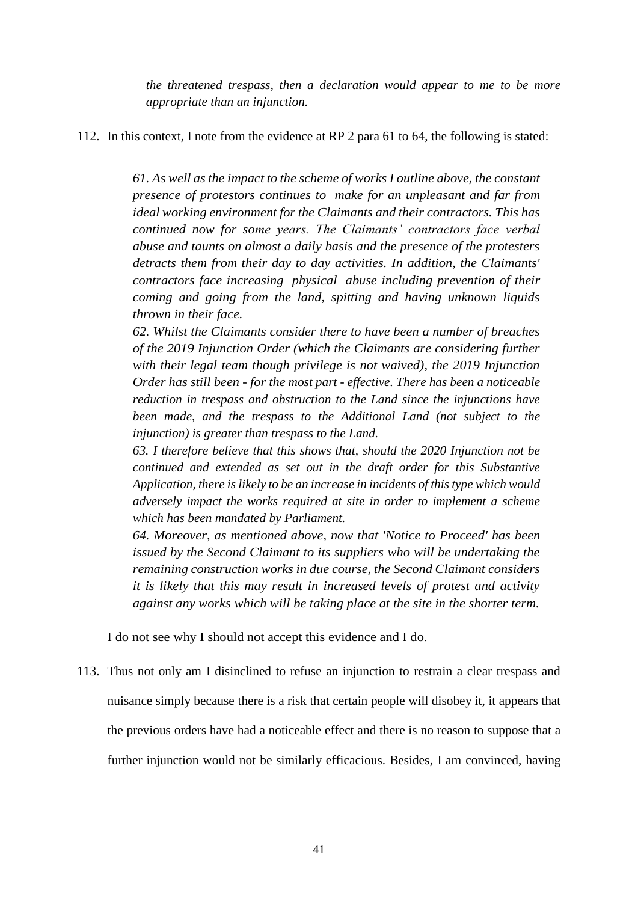*the threatened trespass, then a declaration would appear to me to be more appropriate than an injunction.*

112. In this context, I note from the evidence at RP 2 para 61 to 64, the following is stated:

> *61. As well as the impact to the scheme of works I outline above, the constant presence of protestors continues to make for an unpleasant and far from ideal working environment for the Claimants and their contractors. This has continued now for some years. The Claimants' contractors face verbal abuse and taunts on almost a daily basis and the presence of the protesters detracts them from their day to day activities. In addition, the Claimants' contractors face increasing physical abuse including prevention of their coming and going from the land, spitting and having unknown liquids thrown in their face.*
>
> *62. Whilst the Claimants consider there to have been a number of breaches of the 2019 Injunction Order (which the Claimants are considering further with their legal team though privilege is not waived), the 2019 Injunction Order has still been - for the most part - effective. There has been a noticeable reduction in trespass and obstruction to the Land since the injunctions have been made, and the trespass to the Additional Land (not subject to the injunction) is greater than trespass to the Land.*
>
> *63. I therefore believe that this shows that, should the 2020 Injunction not be continued and extended as set out in the draft order for this Substantive Application, there is likely to be an increase in incidents of this type which would adversely impact the works required at site in order to implement a scheme which has been mandated by Parliament.*
>
> *64. Moreover, as mentioned above, now that 'Notice to Proceed' has been issued by the Second Claimant to its suppliers who will be undertaking the remaining construction works in due course, the Second Claimant considers it is likely that this may result in increased levels of protest and activity against any works which will be taking place at the site in the shorter term.*

I do not see why I should not accept this evidence and I do.

113. Thus not only am I disinclined to refuse an injunction to restrain a clear trespass and nuisance simply because there is a risk that certain people will disobey it, it appears that the previous orders have had a noticeable effect and there is no reason to suppose that a further injunction would not be similarly efficacious. Besides, I am convinced, having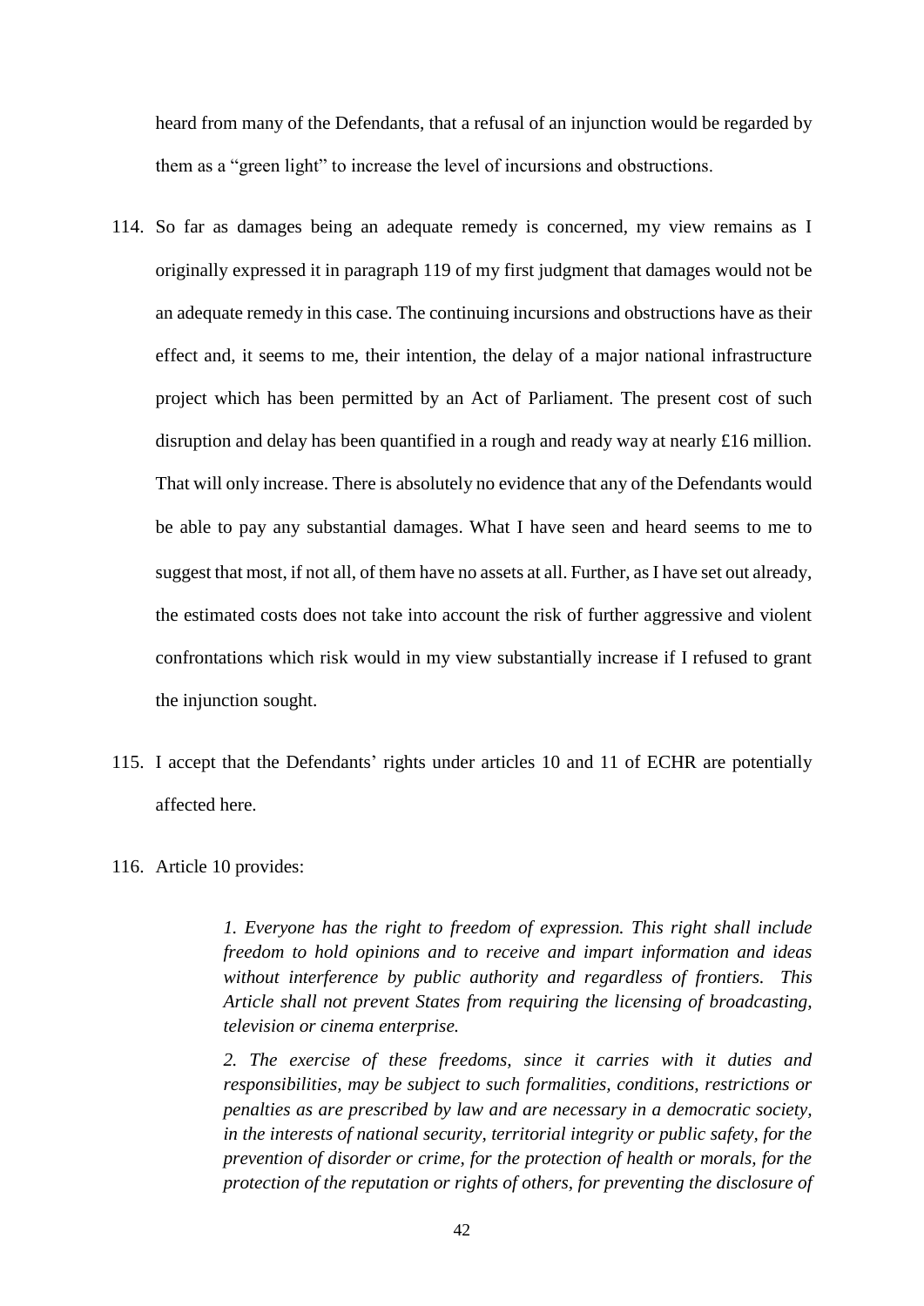heard from many of the Defendants, that a refusal of an injunction would be regarded by them as a "green light" to increase the level of incursions and obstructions.

114. So far as damages being an adequate remedy is concerned, my view remains as I originally expressed it in paragraph 119 of my first judgment that damages would not be an adequate remedy in this case. The continuing incursions and obstructions have as their effect and, it seems to me, their intention, the delay of a major national infrastructure project which has been permitted by an Act of Parliament. The present cost of such disruption and delay has been quantified in a rough and ready way at nearly £16 million. That will only increase. There is absolutely no evidence that any of the Defendants would be able to pay any substantial damages. What I have seen and heard seems to me to suggest that most, if not all, of them have no assets at all. Further, as I have set out already, the estimated costs does not take into account the risk of further aggressive and violent confrontations which risk would in my view substantially increase if I refused to grant the injunction sought.

115. I accept that the Defendants' rights under articles 10 and 11 of ECHR are potentially affected here.

116. Article 10 provides:

> *1. Everyone has the right to freedom of expression. This right shall include freedom to hold opinions and to receive and impart information and ideas without interference by public authority and regardless of frontiers. This Article shall not prevent States from requiring the licensing of broadcasting, television or cinema enterprise.*
>
> *2. The exercise of these freedoms, since it carries with it duties and responsibilities, may be subject to such formalities, conditions, restrictions or penalties as are prescribed by law and are necessary in a democratic society, in the interests of national security, territorial integrity or public safety, for the prevention of disorder or crime, for the protection of health or morals, for the protection of the reputation or rights of others, for preventing the disclosure of*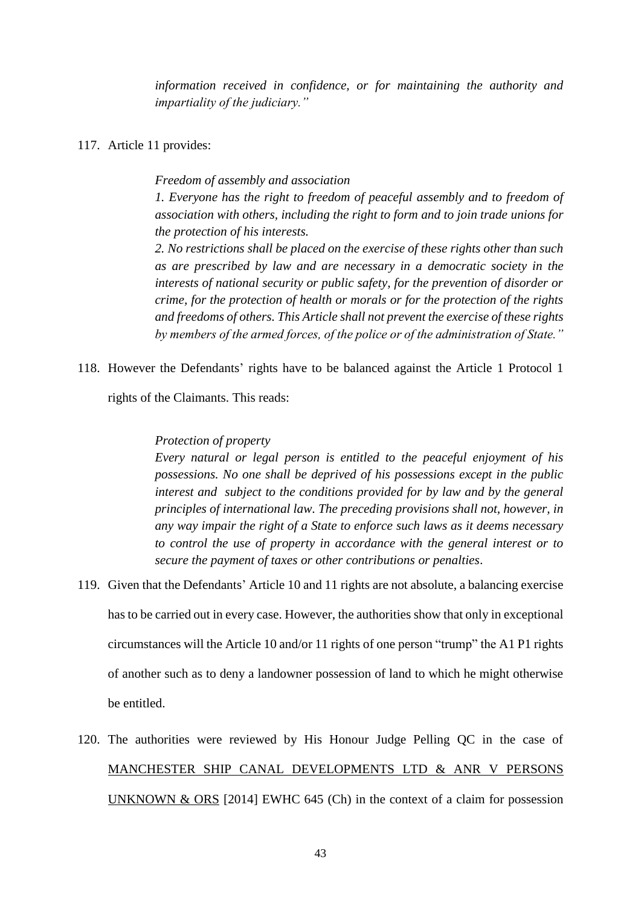*information received in confidence, or for maintaining the authority and impartiality of the judiciary."*

117. Article 11 provides:

> *Freedom of assembly and association*
>
> *1. Everyone has the right to freedom of peaceful assembly and to freedom of association with others, including the right to form and to join trade unions for the protection of his interests.*
>
> *2. No restrictions shall be placed on the exercise of these rights other than such as are prescribed by law and are necessary in a democratic society in the interests of national security or public safety, for the prevention of disorder or crime, for the protection of health or morals or for the protection of the rights and freedoms of others. This Article shall not prevent the exercise of these rights by members of the armed forces, of the police or of the administration of State."*

118. However the Defendants' rights have to be balanced against the Article 1 Protocol 1 rights of the Claimants. This reads:

> *Protection of property*
>
> *Every natural or legal person is entitled to the peaceful enjoyment of his possessions. No one shall be deprived of his possessions except in the public interest and subject to the conditions provided for by law and by the general principles of international law. The preceding provisions shall not, however, in any way impair the right of a State to enforce such laws as it deems necessary to control the use of property in accordance with the general interest or to secure the payment of taxes or other contributions or penalties.*

119. Given that the Defendants' Article 10 and 11 rights are not absolute, a balancing exercise has to be carried out in every case. However, the authorities show that only in exceptional circumstances will the Article 10 and/or 11 rights of one person "trump" the A1 P1 rights of another such as to deny a landowner possession of land to which he might otherwise be entitled.

120. The authorities were reviewed by His Honour Judge Pelling QC in the case of MANCHESTER SHIP CANAL DEVELOPMENTS LTD & ANR V PERSONS UNKNOWN & ORS [2014] EWHC 645 (Ch) in the context of a claim for possession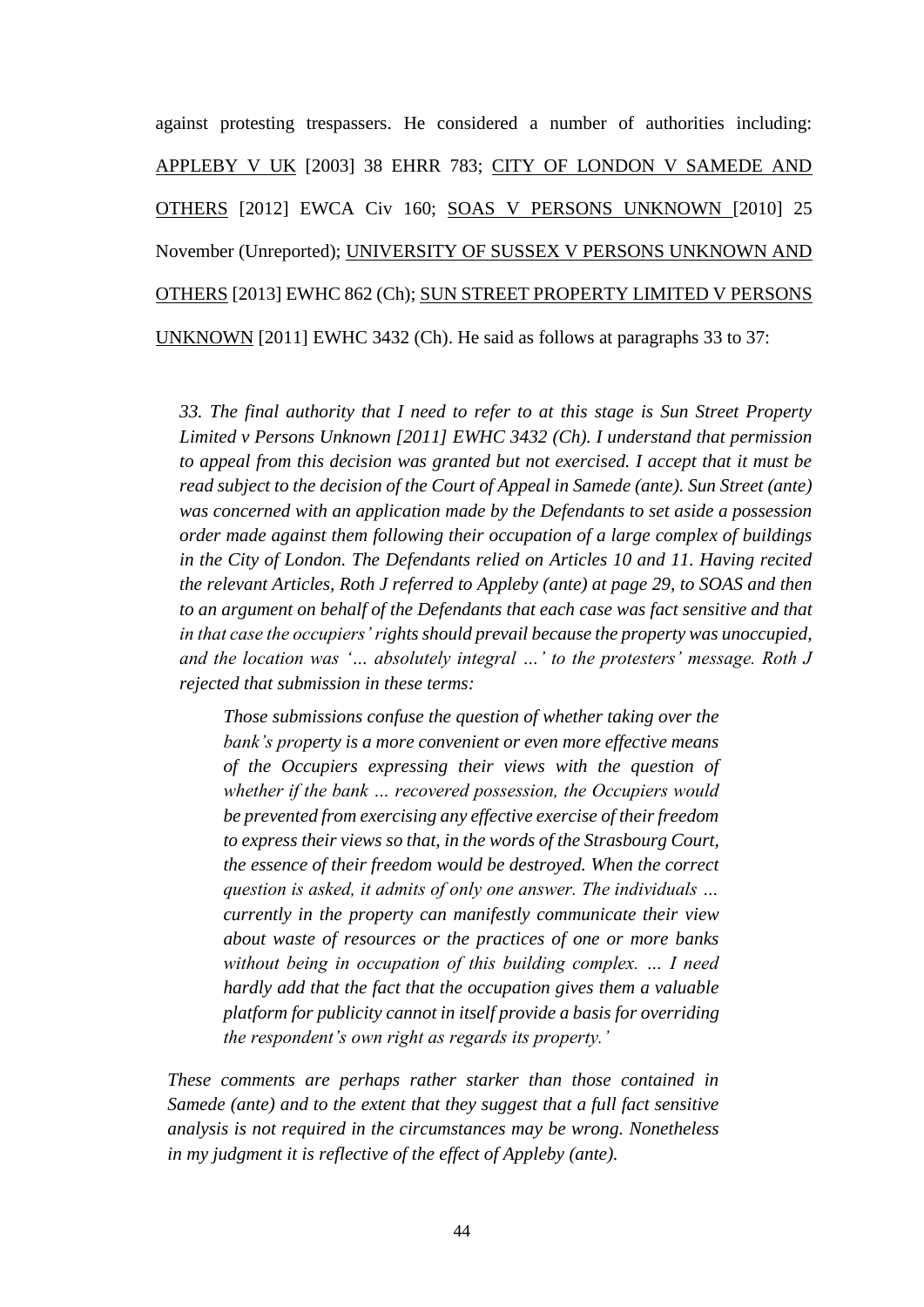against protesting trespassers. He considered a number of authorities including: APPLEBY V UK [2003] 38 EHRR 783; CITY OF LONDON V SAMEDE AND OTHERS [2012] EWCA Civ 160; SOAS V PERSONS UNKNOWN [2010] 25 November (Unreported); UNIVERSITY OF SUSSEX V PERSONS UNKNOWN AND OTHERS [2013] EWHC 862 (Ch); SUN STREET PROPERTY LIMITED V PERSONS UNKNOWN [2011] EWHC 3432 (Ch). He said as follows at paragraphs 33 to 37:

> *33. The final authority that I need to refer to at this stage is Sun Street Property Limited v Persons Unknown [2011] EWHC 3432 (Ch). I understand that permission to appeal from this decision was granted but not exercised. I accept that it must be read subject to the decision of the Court of Appeal in Samede (ante). Sun Street (ante) was concerned with an application made by the Defendants to set aside a possession order made against them following their occupation of a large complex of buildings in the City of London. The Defendants relied on Articles 10 and 11. Having recited the relevant Articles, Roth J referred to Appleby (ante) at page 29, to SOAS and then to an argument on behalf of the Defendants that each case was fact sensitive and that in that case the occupiers' rights should prevail because the property was unoccupied, and the location was '… absolutely integral …' to the protesters' message. Roth J rejected that submission in these terms:*
>
>> *Those submissions confuse the question of whether taking over the bank's property is a more convenient or even more effective means of the Occupiers expressing their views with the question of whether if the bank … recovered possession, the Occupiers would be prevented from exercising any effective exercise of their freedom to express their views so that, in the words of the Strasbourg Court, the essence of their freedom would be destroyed. When the correct question is asked, it admits of only one answer. The individuals … currently in the property can manifestly communicate their view about waste of resources or the practices of one or more banks without being in occupation of this building complex. … I need hardly add that the fact that the occupation gives them a valuable platform for publicity cannot in itself provide a basis for overriding the respondent's own right as regards its property.'*
>
> *These comments are perhaps rather starker than those contained in Samede (ante) and to the extent that they suggest that a full fact sensitive analysis is not required in the circumstances may be wrong. Nonetheless in my judgment it is reflective of the effect of Appleby (ante).*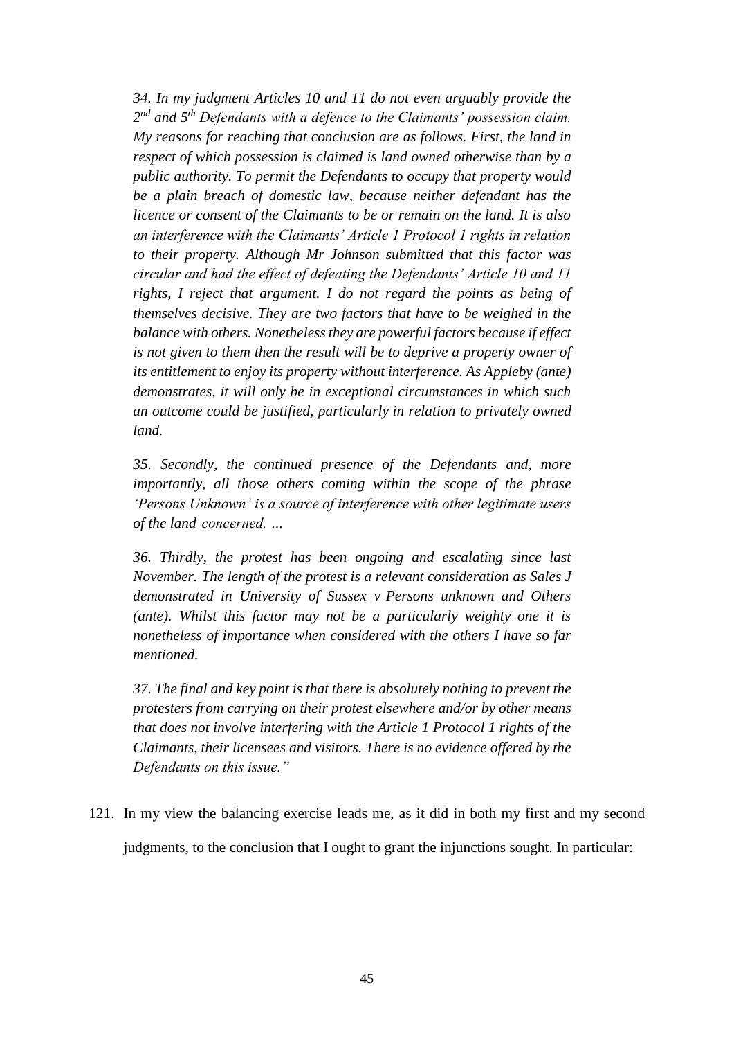*34. In my judgment Articles 10 and 11 do not even arguably provide the 2nd and 5th Defendants with a defence to the Claimants' possession claim. My reasons for reaching that conclusion are as follows. First, the land in respect of which possession is claimed is land owned otherwise than by a public authority. To permit the Defendants to occupy that property would be a plain breach of domestic law, because neither defendant has the licence or consent of the Claimants to be or remain on the land. It is also an interference with the Claimants' Article 1 Protocol 1 rights in relation to their property. Although Mr Johnson submitted that this factor was circular and had the effect of defeating the Defendants' Article 10 and 11 rights, I reject that argument. I do not regard the points as being of themselves decisive. They are two factors that have to be weighed in the balance with others. Nonetheless they are powerful factors because if effect is not given to them then the result will be to deprive a property owner of its entitlement to enjoy its property without interference. As Appleby (ante) demonstrates, it will only be in exceptional circumstances in which such an outcome could be justified, particularly in relation to privately owned land.*

*35. Secondly, the continued presence of the Defendants and, more importantly, all those others coming within the scope of the phrase 'Persons Unknown' is a source of interference with other legitimate users of the land concerned. …*

*36. Thirdly, the protest has been ongoing and escalating since last November. The length of the protest is a relevant consideration as Sales J demonstrated in University of Sussex v Persons unknown and Others (ante). Whilst this factor may not be a particularly weighty one it is nonetheless of importance when considered with the others I have so far mentioned.*

*37. The final and key point is that there is absolutely nothing to prevent the protesters from carrying on their protest elsewhere and/or by other means that does not involve interfering with the Article 1 Protocol 1 rights of the Claimants, their licensees and visitors. There is no evidence offered by the Defendants on this issue."*

121. In my view the balancing exercise leads me, as it did in both my first and my second judgments, to the conclusion that I ought to grant the injunctions sought. In particular: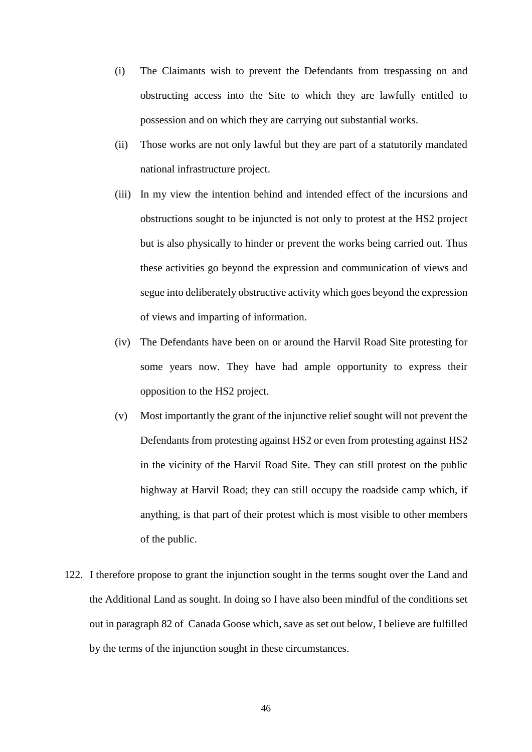(i) The Claimants wish to prevent the Defendants from trespassing on and obstructing access into the Site to which they are lawfully entitled to possession and on which they are carrying out substantial works.

(ii) Those works are not only lawful but they are part of a statutorily mandated national infrastructure project.

(iii) In my view the intention behind and intended effect of the incursions and obstructions sought to be injuncted is not only to protest at the HS2 project but is also physically to hinder or prevent the works being carried out. Thus these activities go beyond the expression and communication of views and segue into deliberately obstructive activity which goes beyond the expression of views and imparting of information.

(iv) The Defendants have been on or around the Harvil Road Site protesting for some years now. They have had ample opportunity to express their opposition to the HS2 project.

(v) Most importantly the grant of the injunctive relief sought will not prevent the Defendants from protesting against HS2 or even from protesting against HS2 in the vicinity of the Harvil Road Site. They can still protest on the public highway at Harvil Road; they can still occupy the roadside camp which, if anything, is that part of their protest which is most visible to other members of the public.

122. I therefore propose to grant the injunction sought in the terms sought over the Land and the Additional Land as sought. In doing so I have also been mindful of the conditions set out in paragraph 82 of Canada Goose which, save as set out below, I believe are fulfilled by the terms of the injunction sought in these circumstances.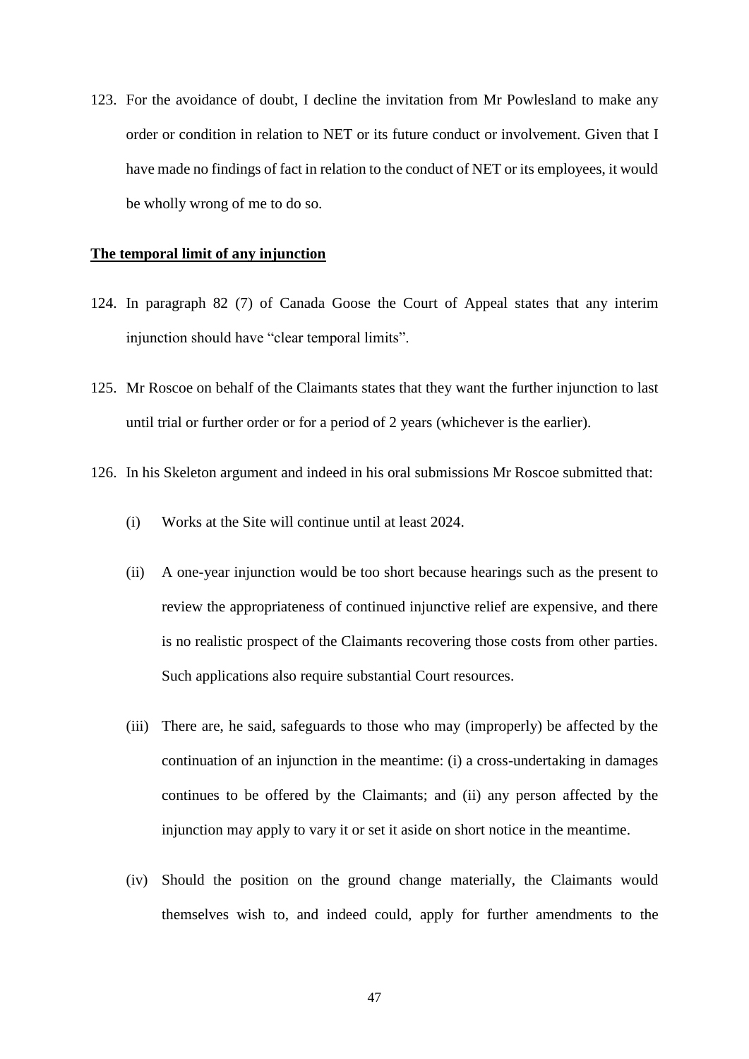123. For the avoidance of doubt, I decline the invitation from Mr Powlesland to make any order or condition in relation to NET or its future conduct or involvement. Given that I have made no findings of fact in relation to the conduct of NET or its employees, it would be wholly wrong of me to do so.

**<u>The temporal limit of any injunction</u>**

124. In paragraph 82 (7) of Canada Goose the Court of Appeal states that any interim injunction should have "clear temporal limits".

125. Mr Roscoe on behalf of the Claimants states that they want the further injunction to last until trial or further order or for a period of 2 years (whichever is the earlier).

126. In his Skeleton argument and indeed in his oral submissions Mr Roscoe submitted that:

   (i) Works at the Site will continue until at least 2024.

   (ii) A one-year injunction would be too short because hearings such as the present to review the appropriateness of continued injunctive relief are expensive, and there is no realistic prospect of the Claimants recovering those costs from other parties. Such applications also require substantial Court resources.

   (iii) There are, he said, safeguards to those who may (improperly) be affected by the continuation of an injunction in the meantime: (i) a cross-undertaking in damages continues to be offered by the Claimants; and (ii) any person affected by the injunction may apply to vary it or set it aside on short notice in the meantime.

   (iv) Should the position on the ground change materially, the Claimants would themselves wish to, and indeed could, apply for further amendments to the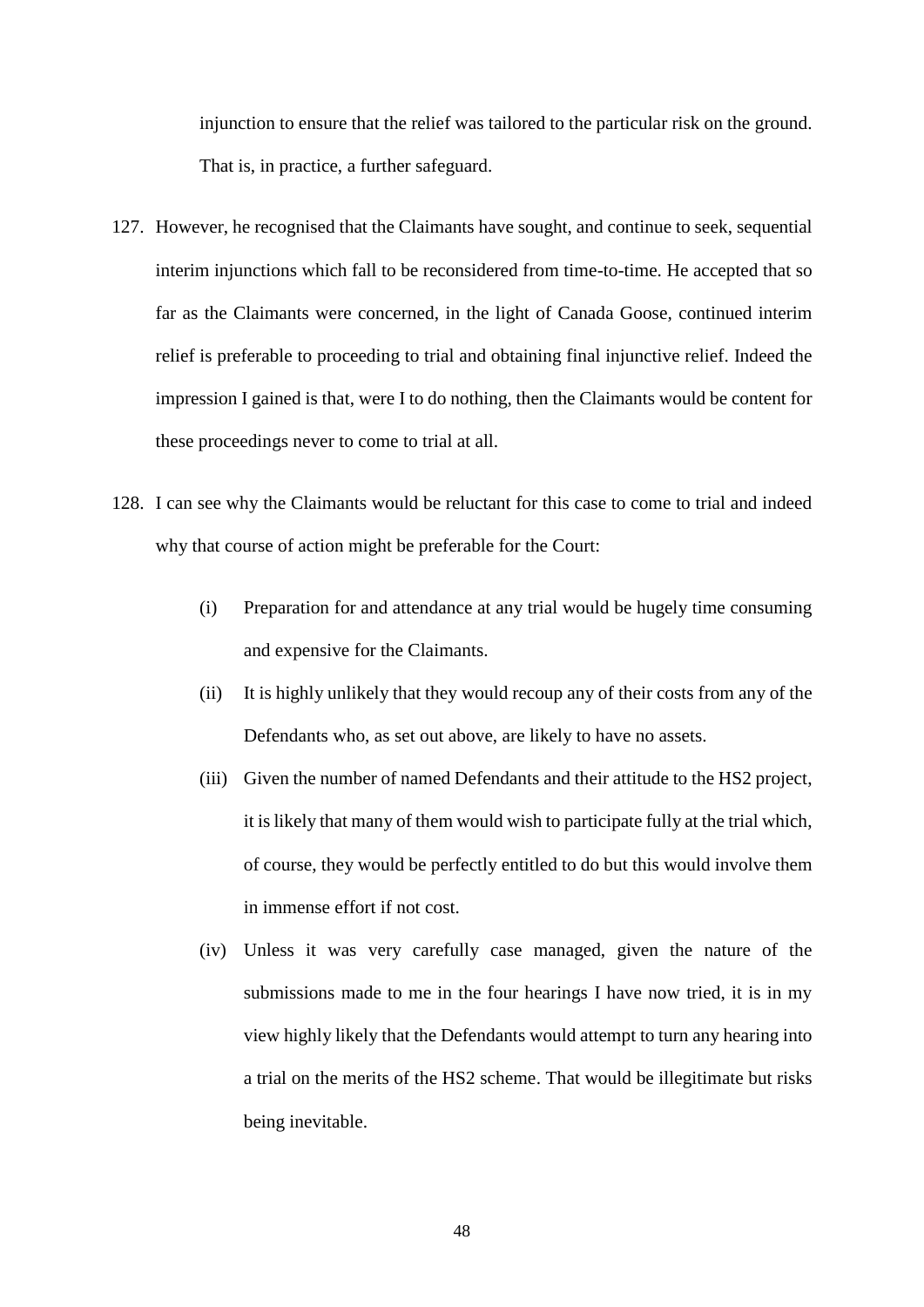injunction to ensure that the relief was tailored to the particular risk on the ground. That is, in practice, a further safeguard.

127. However, he recognised that the Claimants have sought, and continue to seek, sequential interim injunctions which fall to be reconsidered from time-to-time. He accepted that so far as the Claimants were concerned, in the light of Canada Goose, continued interim relief is preferable to proceeding to trial and obtaining final injunctive relief. Indeed the impression I gained is that, were I to do nothing, then the Claimants would be content for these proceedings never to come to trial at all.

128. I can see why the Claimants would be reluctant for this case to come to trial and indeed why that course of action might be preferable for the Court:

    (i) Preparation for and attendance at any trial would be hugely time consuming and expensive for the Claimants.

    (ii) It is highly unlikely that they would recoup any of their costs from any of the Defendants who, as set out above, are likely to have no assets.

    (iii) Given the number of named Defendants and their attitude to the HS2 project, it is likely that many of them would wish to participate fully at the trial which, of course, they would be perfectly entitled to do but this would involve them in immense effort if not cost.

    (iv) Unless it was very carefully case managed, given the nature of the submissions made to me in the four hearings I have now tried, it is in my view highly likely that the Defendants would attempt to turn any hearing into a trial on the merits of the HS2 scheme. That would be illegitimate but risks being inevitable.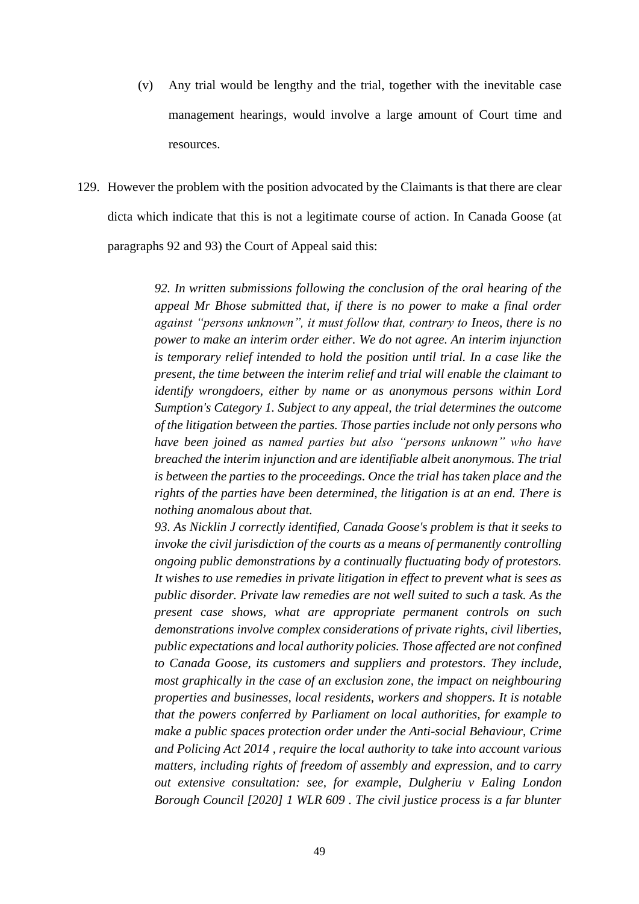(v) Any trial would be lengthy and the trial, together with the inevitable case management hearings, would involve a large amount of Court time and resources.

129. However the problem with the position advocated by the Claimants is that there are clear dicta which indicate that this is not a legitimate course of action. In Canada Goose (at paragraphs 92 and 93) the Court of Appeal said this:

> *92. In written submissions following the conclusion of the oral hearing of the appeal Mr Bhose submitted that, if there is no power to make a final order against "persons unknown", it must follow that, contrary to Ineos, there is no power to make an interim order either. We do not agree. An interim injunction is temporary relief intended to hold the position until trial. In a case like the present, the time between the interim relief and trial will enable the claimant to identify wrongdoers, either by name or as anonymous persons within Lord Sumption's Category 1. Subject to any appeal, the trial determines the outcome of the litigation between the parties. Those parties include not only persons who have been joined as named parties but also "persons unknown" who have breached the interim injunction and are identifiable albeit anonymous. The trial is between the parties to the proceedings. Once the trial has taken place and the rights of the parties have been determined, the litigation is at an end. There is nothing anomalous about that.*
>
> *93. As Nicklin J correctly identified, Canada Goose's problem is that it seeks to invoke the civil jurisdiction of the courts as a means of permanently controlling ongoing public demonstrations by a continually fluctuating body of protestors. It wishes to use remedies in private litigation in effect to prevent what is sees as public disorder. Private law remedies are not well suited to such a task. As the present case shows, what are appropriate permanent controls on such demonstrations involve complex considerations of private rights, civil liberties, public expectations and local authority policies. Those affected are not confined to Canada Goose, its customers and suppliers and protestors. They include, most graphically in the case of an exclusion zone, the impact on neighbouring properties and businesses, local residents, workers and shoppers. It is notable that the powers conferred by Parliament on local authorities, for example to make a public spaces protection order under the Anti-social Behaviour, Crime and Policing Act 2014 , require the local authority to take into account various matters, including rights of freedom of assembly and expression, and to carry out extensive consultation: see, for example, Dulgheriu v Ealing London Borough Council [2020] 1 WLR 609 . The civil justice process is a far blunter*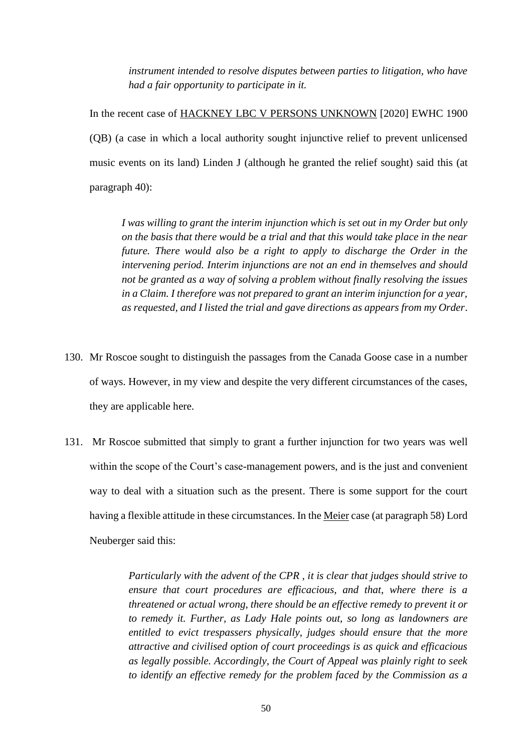> *instrument intended to resolve disputes between parties to litigation, who have had a fair opportunity to participate in it.*

In the recent case of HACKNEY LBC V PERSONS UNKNOWN [2020] EWHC 1900 (QB) (a case in which a local authority sought injunctive relief to prevent unlicensed music events on its land) Linden J (although he granted the relief sought) said this (at paragraph 40):

> *I was willing to grant the interim injunction which is set out in my Order but only on the basis that there would be a trial and that this would take place in the near future. There would also be a right to apply to discharge the Order in the intervening period. Interim injunctions are not an end in themselves and should not be granted as a way of solving a problem without finally resolving the issues in a Claim. I therefore was not prepared to grant an interim injunction for a year, as requested, and I listed the trial and gave directions as appears from my Order.*

130. Mr Roscoe sought to distinguish the passages from the Canada Goose case in a number of ways. However, in my view and despite the very different circumstances of the cases, they are applicable here.

131. Mr Roscoe submitted that simply to grant a further injunction for two years was well within the scope of the Court's case-management powers, and is the just and convenient way to deal with a situation such as the present. There is some support for the court having a flexible attitude in these circumstances. In the Meier case (at paragraph 58) Lord Neuberger said this:

> *Particularly with the advent of the CPR , it is clear that judges should strive to ensure that court procedures are efficacious, and that, where there is a threatened or actual wrong, there should be an effective remedy to prevent it or to remedy it. Further, as Lady Hale points out, so long as landowners are entitled to evict trespassers physically, judges should ensure that the more attractive and civilised option of court proceedings is as quick and efficacious as legally possible. Accordingly, the Court of Appeal was plainly right to seek to identify an effective remedy for the problem faced by the Commission as a*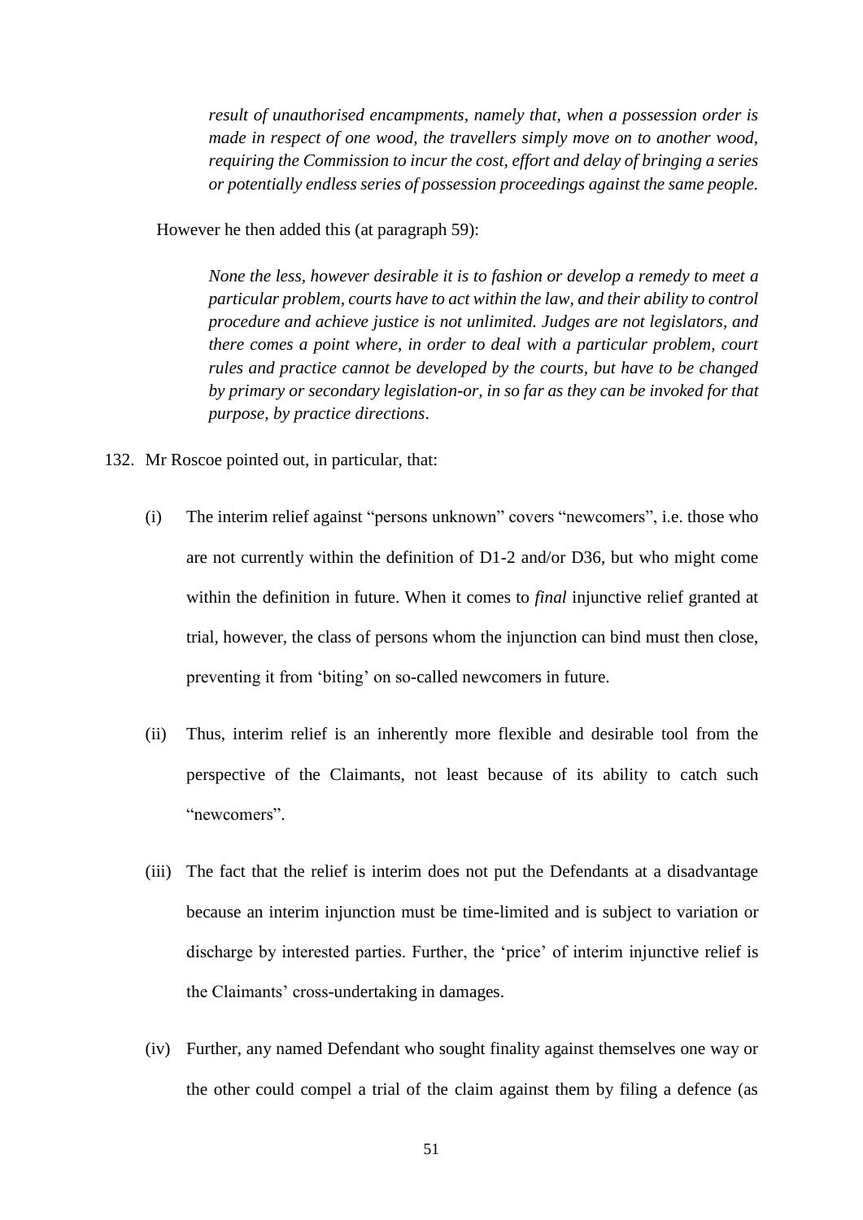> *result of unauthorised encampments, namely that, when a possession order is made in respect of one wood, the travellers simply move on to another wood, requiring the Commission to incur the cost, effort and delay of bringing a series or potentially endless series of possession proceedings against the same people.*

However he then added this (at paragraph 59):

> *None the less, however desirable it is to fashion or develop a remedy to meet a particular problem, courts have to act within the law, and their ability to control procedure and achieve justice is not unlimited. Judges are not legislators, and there comes a point where, in order to deal with a particular problem, court rules and practice cannot be developed by the courts, but have to be changed by primary or secondary legislation-or, in so far as they can be invoked for that purpose, by practice directions.*

132. Mr Roscoe pointed out, in particular, that:

   (i) The interim relief against "persons unknown" covers "newcomers", i.e. those who are not currently within the definition of D1-2 and/or D36, but who might come within the definition in future. When it comes to *final* injunctive relief granted at trial, however, the class of persons whom the injunction can bind must then close, preventing it from 'biting' on so-called newcomers in future.

   (ii) Thus, interim relief is an inherently more flexible and desirable tool from the perspective of the Claimants, not least because of its ability to catch such "newcomers".

   (iii) The fact that the relief is interim does not put the Defendants at a disadvantage because an interim injunction must be time-limited and is subject to variation or discharge by interested parties. Further, the 'price' of interim injunctive relief is the Claimants' cross-undertaking in damages.

   (iv) Further, any named Defendant who sought finality against themselves one way or the other could compel a trial of the claim against them by filing a defence (as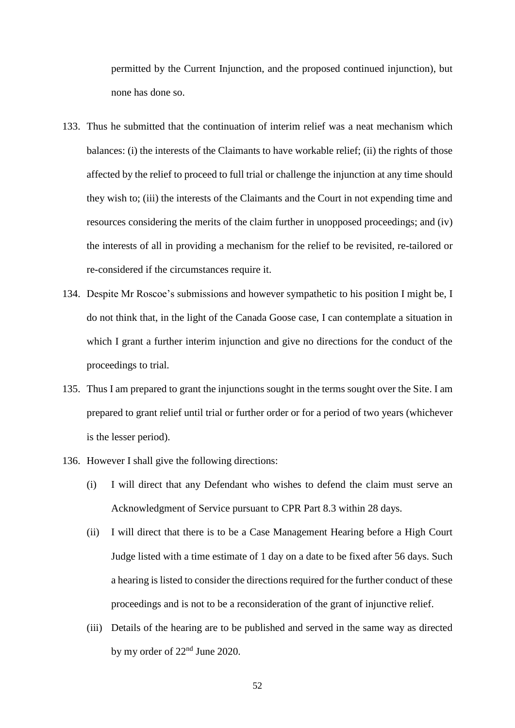permitted by the Current Injunction, and the proposed continued injunction), but none has done so.

133. Thus he submitted that the continuation of interim relief was a neat mechanism which balances: (i) the interests of the Claimants to have workable relief; (ii) the rights of those affected by the relief to proceed to full trial or challenge the injunction at any time should they wish to; (iii) the interests of the Claimants and the Court in not expending time and resources considering the merits of the claim further in unopposed proceedings; and (iv) the interests of all in providing a mechanism for the relief to be revisited, re-tailored or re-considered if the circumstances require it.

134. Despite Mr Roscoe's submissions and however sympathetic to his position I might be, I do not think that, in the light of the Canada Goose case, I can contemplate a situation in which I grant a further interim injunction and give no directions for the conduct of the proceedings to trial.

135. Thus I am prepared to grant the injunctions sought in the terms sought over the Site. I am prepared to grant relief until trial or further order or for a period of two years (whichever is the lesser period).

136. However I shall give the following directions:

    (i) I will direct that any Defendant who wishes to defend the claim must serve an Acknowledgment of Service pursuant to CPR Part 8.3 within 28 days.

    (ii) I will direct that there is to be a Case Management Hearing before a High Court Judge listed with a time estimate of 1 day on a date to be fixed after 56 days. Such a hearing is listed to consider the directions required for the further conduct of these proceedings and is not to be a reconsideration of the grant of injunctive relief.

    (iii) Details of the hearing are to be published and served in the same way as directed by my order of 22nd June 2020.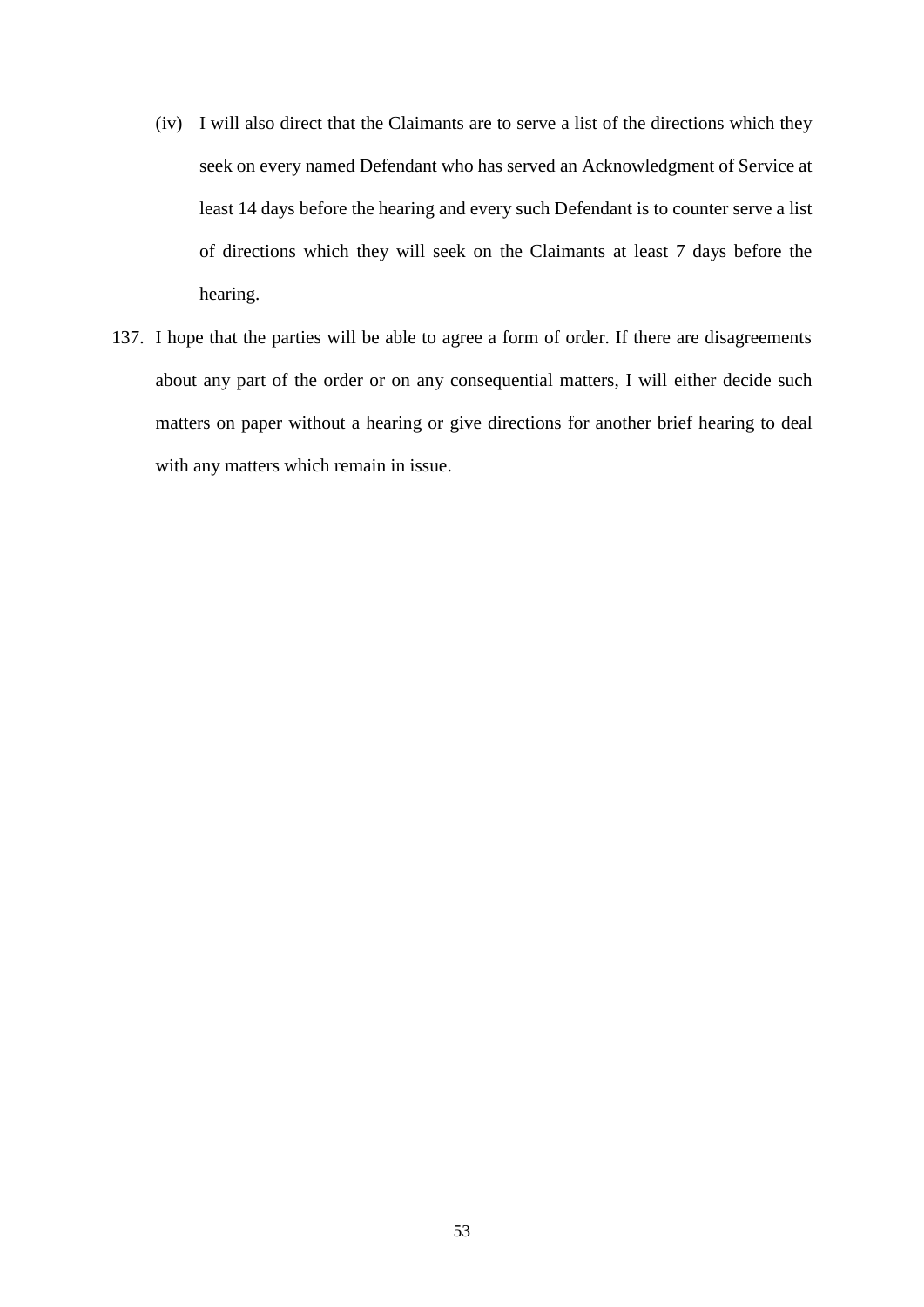(iv) I will also direct that the Claimants are to serve a list of the directions which they seek on every named Defendant who has served an Acknowledgment of Service at least 14 days before the hearing and every such Defendant is to counter serve a list of directions which they will seek on the Claimants at least 7 days before the hearing.

137. I hope that the parties will be able to agree a form of order. If there are disagreements about any part of the order or on any consequential matters, I will either decide such matters on paper without a hearing or give directions for another brief hearing to deal with any matters which remain in issue.